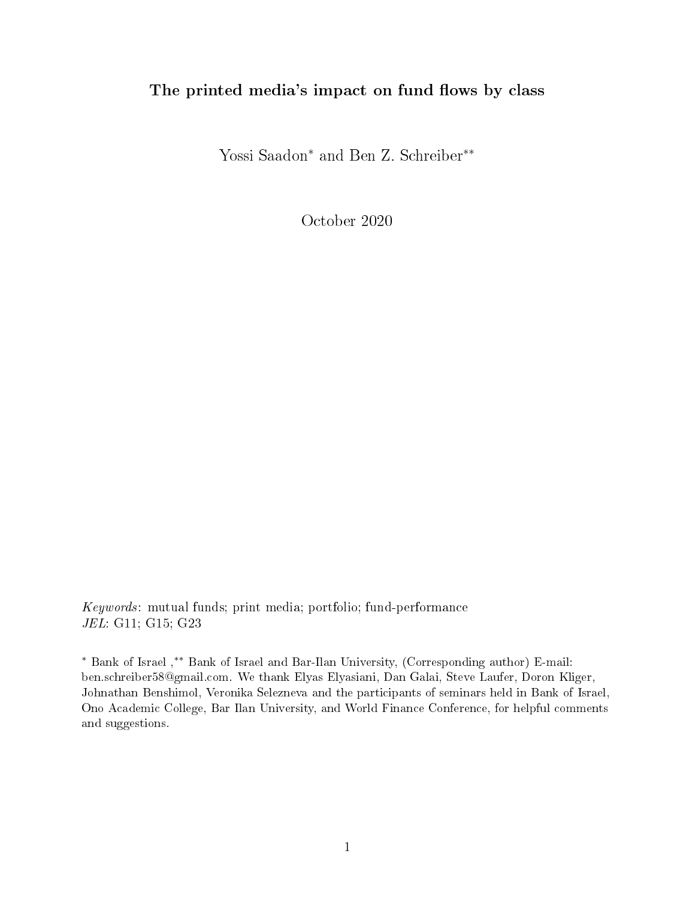# The printed media's impact on fund flows by class

Yossi Saadon* and Ben Z. Schreiber**

October 2020

*Keywords*: mutual funds; print media; portfolio; fund-performance
*JEL*: G11; G15; G23

* Bank of Israel ,** Bank of Israel and Bar-Ilan University, (Corresponding author) E-mail: ben.schreiber58@gmail.com. We thank Elyas Elyasiani, Dan Galai, Steve Laufer, Doron Kliger, Johnathan Benshimol, Veronika Selezneva and the participants of seminars held in Bank of Israel, Ono Academic College, Bar Ilan University, and World Finance Conference, for helpful comments and suggestions.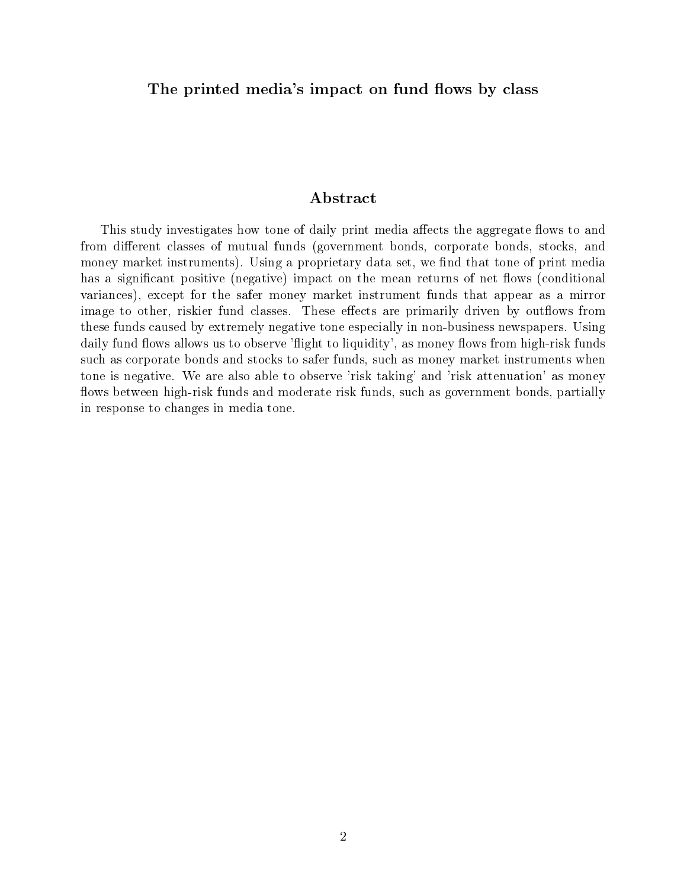# The printed media's impact on fund flows by class

## Abstract

This study investigates how tone of daily print media affects the aggregate flows to and from different classes of mutual funds (government bonds, corporate bonds, stocks, and money market instruments). Using a proprietary data set, we find that tone of print media has a significant positive (negative) impact on the mean returns of net flows (conditional variances), except for the safer money market instrument funds that appear as a mirror image to other, riskier fund classes. These effects are primarily driven by outflows from these funds caused by extremely negative tone especially in non-business newspapers. Using daily fund flows allows us to observe 'flight to liquidity', as money flows from high-risk funds such as corporate bonds and stocks to safer funds, such as money market instruments when tone is negative. We are also able to observe 'risk taking' and 'risk attenuation' as money flows between high-risk funds and moderate risk funds, such as government bonds, partially in response to changes in media tone.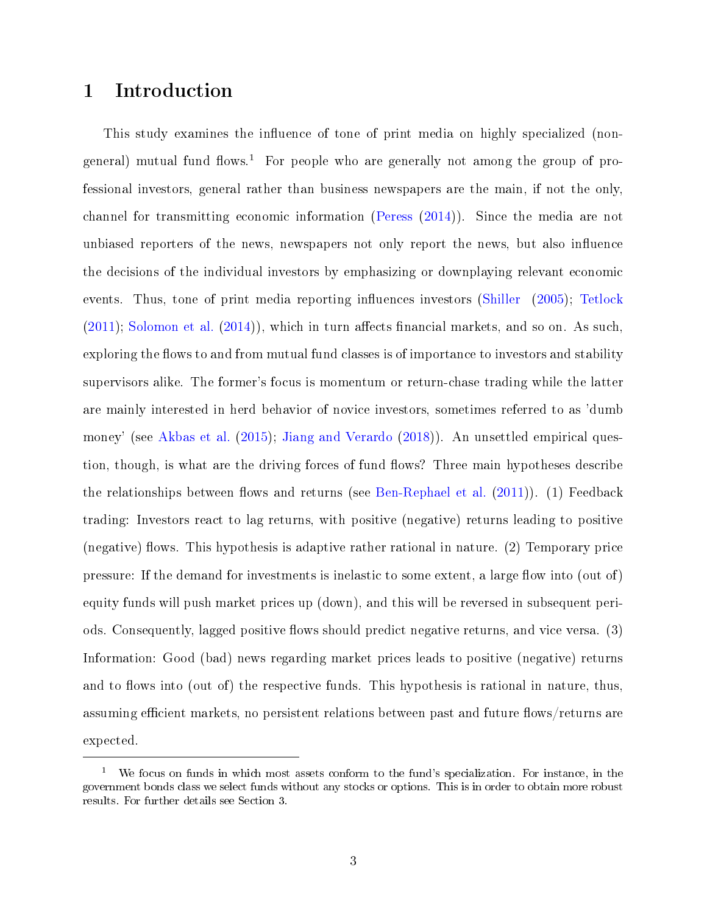# 1 Introduction

This study examines the influence of tone of print media on highly specialized (non-general) mutual fund flows.[1] For people who are generally not among the group of professional investors, general rather than business newspapers are the main, if not the only, channel for transmitting economic information (Peress (2014)). Since the media are not unbiased reporters of the news, newspapers not only report the news, but also influence the decisions of the individual investors by emphasizing or downplaying relevant economic events. Thus, tone of print media reporting influences investors (Shiller (2005); Tetlock (2011); Solomon et al. (2014)), which in turn affects financial markets, and so on. As such, exploring the flows to and from mutual fund classes is of importance to investors and stability supervisors alike. The former's focus is momentum or return-chase trading while the latter are mainly interested in herd behavior of novice investors, sometimes referred to as 'dumb money' (see Akbas et al. (2015); Jiang and Verardo (2018)). An unsettled empirical question, though, is what are the driving forces of fund flows? Three main hypotheses describe the relationships between flows and returns (see Ben-Rephael et al. (2011)). (1) Feedback trading: Investors react to lag returns, with positive (negative) returns leading to positive (negative) flows. This hypothesis is adaptive rather rational in nature. (2) Temporary price pressure: If the demand for investments is inelastic to some extent, a large flow into (out of) equity funds will push market prices up (down), and this will be reversed in subsequent periods. Consequently, lagged positive flows should predict negative returns, and vice versa. (3) Information: Good (bad) news regarding market prices leads to positive (negative) returns and to flows into (out of) the respective funds. This hypothesis is rational in nature, thus, assuming efficient markets, no persistent relations between past and future flows/returns are expected.

---

[1] We focus on funds in which most assets conform to the fund's specialization. For instance, in the government bonds class we select funds without any stocks or options. This is in order to obtain more robust results. For further details see Section 3.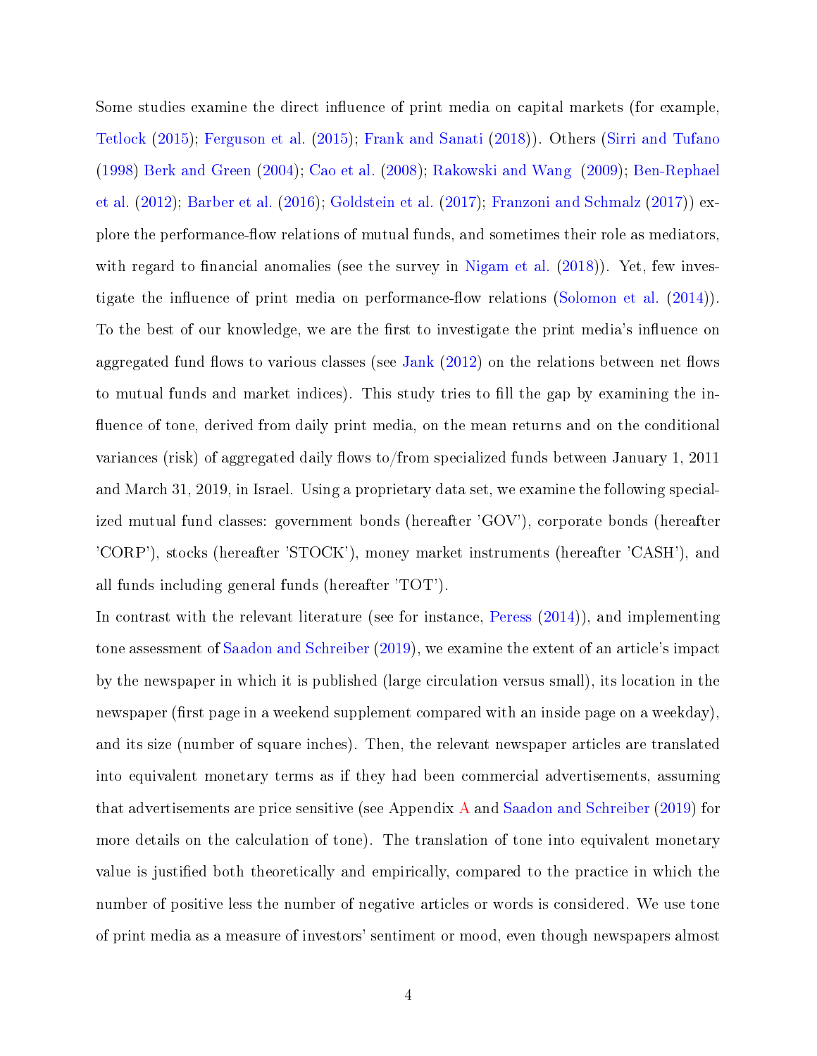Some studies examine the direct influence of print media on capital markets (for example, Tetlock (2015); Ferguson et al. (2015); Frank and Sanati (2018)). Others (Sirri and Tufano (1998) Berk and Green (2004); Cao et al. (2008); Rakowski and Wang (2009); Ben-Rephael et al. (2012); Barber et al. (2016); Goldstein et al. (2017); Franzoni and Schmalz (2017)) explore the performance-flow relations of mutual funds, and sometimes their role as mediators, with regard to financial anomalies (see the survey in Nigam et al. (2018)). Yet, few investigate the influence of print media on performance-flow relations (Solomon et al. (2014)). To the best of our knowledge, we are the first to investigate the print media's influence on aggregated fund flows to various classes (see Jank (2012) on the relations between net flows to mutual funds and market indices). This study tries to fill the gap by examining the influence of tone, derived from daily print media, on the mean returns and on the conditional variances (risk) of aggregated daily flows to/from specialized funds between January 1, 2011 and March 31, 2019, in Israel. Using a proprietary data set, we examine the following specialized mutual fund classes: government bonds (hereafter 'GOV'), corporate bonds (hereafter 'CORP'), stocks (hereafter 'STOCK'), money market instruments (hereafter 'CASH'), and all funds including general funds (hereafter 'TOT').

In contrast with the relevant literature (see for instance, Peress (2014)), and implementing tone assessment of Saadon and Schreiber (2019), we examine the extent of an article's impact by the newspaper in which it is published (large circulation versus small), its location in the newspaper (first page in a weekend supplement compared with an inside page on a weekday), and its size (number of square inches). Then, the relevant newspaper articles are translated into equivalent monetary terms as if they had been commercial advertisements, assuming that advertisements are price sensitive (see Appendix A and Saadon and Schreiber (2019) for more details on the calculation of tone). The translation of tone into equivalent monetary value is justified both theoretically and empirically, compared to the practice in which the number of positive less the number of negative articles or words is considered. We use tone of print media as a measure of investors' sentiment or mood, even though newspapers almost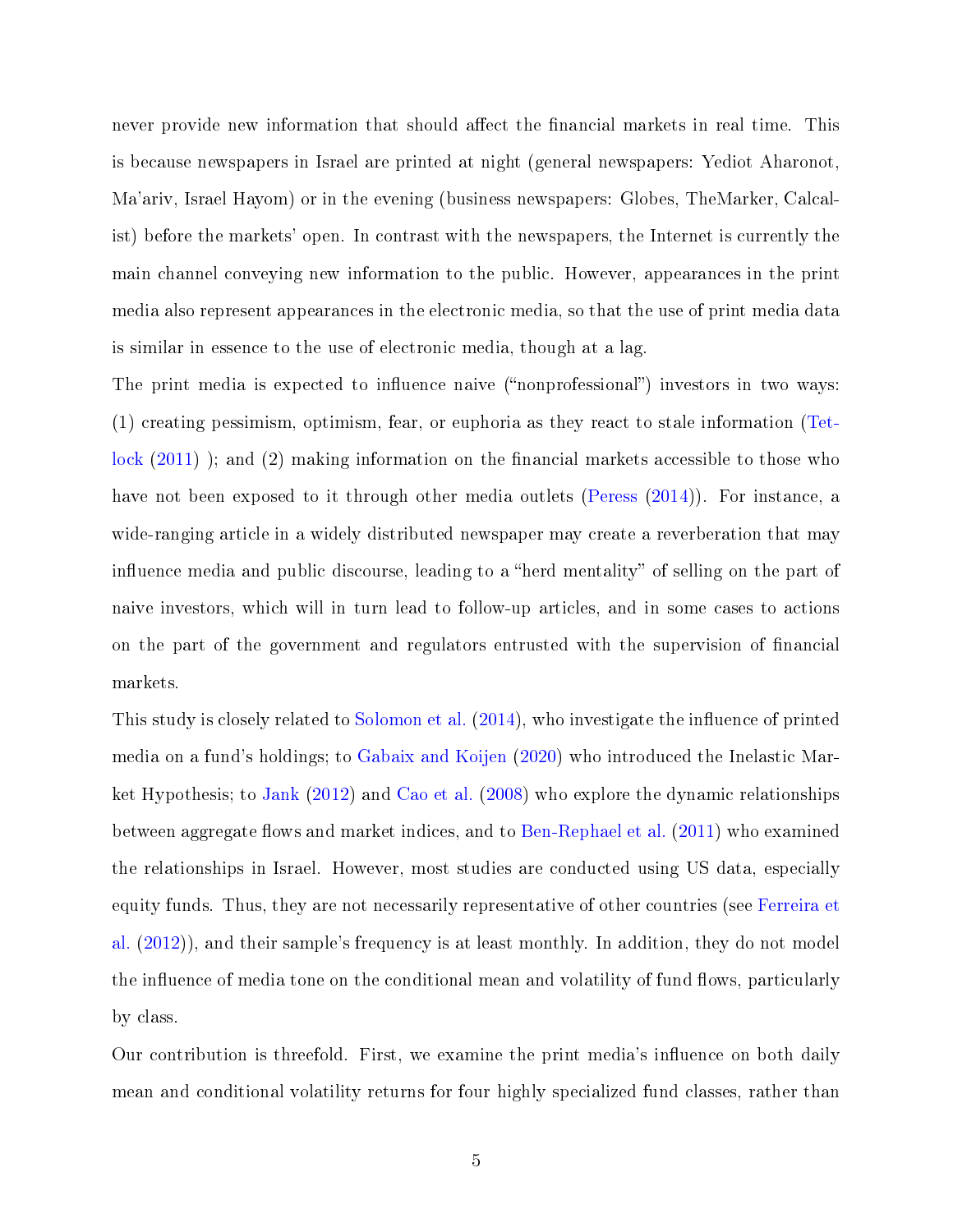never provide new information that should affect the financial markets in real time. This is because newspapers in Israel are printed at night (general newspapers: Yediot Aharonot, Ma'ariv, Israel Hayom) or in the evening (business newspapers: Globes, TheMarker, Calcalist) before the markets' open. In contrast with the newspapers, the Internet is currently the main channel conveying new information to the public. However, appearances in the print media also represent appearances in the electronic media, so that the use of print media data is similar in essence to the use of electronic media, though at a lag.

The print media is expected to influence naive ("nonprofessional") investors in two ways: (1) creating pessimism, optimism, fear, or euphoria as they react to stale information (Tetlock (2011) ); and (2) making information on the financial markets accessible to those who have not been exposed to it through other media outlets (Peress (2014)). For instance, a wide-ranging article in a widely distributed newspaper may create a reverberation that may influence media and public discourse, leading to a "herd mentality" of selling on the part of naive investors, which will in turn lead to follow-up articles, and in some cases to actions on the part of the government and regulators entrusted with the supervision of financial markets.

This study is closely related to Solomon et al. (2014), who investigate the influence of printed media on a fund's holdings; to Gabaix and Koijen (2020) who introduced the Inelastic Market Hypothesis; to Jank (2012) and Cao et al. (2008) who explore the dynamic relationships between aggregate flows and market indices, and to Ben-Rephael et al. (2011) who examined the relationships in Israel. However, most studies are conducted using US data, especially equity funds. Thus, they are not necessarily representative of other countries (see Ferreira et al. (2012)), and their sample's frequency is at least monthly. In addition, they do not model the influence of media tone on the conditional mean and volatility of fund flows, particularly by class.

Our contribution is threefold. First, we examine the print media's influence on both daily mean and conditional volatility returns for four highly specialized fund classes, rather than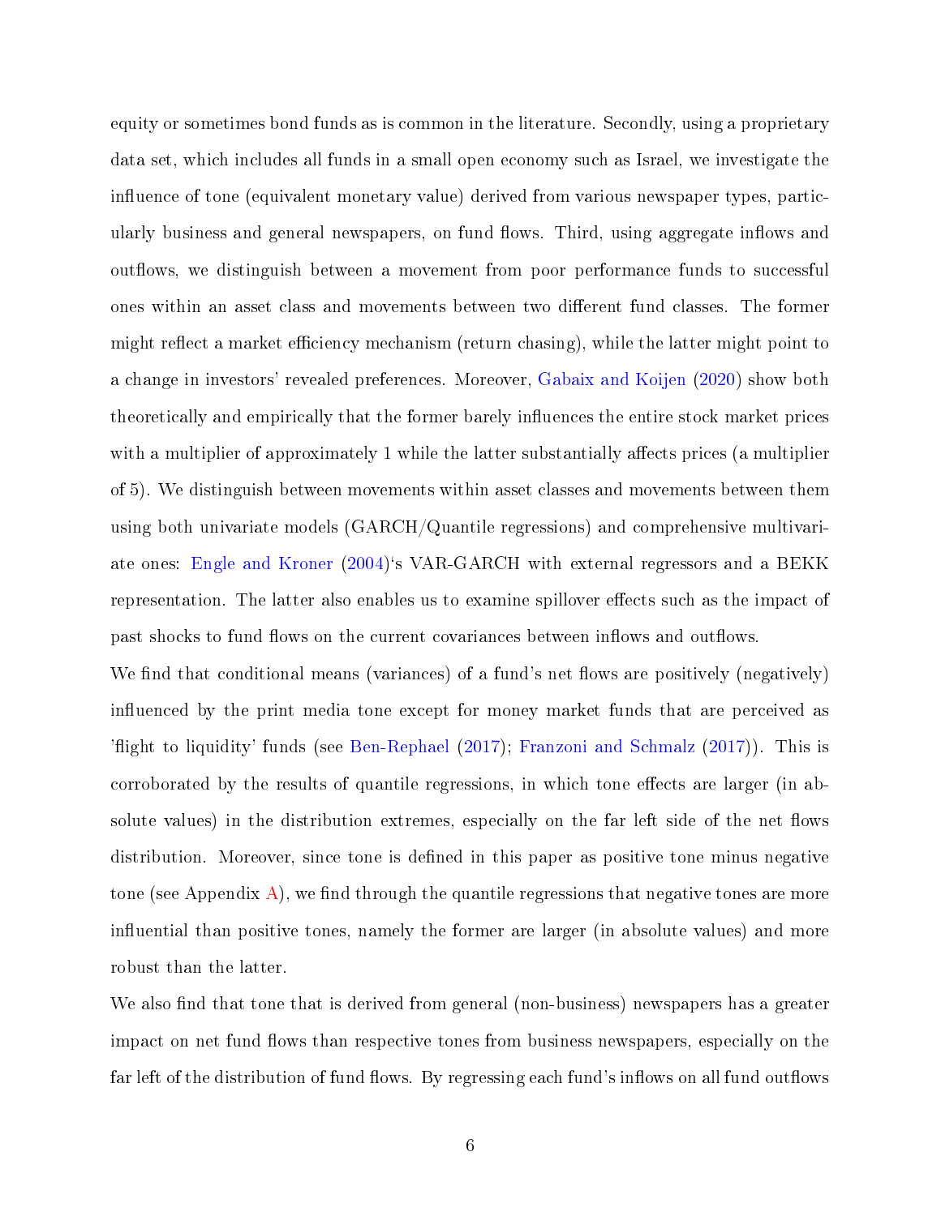equity or sometimes bond funds as is common in the literature. Secondly, using a proprietary data set, which includes all funds in a small open economy such as Israel, we investigate the influence of tone (equivalent monetary value) derived from various newspaper types, particularly business and general newspapers, on fund flows. Third, using aggregate inflows and outflows, we distinguish between a movement from poor performance funds to successful ones within an asset class and movements between two different fund classes. The former might reflect a market efficiency mechanism (return chasing), while the latter might point to a change in investors' revealed preferences. Moreover, Gabaix and Koijen (2020) show both theoretically and empirically that the former barely influences the entire stock market prices with a multiplier of approximately 1 while the latter substantially affects prices (a multiplier of 5). We distinguish between movements within asset classes and movements between them using both univariate models (GARCH/Quantile regressions) and comprehensive multivariate ones: Engle and Kroner (2004)'s VAR-GARCH with external regressors and a BEKK representation. The latter also enables us to examine spillover effects such as the impact of past shocks to fund flows on the current covariances between inflows and outflows.

We find that conditional means (variances) of a fund's net flows are positively (negatively) influenced by the print media tone except for money market funds that are perceived as 'flight to liquidity' funds (see Ben-Rephael (2017); Franzoni and Schmalz (2017)). This is corroborated by the results of quantile regressions, in which tone effects are larger (in absolute values) in the distribution extremes, especially on the far left side of the net flows distribution. Moreover, since tone is defined in this paper as positive tone minus negative tone (see Appendix A), we find through the quantile regressions that negative tones are more influential than positive tones, namely the former are larger (in absolute values) and more robust than the latter.

We also find that tone that is derived from general (non-business) newspapers has a greater impact on net fund flows than respective tones from business newspapers, especially on the far left of the distribution of fund flows. By regressing each fund's inflows on all fund outflows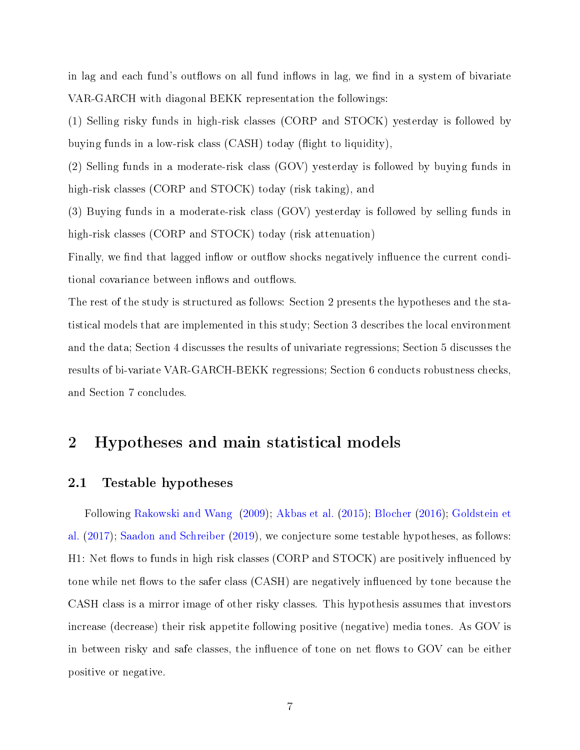in lag and each fund's outflows on all fund inflows in lag, we find in a system of bivariate VAR-GARCH with diagonal BEKK representation the followings:

(1) Selling risky funds in high-risk classes (CORP and STOCK) yesterday is followed by buying funds in a low-risk class (CASH) today (flight to liquidity),

(2) Selling funds in a moderate-risk class (GOV) yesterday is followed by buying funds in high-risk classes (CORP and STOCK) today (risk taking), and

(3) Buying funds in a moderate-risk class (GOV) yesterday is followed by selling funds in high-risk classes (CORP and STOCK) today (risk attenuation)

Finally, we find that lagged inflow or outflow shocks negatively influence the current conditional covariance between inflows and outflows.

The rest of the study is structured as follows: Section 2 presents the hypotheses and the statistical models that are implemented in this study; Section 3 describes the local environment and the data; Section 4 discusses the results of univariate regressions; Section 5 discusses the results of bi-variate VAR-GARCH-BEKK regressions; Section 6 conducts robustness checks, and Section 7 concludes.

# 2 Hypotheses and main statistical models

## 2.1 Testable hypotheses

Following Rakowski and Wang (2009); Akbas et al. (2015); Blocher (2016); Goldstein et al. (2017); Saadon and Schreiber (2019), we conjecture some testable hypotheses, as follows:

H1: Net flows to funds in high risk classes (CORP and STOCK) are positively influenced by tone while net flows to the safer class (CASH) are negatively influenced by tone because the CASH class is a mirror image of other risky classes. This hypothesis assumes that investors increase (decrease) their risk appetite following positive (negative) media tones. As GOV is in between risky and safe classes, the influence of tone on net flows to GOV can be either positive or negative.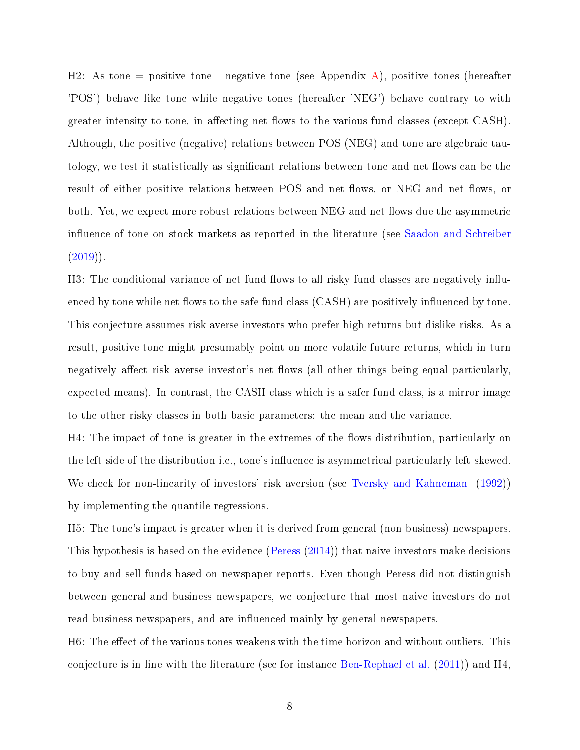H2: As tone = positive tone - negative tone (see Appendix A), positive tones (hereafter 'POS') behave like tone while negative tones (hereafter 'NEG') behave contrary to with greater intensity to tone, in affecting net flows to the various fund classes (except CASH). Although, the positive (negative) relations between POS (NEG) and tone are algebraic tautology, we test it statistically as significant relations between tone and net flows can be the result of either positive relations between POS and net flows, or NEG and net flows, or both. Yet, we expect more robust relations between NEG and net flows due the asymmetric influence of tone on stock markets as reported in the literature (see Saadon and Schreiber (2019)).

H3: The conditional variance of net fund flows to all risky fund classes are negatively influenced by tone while net flows to the safe fund class (CASH) are positively influenced by tone. This conjecture assumes risk averse investors who prefer high returns but dislike risks. As a result, positive tone might presumably point on more volatile future returns, which in turn negatively affect risk averse investor's net flows (all other things being equal particularly, expected means). In contrast, the CASH class which is a safer fund class, is a mirror image to the other risky classes in both basic parameters: the mean and the variance.

H4: The impact of tone is greater in the extremes of the flows distribution, particularly on the left side of the distribution i.e., tone's influence is asymmetrical particularly left skewed. We check for non-linearity of investors' risk aversion (see Tversky and Kahneman (1992)) by implementing the quantile regressions.

H5: The tone's impact is greater when it is derived from general (non business) newspapers. This hypothesis is based on the evidence (Peress (2014)) that naive investors make decisions to buy and sell funds based on newspaper reports. Even though Peress did not distinguish between general and business newspapers, we conjecture that most naive investors do not read business newspapers, and are influenced mainly by general newspapers.

H6: The effect of the various tones weakens with the time horizon and without outliers. This conjecture is in line with the literature (see for instance Ben-Rephael et al. (2011)) and H4,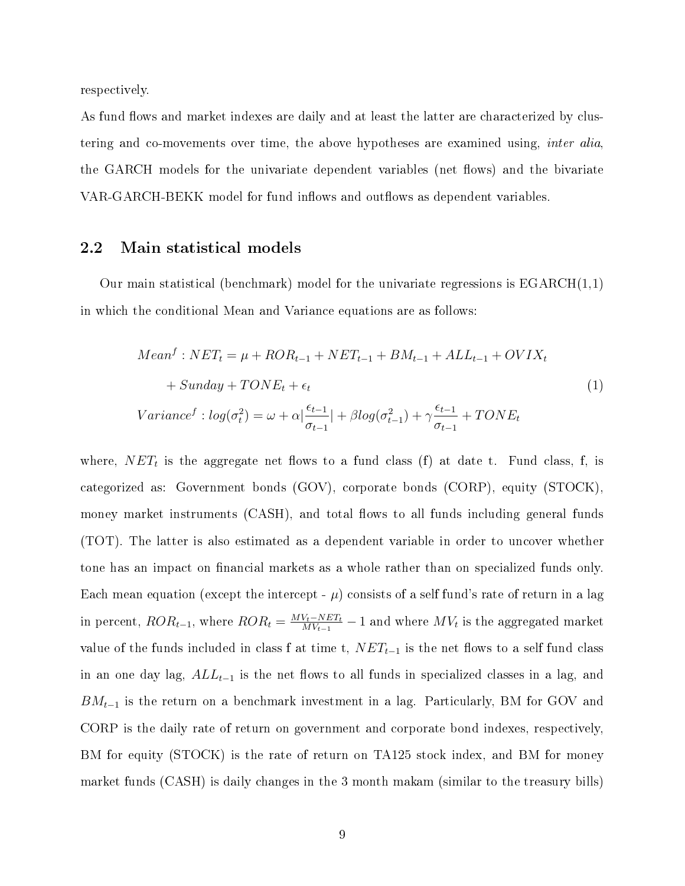respectively.

As fund flows and market indexes are daily and at least the latter are characterized by clustering and co-movements over time, the above hypotheses are examined using, *inter alia*, the GARCH models for the univariate dependent variables (net flows) and the bivariate VAR-GARCH-BEKK model for fund inflows and outflows as dependent variables.

## 2.2 Main statistical models

Our main statistical (benchmark) model for the univariate regressions is EGARCH(1,1) in which the conditional Mean and Variance equations are as follows:

$$
\begin{aligned}
Mean^f : NET_t &= \mu + ROR_{t-1} + NET_{t-1} + BM_{t-1} + ALL_{t-1} + OVIX_t \\
&\quad + Sunday + TONE_t + \epsilon_t \\
Variance^f : log(\sigma_t^2) &= \omega + \alpha\left|\frac{\epsilon_{t-1}}{\sigma_{t-1}}\right| + \beta log(\sigma_{t-1}^2) + \gamma\frac{\epsilon_{t-1}}{\sigma_{t-1}} + TONE_t
\end{aligned}
\tag{1}
$$

where, $NET_t$ is the aggregate net flows to a fund class (f) at date t. Fund class, f, is categorized as: Government bonds (GOV), corporate bonds (CORP), equity (STOCK), money market instruments (CASH), and total flows to all funds including general funds (TOT). The latter is also estimated as a dependent variable in order to uncover whether tone has an impact on financial markets as a whole rather than on specialized funds only. Each mean equation (except the intercept - $\mu$) consists of a self fund's rate of return in a lag in percent, $ROR_{t-1}$, where $ROR_t = \frac{MV_t - NET_t}{MV_{t-1}} - 1$ and where $MV_t$ is the aggregated market value of the funds included in class f at time t, $NET_{t-1}$ is the net flows to a self fund class in an one day lag, $ALL_{t-1}$ is the net flows to all funds in specialized classes in a lag, and $BM_{t-1}$ is the return on a benchmark investment in a lag. Particularly, BM for GOV and CORP is the daily rate of return on government and corporate bond indexes, respectively, BM for equity (STOCK) is the rate of return on TA125 stock index, and BM for money market funds (CASH) is daily changes in the 3 month makam (similar to the treasury bills)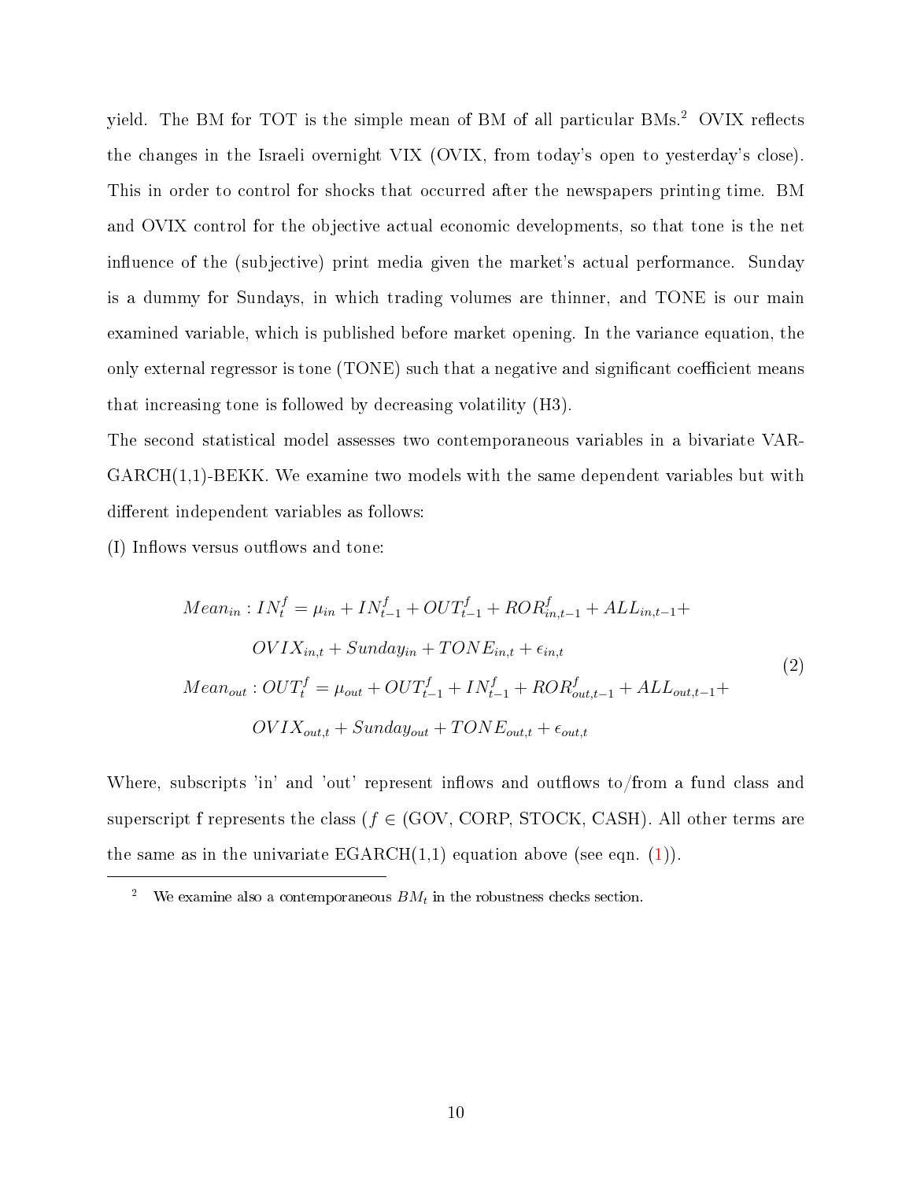yield. The BM for TOT is the simple mean of BM of all particular BMs.[2] OVIX reflects the changes in the Israeli overnight VIX (OVIX, from today's open to yesterday's close). This in order to control for shocks that occurred after the newspapers printing time. BM and OVIX control for the objective actual economic developments, so that tone is the net influence of the (subjective) print media given the market's actual performance. Sunday is a dummy for Sundays, in which trading volumes are thinner, and TONE is our main examined variable, which is published before market opening. In the variance equation, the only external regressor is tone (TONE) such that a negative and significant coefficient means that increasing tone is followed by decreasing volatility (H3).

The second statistical model assesses two contemporaneous variables in a bivariate VAR-GARCH(1,1)-BEKK. We examine two models with the same dependent variables but with different independent variables as follows:

(I) Inflows versus outflows and tone:

$$
\begin{aligned}
Mean_{in} : IN_t^f &= \mu_{in} + IN_{t-1}^f + OUT_{t-1}^f + ROR_{in,t-1}^f + ALL_{in,t-1} + \\
&\quad OVIX_{in,t} + Sunday_{in} + TONE_{in,t} + \epsilon_{in,t} \\
Mean_{out} : OUT_t^f &= \mu_{out} + OUT_{t-1}^f + IN_{t-1}^f + ROR_{out,t-1}^f + ALL_{out,t-1} + \\
&\quad OVIX_{out,t} + Sunday_{out} + TONE_{out,t} + \epsilon_{out,t}
\end{aligned}
\tag{2}
$$

Where, subscripts 'in' and 'out' represent inflows and outflows to/from a fund class and superscript f represents the class ($f \in$ (GOV, CORP, STOCK, CASH). All other terms are the same as in the univariate EGARCH(1,1) equation above (see eqn. (1)).

[2] We examine also a contemporaneous $BM_t$ in the robustness checks section.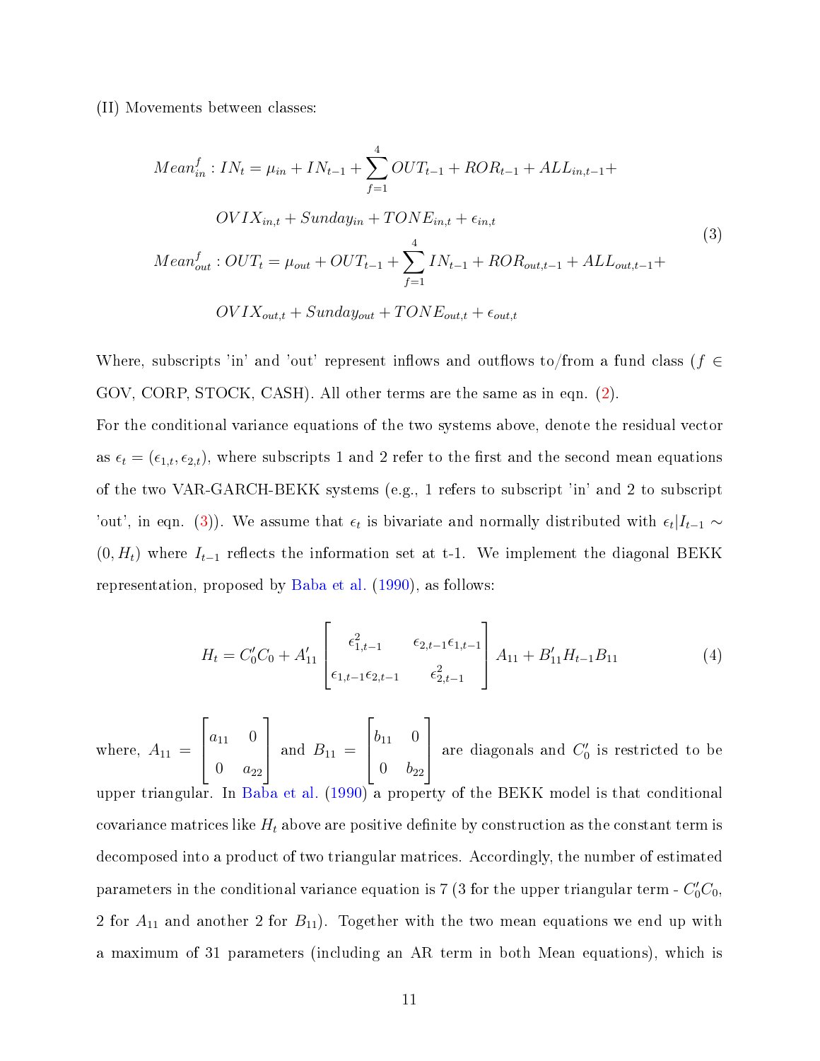(II) Movements between classes:

$$
\begin{aligned}
Mean^f_{in} : IN_t = \mu_{in} + IN_{t-1} + \sum_{f=1}^{4} OUT_{t-1} + ROR_{t-1} + ALL_{in,t-1} + \\
OVIX_{in,t} + Sunday_{in} + TONE_{in,t} + \epsilon_{in,t} \\
Mean^f_{out} : OUT_t = \mu_{out} + OUT_{t-1} + \sum_{f=1}^{4} IN_{t-1} + ROR_{out,t-1} + ALL_{out,t-1} + \\
OVIX_{out,t} + Sunday_{out} + TONE_{out,t} + \epsilon_{out,t}
\end{aligned}
\tag{3}
$$

Where, subscripts 'in' and 'out' represent inflows and outflows to/from a fund class ($f \in$ GOV, CORP, STOCK, CASH). All other terms are the same as in eqn. (2).

For the conditional variance equations of the two systems above, denote the residual vector as $\epsilon_t = (\epsilon_{1,t}, \epsilon_{2,t})$, where subscripts 1 and 2 refer to the first and the second mean equations of the two VAR-GARCH-BEKK systems (e.g., 1 refers to subscript 'in' and 2 to subscript 'out', in eqn. (3)). We assume that $\epsilon_t$ is bivariate and normally distributed with $\epsilon_t | I_{t-1} \sim (0, H_t)$ where $I_{t-1}$ reflects the information set at t-1. We implement the diagonal BEKK representation, proposed by Baba et al. (1990), as follows:

$$
H_t = C_0' C_0 + A_{11}' \begin{bmatrix} \epsilon^2_{1,t-1} & \epsilon_{2,t-1}\epsilon_{1,t-1} \\ \epsilon_{1,t-1}\epsilon_{2,t-1} & \epsilon^2_{2,t-1} \end{bmatrix} A_{11} + B_{11}' H_{t-1} B_{11}
\tag{4}
$$

where, $A_{11} = \begin{bmatrix} a_{11} & 0 \\ 0 & a_{22} \end{bmatrix}$ and $B_{11} = \begin{bmatrix} b_{11} & 0 \\ 0 & b_{22} \end{bmatrix}$ are diagonals and $C_0'$ is restricted to be upper triangular. In Baba et al. (1990) a property of the BEKK model is that conditional covariance matrices like $H_t$ above are positive definite by construction as the constant term is decomposed into a product of two triangular matrices. Accordingly, the number of estimated parameters in the conditional variance equation is 7 (3 for the upper triangular term - $C_0' C_0$, 2 for $A_{11}$ and another 2 for $B_{11}$). Together with the two mean equations we end up with a maximum of 31 parameters (including an AR term in both Mean equations), which is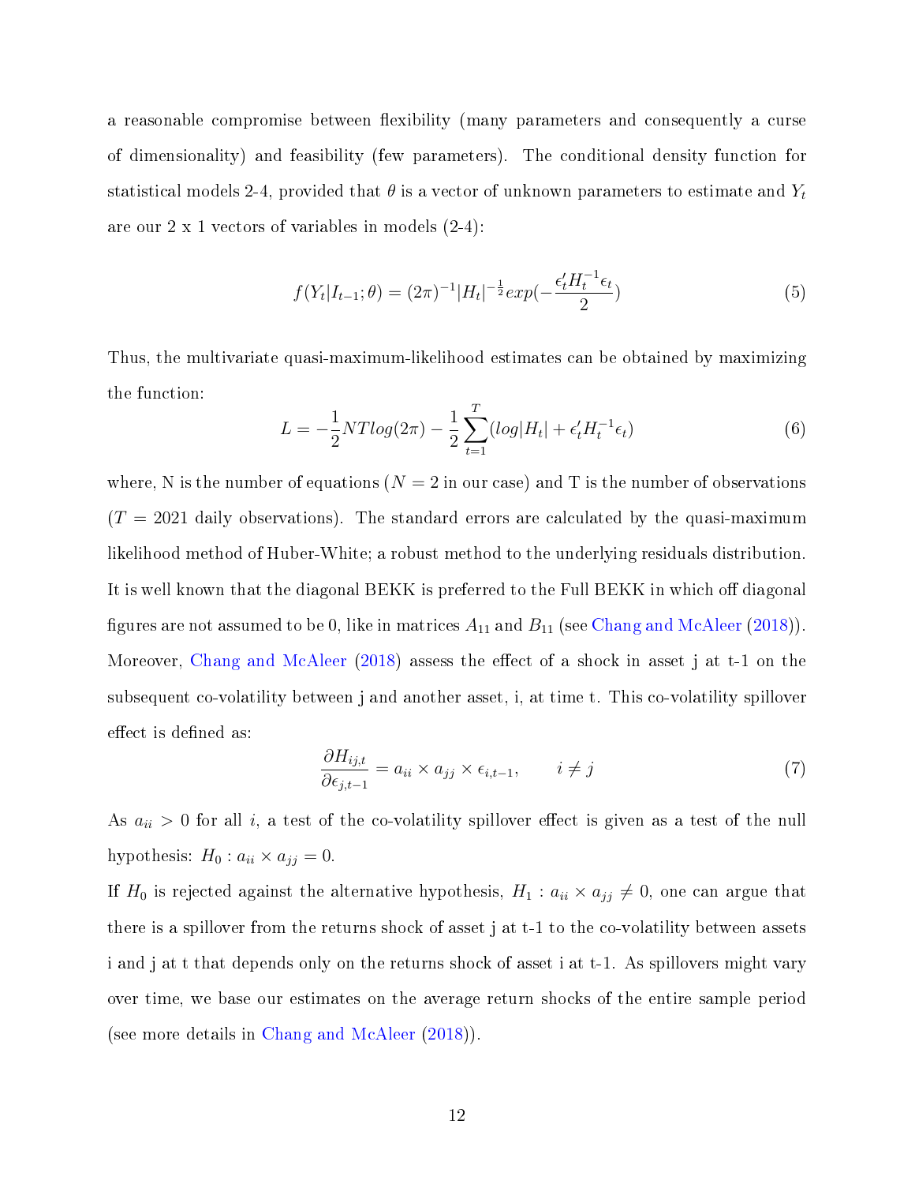a reasonable compromise between flexibility (many parameters and consequently a curse of dimensionality) and feasibility (few parameters). The conditional density function for statistical models 2-4, provided that $\theta$ is a vector of unknown parameters to estimate and $Y_t$ are our 2 x 1 vectors of variables in models (2-4):

$$f(Y_t|I_{t-1};\theta) = (2\pi)^{-1}|H_t|^{-\frac{1}{2}}exp(-\frac{\epsilon_t' H_t^{-1}\epsilon_t}{2}) \tag{5}$$

Thus, the multivariate quasi-maximum-likelihood estimates can be obtained by maximizing the function:

$$L = -\frac{1}{2}NTlog(2\pi) - \frac{1}{2}\sum_{t=1}^{T}(log|H_t| + \epsilon_t' H_t^{-1}\epsilon_t) \tag{6}$$

where, N is the number of equations ($N = 2$ in our case) and T is the number of observations ($T = 2021$ daily observations). The standard errors are calculated by the quasi-maximum likelihood method of Huber-White; a robust method to the underlying residuals distribution. It is well known that the diagonal BEKK is preferred to the Full BEKK in which off diagonal figures are not assumed to be 0, like in matrices $A_{11}$ and $B_{11}$ (see Chang and McAleer (2018)). Moreover, Chang and McAleer (2018) assess the effect of a shock in asset j at t-1 on the subsequent co-volatility between j and another asset, i, at time t. This co-volatility spillover effect is defined as:

$$\frac{\partial H_{ij,t}}{\partial \epsilon_{j,t-1}} = a_{ii} \times a_{jj} \times \epsilon_{i,t-1}, \qquad i \neq j \tag{7}$$

As $a_{ii} > 0$ for all $i$, a test of the co-volatility spillover effect is given as a test of the null hypothesis: $H_0 : a_{ii} \times a_{jj} = 0$.

If $H_0$ is rejected against the alternative hypothesis, $H_1 : a_{ii} \times a_{jj} \neq 0$, one can argue that there is a spillover from the returns shock of asset j at t-1 to the co-volatility between assets i and j at t that depends only on the returns shock of asset i at t-1. As spillovers might vary over time, we base our estimates on the average return shocks of the entire sample period (see more details in Chang and McAleer (2018)).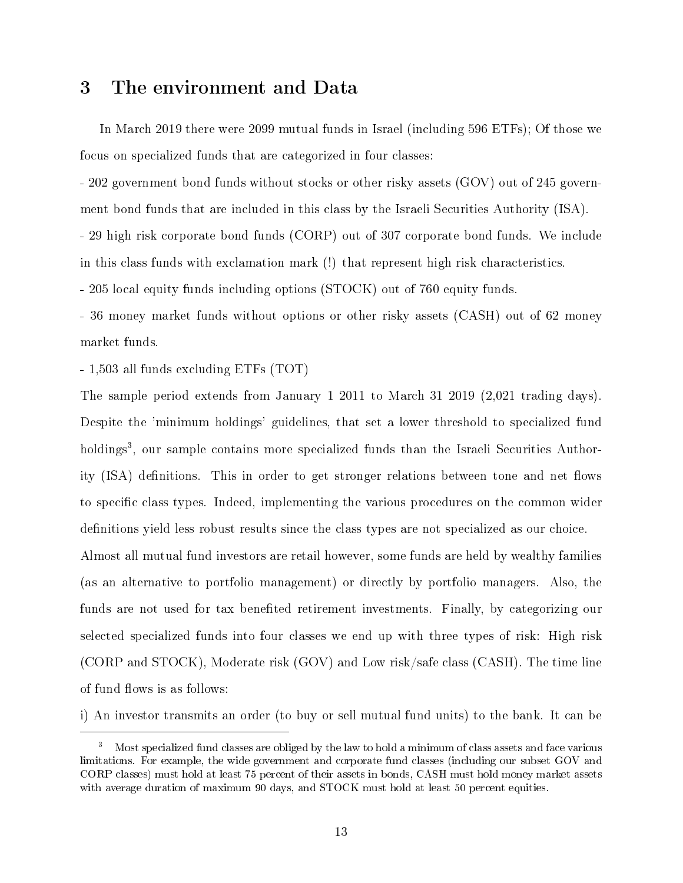## 3 The environment and Data

In March 2019 there were 2099 mutual funds in Israel (including 596 ETFs); Of those we focus on specialized funds that are categorized in four classes:

- 202 government bond funds without stocks or other risky assets (GOV) out of 245 government bond funds that are included in this class by the Israeli Securities Authority (ISA).
- 29 high risk corporate bond funds (CORP) out of 307 corporate bond funds. We include in this class funds with exclamation mark (!) that represent high risk characteristics.
- 205 local equity funds including options (STOCK) out of 760 equity funds.
- 36 money market funds without options or other risky assets (CASH) out of 62 money market funds.
- 1,503 all funds excluding ETFs (TOT)

The sample period extends from January 1 2011 to March 31 2019 (2,021 trading days). Despite the 'minimum holdings' guidelines, that set a lower threshold to specialized fund holdings[3], our sample contains more specialized funds than the Israeli Securities Authority (ISA) definitions. This in order to get stronger relations between tone and net flows to specific class types. Indeed, implementing the various procedures on the common wider definitions yield less robust results since the class types are not specialized as our choice.

Almost all mutual fund investors are retail however, some funds are held by wealthy families (as an alternative to portfolio management) or directly by portfolio managers. Also, the funds are not used for tax benefited retirement investments. Finally, by categorizing our selected specialized funds into four classes we end up with three types of risk: High risk (CORP and STOCK), Moderate risk (GOV) and Low risk/safe class (CASH). The time line of fund flows is as follows:

i) An investor transmits an order (to buy or sell mutual fund units) to the bank. It can be

---

[3] Most specialized fund classes are obliged by the law to hold a minimum of class assets and face various limitations. For example, the wide government and corporate fund classes (including our subset GOV and CORP classes) must hold at least 75 percent of their assets in bonds, CASH must hold money market assets with average duration of maximum 90 days, and STOCK must hold at least 50 percent equities.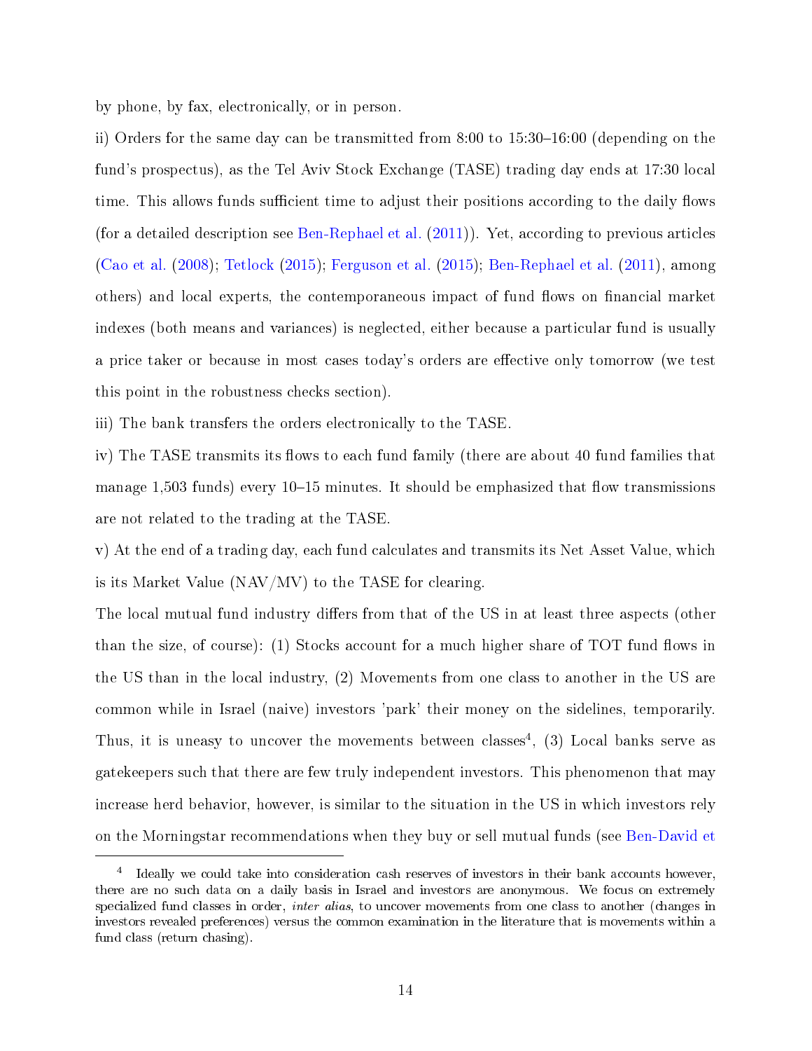by phone, by fax, electronically, or in person.

ii) Orders for the same day can be transmitted from 8:00 to 15:30–16:00 (depending on the fund's prospectus), as the Tel Aviv Stock Exchange (TASE) trading day ends at 17:30 local time. This allows funds sufficient time to adjust their positions according to the daily flows (for a detailed description see Ben-Rephael et al. (2011)). Yet, according to previous articles (Cao et al. (2008); Tetlock (2015); Ferguson et al. (2015); Ben-Rephael et al. (2011), among others) and local experts, the contemporaneous impact of fund flows on financial market indexes (both means and variances) is neglected, either because a particular fund is usually a price taker or because in most cases today's orders are effective only tomorrow (we test this point in the robustness checks section).

iii) The bank transfers the orders electronically to the TASE.

iv) The TASE transmits its flows to each fund family (there are about 40 fund families that manage 1,503 funds) every 10–15 minutes. It should be emphasized that flow transmissions are not related to the trading at the TASE.

v) At the end of a trading day, each fund calculates and transmits its Net Asset Value, which is its Market Value (NAV/MV) to the TASE for clearing.

The local mutual fund industry differs from that of the US in at least three aspects (other than the size, of course): (1) Stocks account for a much higher share of TOT fund flows in the US than in the local industry, (2) Movements from one class to another in the US are common while in Israel (naive) investors 'park' their money on the sidelines, temporarily. Thus, it is uneasy to uncover the movements between classes[4], (3) Local banks serve as gatekeepers such that there are few truly independent investors. This phenomenon that may increase herd behavior, however, is similar to the situation in the US in which investors rely on the Morningstar recommendations when they buy or sell mutual funds (see Ben-David et

[4] Ideally we could take into consideration cash reserves of investors in their bank accounts however, there are no such data on a daily basis in Israel and investors are anonymous. We focus on extremely specialized fund classes in order, *inter alias*, to uncover movements from one class to another (changes in investors revealed preferences) versus the common examination in the literature that is movements within a fund class (return chasing).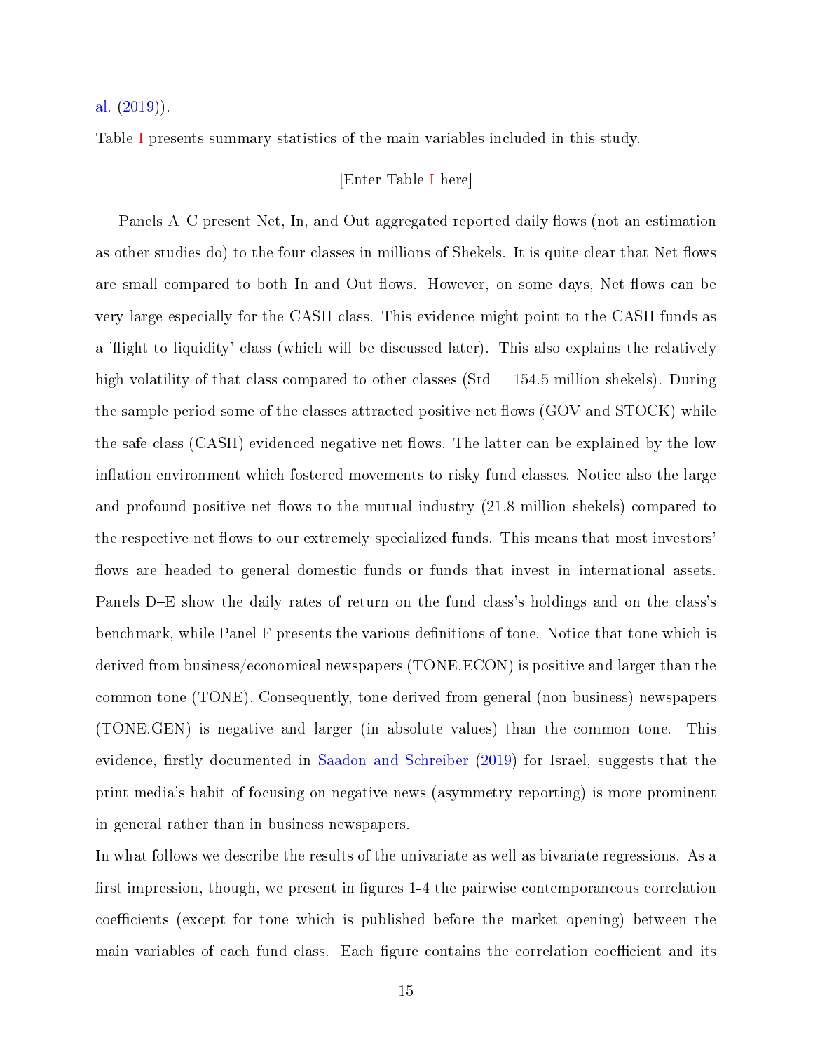al. (2019)).

Table I presents summary statistics of the main variables included in this study.

[Enter Table I here]

Panels A–C present Net, In, and Out aggregated reported daily flows (not an estimation as other studies do) to the four classes in millions of Shekels. It is quite clear that Net flows are small compared to both In and Out flows. However, on some days, Net flows can be very large especially for the CASH class. This evidence might point to the CASH funds as a 'flight to liquidity' class (which will be discussed later). This also explains the relatively high volatility of that class compared to other classes (Std = 154.5 million shekels). During the sample period some of the classes attracted positive net flows (GOV and STOCK) while the safe class (CASH) evidenced negative net flows. The latter can be explained by the low inflation environment which fostered movements to risky fund classes. Notice also the large and profound positive net flows to the mutual industry (21.8 million shekels) compared to the respective net flows to our extremely specialized funds. This means that most investors' flows are headed to general domestic funds or funds that invest in international assets. Panels D–E show the daily rates of return on the fund class's holdings and on the class's benchmark, while Panel F presents the various definitions of tone. Notice that tone which is derived from business/economical newspapers (TONE.ECON) is positive and larger than the common tone (TONE). Consequently, tone derived from general (non business) newspapers (TONE.GEN) is negative and larger (in absolute values) than the common tone. This evidence, firstly documented in Saadon and Schreiber (2019) for Israel, suggests that the print media's habit of focusing on negative news (asymmetry reporting) is more prominent in general rather than in business newspapers.

In what follows we describe the results of the univariate as well as bivariate regressions. As a first impression, though, we present in figures 1-4 the pairwise contemporaneous correlation coefficients (except for tone which is published before the market opening) between the main variables of each fund class. Each figure contains the correlation coefficient and its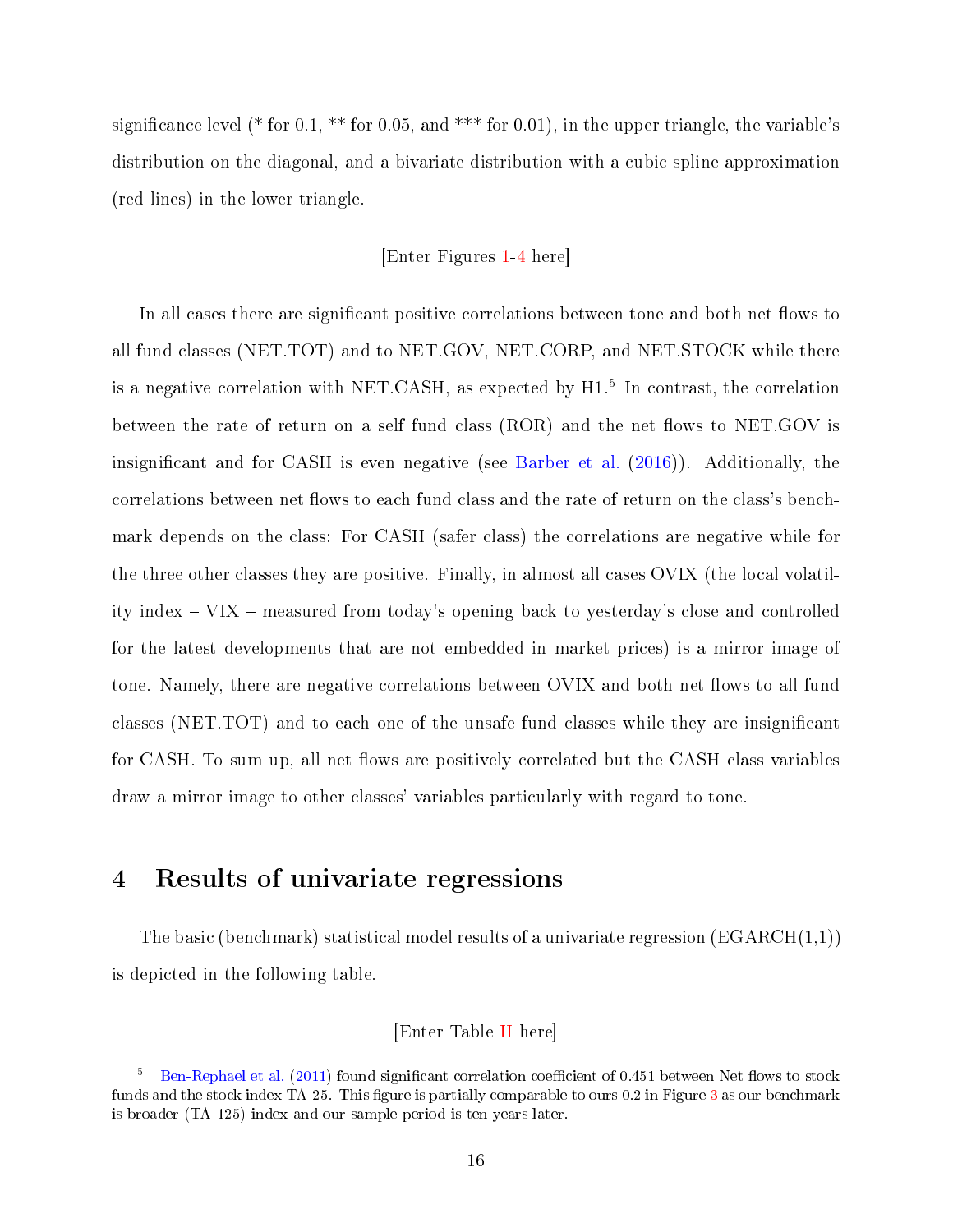significance level (* for 0.1, ** for 0.05, and *** for 0.01), in the upper triangle, the variable's distribution on the diagonal, and a bivariate distribution with a cubic spline approximation (red lines) in the lower triangle.

[Enter Figures 1-4 here]

In all cases there are significant positive correlations between tone and both net flows to all fund classes (NET.TOT) and to NET.GOV, NET.CORP, and NET.STOCK while there is a negative correlation with NET.CASH, as expected by H1.[5] In contrast, the correlation between the rate of return on a self fund class (ROR) and the net flows to NET.GOV is insignificant and for CASH is even negative (see Barber et al. (2016)). Additionally, the correlations between net flows to each fund class and the rate of return on the class's benchmark depends on the class: For CASH (safer class) the correlations are negative while for the three other classes they are positive. Finally, in almost all cases OVIX (the local volatility index – VIX – measured from today's opening back to yesterday's close and controlled for the latest developments that are not embedded in market prices) is a mirror image of tone. Namely, there are negative correlations between OVIX and both net flows to all fund classes (NET.TOT) and to each one of the unsafe fund classes while they are insignificant for CASH. To sum up, all net flows are positively correlated but the CASH class variables draw a mirror image to other classes' variables particularly with regard to tone.

# 4 Results of univariate regressions

The basic (benchmark) statistical model results of a univariate regression (EGARCH(1,1)) is depicted in the following table.

[Enter Table II here]

[5] Ben-Rephael et al. (2011) found significant correlation coefficient of 0.451 between Net flows to stock funds and the stock index TA-25. This figure is partially comparable to ours 0.2 in Figure 3 as our benchmark is broader (TA-125) index and our sample period is ten years later.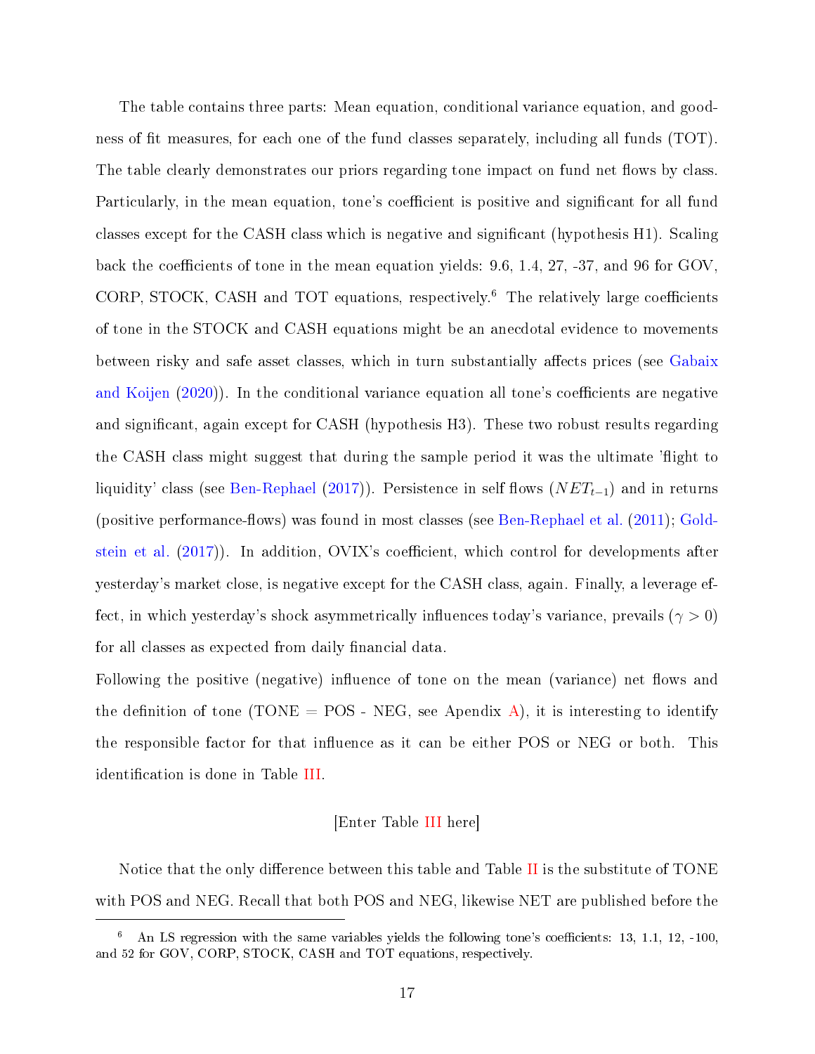The table contains three parts: Mean equation, conditional variance equation, and goodness of fit measures, for each one of the fund classes separately, including all funds (TOT). The table clearly demonstrates our priors regarding tone impact on fund net flows by class. Particularly, in the mean equation, tone's coefficient is positive and significant for all fund classes except for the CASH class which is negative and significant (hypothesis H1). Scaling back the coefficients of tone in the mean equation yields: 9.6, 1.4, 27, -37, and 96 for GOV, CORP, STOCK, CASH and TOT equations, respectively.[6] The relatively large coefficients of tone in the STOCK and CASH equations might be an anecdotal evidence to movements between risky and safe asset classes, which in turn substantially affects prices (see Gabaix and Koijen (2020)). In the conditional variance equation all tone's coefficients are negative and significant, again except for CASH (hypothesis H3). These two robust results regarding the CASH class might suggest that during the sample period it was the ultimate 'flight to liquidity' class (see Ben-Rephael (2017)). Persistence in self flows ($NET_{t-1}$) and in returns (positive performance-flows) was found in most classes (see Ben-Rephael et al. (2011); Goldstein et al. (2017)). In addition, OVIX's coefficient, which control for developments after yesterday's market close, is negative except for the CASH class, again. Finally, a leverage effect, in which yesterday's shock asymmetrically influences today's variance, prevails ($\gamma > 0$) for all classes as expected from daily financial data.

Following the positive (negative) influence of tone on the mean (variance) net flows and the definition of tone (TONE = POS - NEG, see Apendix A), it is interesting to identify the responsible factor for that influence as it can be either POS or NEG or both. This identification is done in Table III.

[Enter Table III here]

Notice that the only difference between this table and Table II is the substitute of TONE with POS and NEG. Recall that both POS and NEG, likewise NET are published before the

[6] An LS regression with the same variables yields the following tone's coefficients: 13, 1.1, 12, -100, and 52 for GOV, CORP, STOCK, CASH and TOT equations, respectively.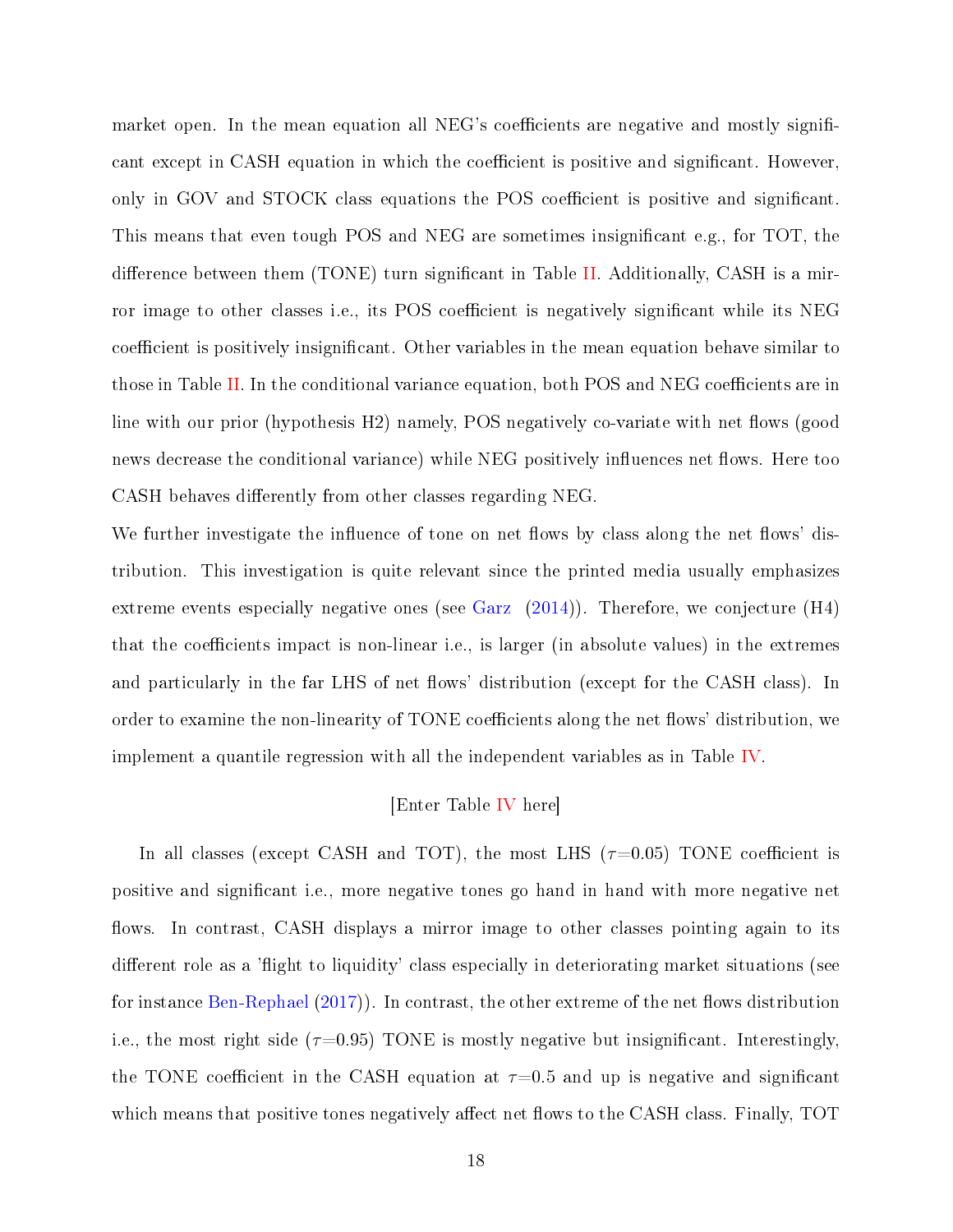market open. In the mean equation all NEG's coefficients are negative and mostly significant except in CASH equation in which the coefficient is positive and significant. However, only in GOV and STOCK class equations the POS coefficient is positive and significant. This means that even tough POS and NEG are sometimes insignificant e.g., for TOT, the difference between them (TONE) turn significant in Table II. Additionally, CASH is a mirror image to other classes i.e., its POS coefficient is negatively significant while its NEG coefficient is positively insignificant. Other variables in the mean equation behave similar to those in Table II. In the conditional variance equation, both POS and NEG coefficients are in line with our prior (hypothesis H2) namely, POS negatively co-variate with net flows (good news decrease the conditional variance) while NEG positively influences net flows. Here too CASH behaves differently from other classes regarding NEG.

We further investigate the influence of tone on net flows by class along the net flows' distribution. This investigation is quite relevant since the printed media usually emphasizes extreme events especially negative ones (see Garz (2014)). Therefore, we conjecture (H4) that the coefficients impact is non-linear i.e., is larger (in absolute values) in the extremes and particularly in the far LHS of net flows' distribution (except for the CASH class). In order to examine the non-linearity of TONE coefficients along the net flows' distribution, we implement a quantile regression with all the independent variables as in Table IV.

[Enter Table IV here]

In all classes (except CASH and TOT), the most LHS ($\tau$=0.05) TONE coefficient is positive and significant i.e., more negative tones go hand in hand with more negative net flows. In contrast, CASH displays a mirror image to other classes pointing again to its different role as a 'flight to liquidity' class especially in deteriorating market situations (see for instance Ben-Rephael (2017)). In contrast, the other extreme of the net flows distribution i.e., the most right side ($\tau$=0.95) TONE is mostly negative but insignificant. Interestingly, the TONE coefficient in the CASH equation at $\tau$=0.5 and up is negative and significant which means that positive tones negatively affect net flows to the CASH class. Finally, TOT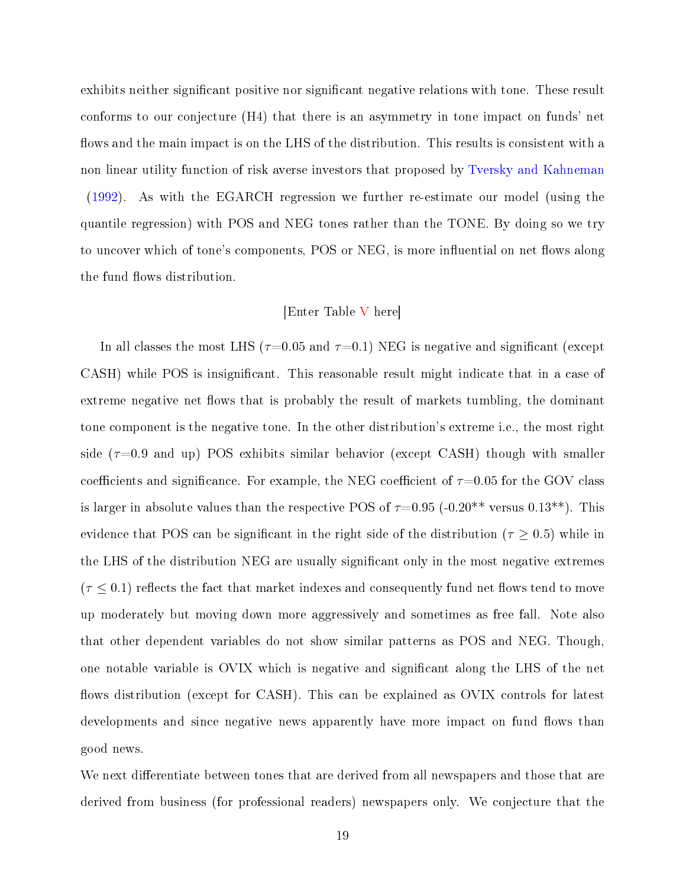exhibits neither significant positive nor significant negative relations with tone. These result conforms to our conjecture (H4) that there is an asymmetry in tone impact on funds' net flows and the main impact is on the LHS of the distribution. This results is consistent with a non linear utility function of risk averse investors that proposed by Tversky and Kahneman (1992). As with the EGARCH regression we further re-estimate our model (using the quantile regression) with POS and NEG tones rather than the TONE. By doing so we try to uncover which of tone's components, POS or NEG, is more influential on net flows along the fund flows distribution.

[Enter Table V here]

In all classes the most LHS ($\tau$=0.05 and $\tau$=0.1) NEG is negative and significant (except CASH) while POS is insignificant. This reasonable result might indicate that in a case of extreme negative net flows that is probably the result of markets tumbling, the dominant tone component is the negative tone. In the other distribution's extreme i.e., the most right side ($\tau$=0.9 and up) POS exhibits similar behavior (except CASH) though with smaller coefficients and significance. For example, the NEG coefficient of $\tau$=0.05 for the GOV class is larger in absolute values than the respective POS of $\tau$=0.95 (-0.20** versus 0.13**). This evidence that POS can be significant in the right side of the distribution ($\tau \geq 0.5$) while in the LHS of the distribution NEG are usually significant only in the most negative extremes ($\tau \leq 0.1$) reflects the fact that market indexes and consequently fund net flows tend to move up moderately but moving down more aggressively and sometimes as free fall. Note also that other dependent variables do not show similar patterns as POS and NEG. Though, one notable variable is OVIX which is negative and significant along the LHS of the net flows distribution (except for CASH). This can be explained as OVIX controls for latest developments and since negative news apparently have more impact on fund flows than good news.

We next differentiate between tones that are derived from all newspapers and those that are derived from business (for professional readers) newspapers only. We conjecture that the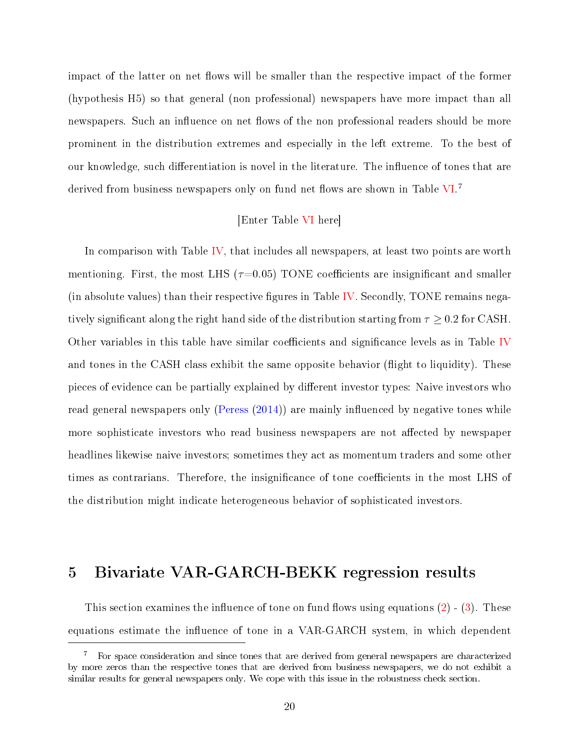impact of the latter on net flows will be smaller than the respective impact of the former (hypothesis H5) so that general (non professional) newspapers have more impact than all newspapers. Such an influence on net flows of the non professional readers should be more prominent in the distribution extremes and especially in the left extreme. To the best of our knowledge, such differentiation is novel in the literature. The influence of tones that are derived from business newspapers only on fund net flows are shown in Table VI.[7]

[Enter Table VI here]

In comparison with Table IV, that includes all newspapers, at least two points are worth mentioning. First, the most LHS ($\tau$=0.05) TONE coefficients are insignificant and smaller (in absolute values) than their respective figures in Table IV. Secondly, TONE remains negatively significant along the right hand side of the distribution starting from $\tau \geq 0.2$ for CASH. Other variables in this table have similar coefficients and significance levels as in Table IV and tones in the CASH class exhibit the same opposite behavior (flight to liquidity). These pieces of evidence can be partially explained by different investor types: Naive investors who read general newspapers only (Peress (2014)) are mainly influenced by negative tones while more sophisticate investors who read business newspapers are not affected by newspaper headlines likewise naive investors; sometimes they act as momentum traders and some other times as contrarians. Therefore, the insignificance of tone coefficients in the most LHS of the distribution might indicate heterogeneous behavior of sophisticated investors.

# 5 Bivariate VAR-GARCH-BEKK regression results

This section examines the influence of tone on fund flows using equations (2) - (3). These equations estimate the influence of tone in a VAR-GARCH system, in which dependent

[7] For space consideration and since tones that are derived from general newspapers are characterized by more zeros than the respective tones that are derived from business newspapers, we do not exhibit a similar results for general newspapers only. We cope with this issue in the robustness check section.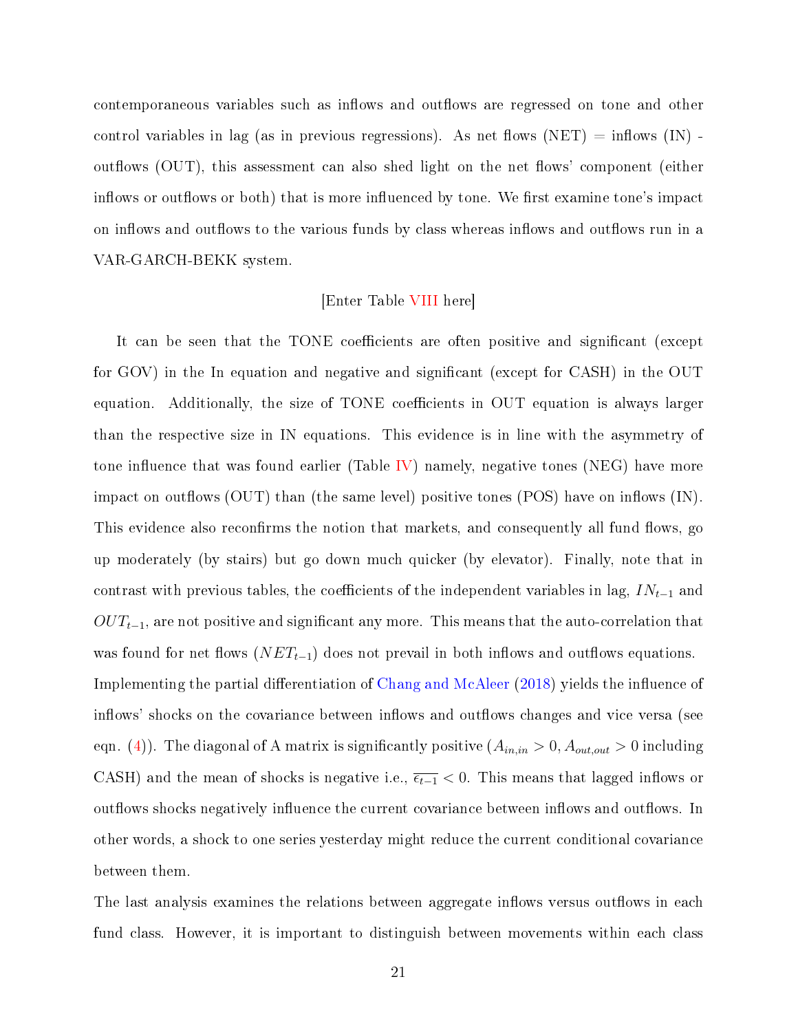contemporaneous variables such as inflows and outflows are regressed on tone and other control variables in lag (as in previous regressions). As net flows (NET) = inflows (IN) - outflows (OUT), this assessment can also shed light on the net flows' component (either inflows or outflows or both) that is more influenced by tone. We first examine tone's impact on inflows and outflows to the various funds by class whereas inflows and outflows run in a VAR-GARCH-BEKK system.

[Enter Table VIII here]

It can be seen that the TONE coefficients are often positive and significant (except for GOV) in the In equation and negative and significant (except for CASH) in the OUT equation. Additionally, the size of TONE coefficients in OUT equation is always larger than the respective size in IN equations. This evidence is in line with the asymmetry of tone influence that was found earlier (Table IV) namely, negative tones (NEG) have more impact on outflows (OUT) than (the same level) positive tones (POS) have on inflows (IN). This evidence also reconfirms the notion that markets, and consequently all fund flows, go up moderately (by stairs) but go down much quicker (by elevator). Finally, note that in contrast with previous tables, the coefficients of the independent variables in lag, $IN_{t-1}$ and $OUT_{t-1}$, are not positive and significant any more. This means that the auto-correlation that was found for net flows ($NET_{t-1}$) does not prevail in both inflows and outflows equations.

Implementing the partial differentiation of Chang and McAleer (2018) yields the influence of inflows' shocks on the covariance between inflows and outflows changes and vice versa (see eqn. (4)). The diagonal of A matrix is significantly positive ($A_{in,in} > 0$, $A_{out,out} > 0$ including CASH) and the mean of shocks is negative i.e., $\overline{\epsilon_{t-1}} < 0$. This means that lagged inflows or outflows shocks negatively influence the current covariance between inflows and outflows. In other words, a shock to one series yesterday might reduce the current conditional covariance between them.

The last analysis examines the relations between aggregate inflows versus outflows in each fund class. However, it is important to distinguish between movements within each class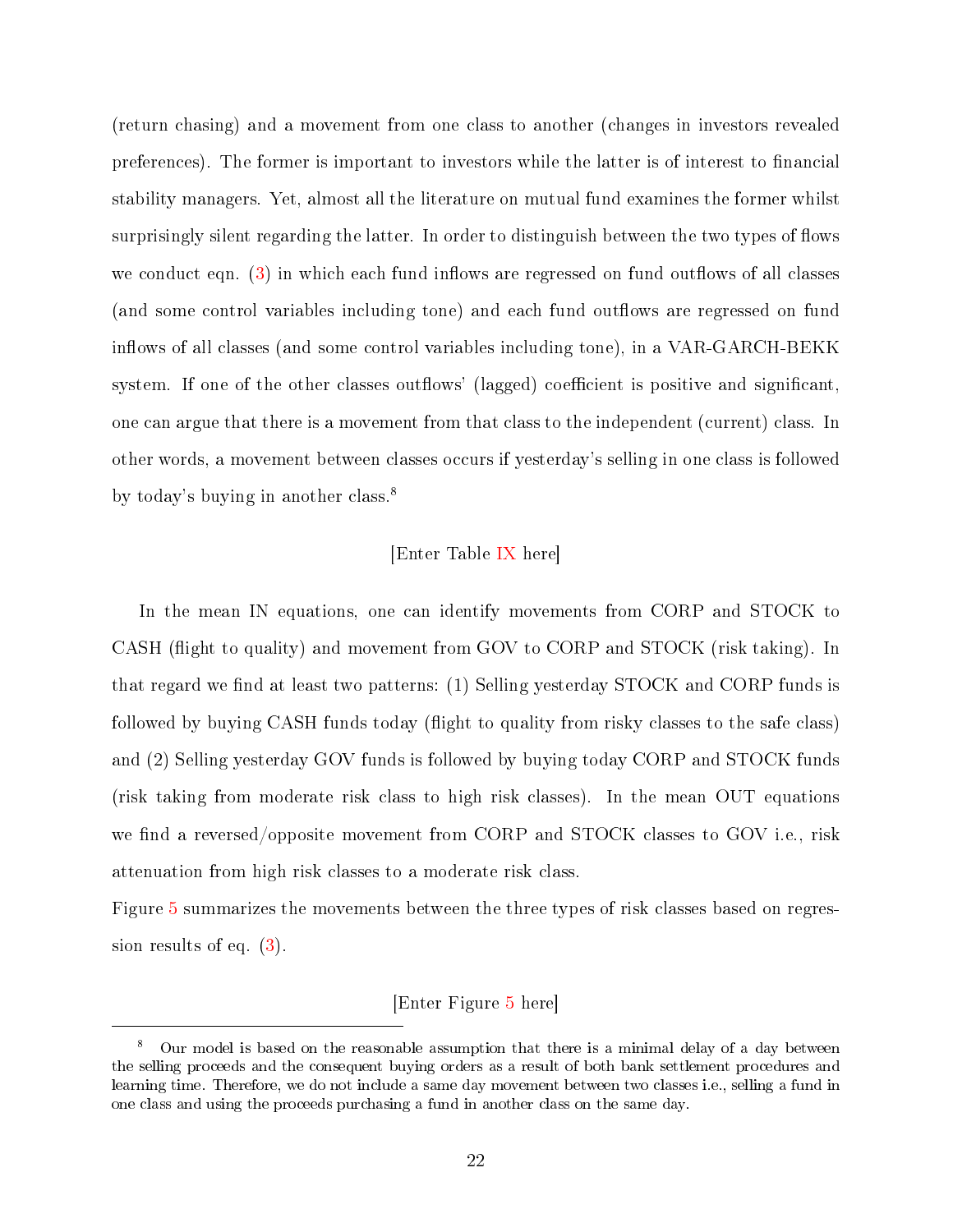(return chasing) and a movement from one class to another (changes in investors revealed preferences). The former is important to investors while the latter is of interest to financial stability managers. Yet, almost all the literature on mutual fund examines the former whilst surprisingly silent regarding the latter. In order to distinguish between the two types of flows we conduct eqn. (3) in which each fund inflows are regressed on fund outflows of all classes (and some control variables including tone) and each fund outflows are regressed on fund inflows of all classes (and some control variables including tone), in a VAR-GARCH-BEKK system. If one of the other classes outflows' (lagged) coefficient is positive and significant, one can argue that there is a movement from that class to the independent (current) class. In other words, a movement between classes occurs if yesterday's selling in one class is followed by today's buying in another class.[8]

[Enter Table IX here]

In the mean IN equations, one can identify movements from CORP and STOCK to CASH (flight to quality) and movement from GOV to CORP and STOCK (risk taking). In that regard we find at least two patterns: (1) Selling yesterday STOCK and CORP funds is followed by buying CASH funds today (flight to quality from risky classes to the safe class) and (2) Selling yesterday GOV funds is followed by buying today CORP and STOCK funds (risk taking from moderate risk class to high risk classes). In the mean OUT equations we find a reversed/opposite movement from CORP and STOCK classes to GOV i.e., risk attenuation from high risk classes to a moderate risk class.

Figure 5 summarizes the movements between the three types of risk classes based on regression results of eq. (3).

[Enter Figure 5 here]

[8] Our model is based on the reasonable assumption that there is a minimal delay of a day between the selling proceeds and the consequent buying orders as a result of both bank settlement procedures and learning time. Therefore, we do not include a same day movement between two classes i.e., selling a fund in one class and using the proceeds purchasing a fund in another class on the same day.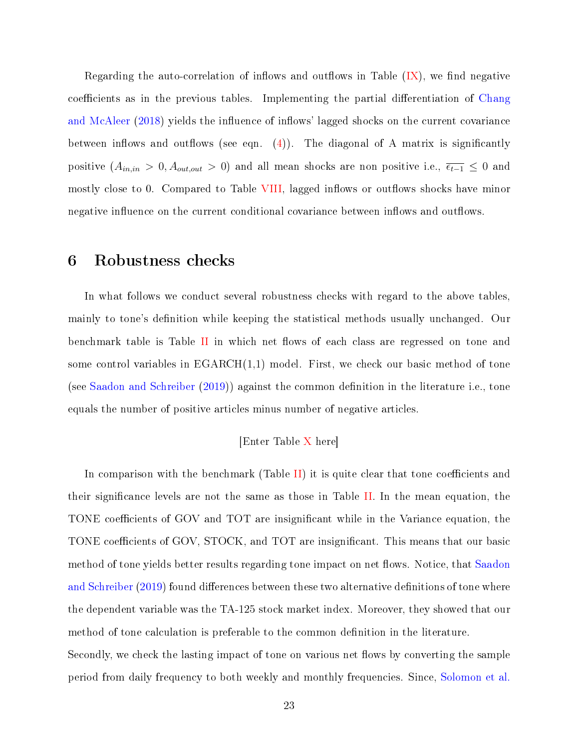Regarding the auto-correlation of inflows and outflows in Table (IX), we find negative coefficients as in the previous tables. Implementing the partial differentiation of Chang and McAleer (2018) yields the influence of inflows' lagged shocks on the current covariance between inflows and outflows (see eqn. (4)). The diagonal of A matrix is significantly positive ($A_{in,in} > 0, A_{out,out} > 0$) and all mean shocks are non positive i.e., $\overline{\epsilon_{t-1}} \leq 0$ and mostly close to 0. Compared to Table VIII, lagged inflows or outflows shocks have minor negative influence on the current conditional covariance between inflows and outflows.

# 6 Robustness checks

In what follows we conduct several robustness checks with regard to the above tables, mainly to tone's definition while keeping the statistical methods usually unchanged. Our benchmark table is Table II in which net flows of each class are regressed on tone and some control variables in EGARCH(1,1) model. First, we check our basic method of tone (see Saadon and Schreiber (2019)) against the common definition in the literature i.e., tone equals the number of positive articles minus number of negative articles.

[Enter Table X here]

In comparison with the benchmark (Table II) it is quite clear that tone coefficients and their significance levels are not the same as those in Table II. In the mean equation, the TONE coefficients of GOV and TOT are insignificant while in the Variance equation, the TONE coefficients of GOV, STOCK, and TOT are insignificant. This means that our basic method of tone yields better results regarding tone impact on net flows. Notice, that Saadon and Schreiber (2019) found differences between these two alternative definitions of tone where the dependent variable was the TA-125 stock market index. Moreover, they showed that our method of tone calculation is preferable to the common definition in the literature.

Secondly, we check the lasting impact of tone on various net flows by converting the sample period from daily frequency to both weekly and monthly frequencies. Since, Solomon et al.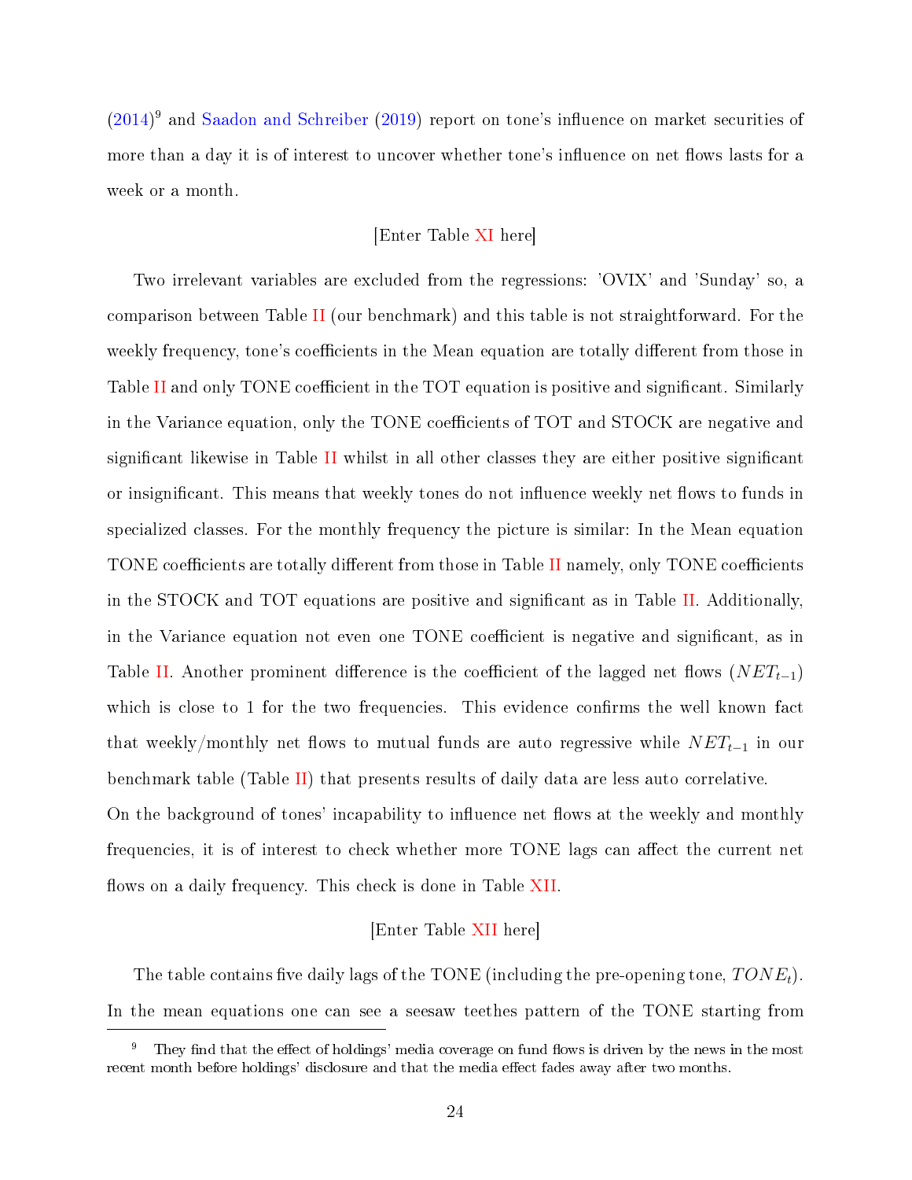(2014)[9] and Saadon and Schreiber (2019) report on tone's influence on market securities of more than a day it is of interest to uncover whether tone's influence on net flows lasts for a week or a month.

[Enter Table XI here]

Two irrelevant variables are excluded from the regressions: 'OVIX' and 'Sunday' so, a comparison between Table II (our benchmark) and this table is not straightforward. For the weekly frequency, tone's coefficients in the Mean equation are totally different from those in Table II and only TONE coefficient in the TOT equation is positive and significant. Similarly in the Variance equation, only the TONE coefficients of TOT and STOCK are negative and significant likewise in Table II whilst in all other classes they are either positive significant or insignificant. This means that weekly tones do not influence weekly net flows to funds in specialized classes. For the monthly frequency the picture is similar: In the Mean equation TONE coefficients are totally different from those in Table II namely, only TONE coefficients in the STOCK and TOT equations are positive and significant as in Table II. Additionally, in the Variance equation not even one TONE coefficient is negative and significant, as in Table II. Another prominent difference is the coefficient of the lagged net flows ($NET_{t-1}$) which is close to 1 for the two frequencies. This evidence confirms the well known fact that weekly/monthly net flows to mutual funds are auto regressive while $NET_{t-1}$ in our benchmark table (Table II) that presents results of daily data are less auto correlative.
On the background of tones' incapability to influence net flows at the weekly and monthly frequencies, it is of interest to check whether more TONE lags can affect the current net flows on a daily frequency. This check is done in Table XII.

[Enter Table XII here]

The table contains five daily lags of the TONE (including the pre-opening tone, $TONE_t$). In the mean equations one can see a seesaw teethes pattern of the TONE starting from

[9] They find that the effect of holdings' media coverage on fund flows is driven by the news in the most recent month before holdings' disclosure and that the media effect fades away after two months.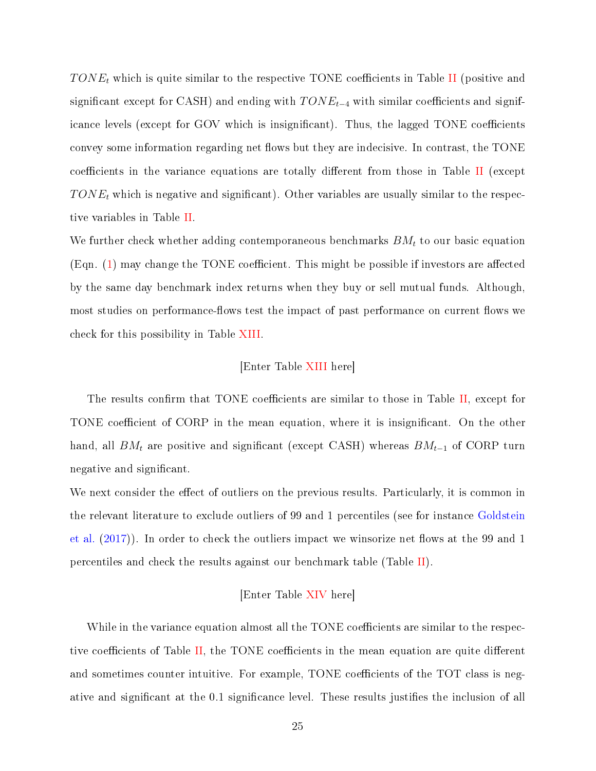$TONE_t$ which is quite similar to the respective TONE coefficients in Table II (positive and significant except for CASH) and ending with $TONE_{t-4}$ with similar coefficients and significance levels (except for GOV which is insignificant). Thus, the lagged TONE coefficients convey some information regarding net flows but they are indecisive. In contrast, the TONE coefficients in the variance equations are totally different from those in Table II (except $TONE_t$ which is negative and significant). Other variables are usually similar to the respective variables in Table II.

We further check whether adding contemporaneous benchmarks $BM_t$ to our basic equation (Eqn. (1) may change the TONE coefficient. This might be possible if investors are affected by the same day benchmark index returns when they buy or sell mutual funds. Although, most studies on performance-flows test the impact of past performance on current flows we check for this possibility in Table XIII.

[Enter Table XIII here]

The results confirm that TONE coefficients are similar to those in Table II, except for TONE coefficient of CORP in the mean equation, where it is insignificant. On the other hand, all $BM_t$ are positive and significant (except CASH) whereas $BM_{t-1}$ of CORP turn negative and significant.

We next consider the effect of outliers on the previous results. Particularly, it is common in the relevant literature to exclude outliers of 99 and 1 percentiles (see for instance Goldstein et al. (2017)). In order to check the outliers impact we winsorize net flows at the 99 and 1 percentiles and check the results against our benchmark table (Table II).

[Enter Table XIV here]

While in the variance equation almost all the TONE coefficients are similar to the respective coefficients of Table II, the TONE coefficients in the mean equation are quite different and sometimes counter intuitive. For example, TONE coefficients of the TOT class is negative and significant at the 0.1 significance level. These results justifies the inclusion of all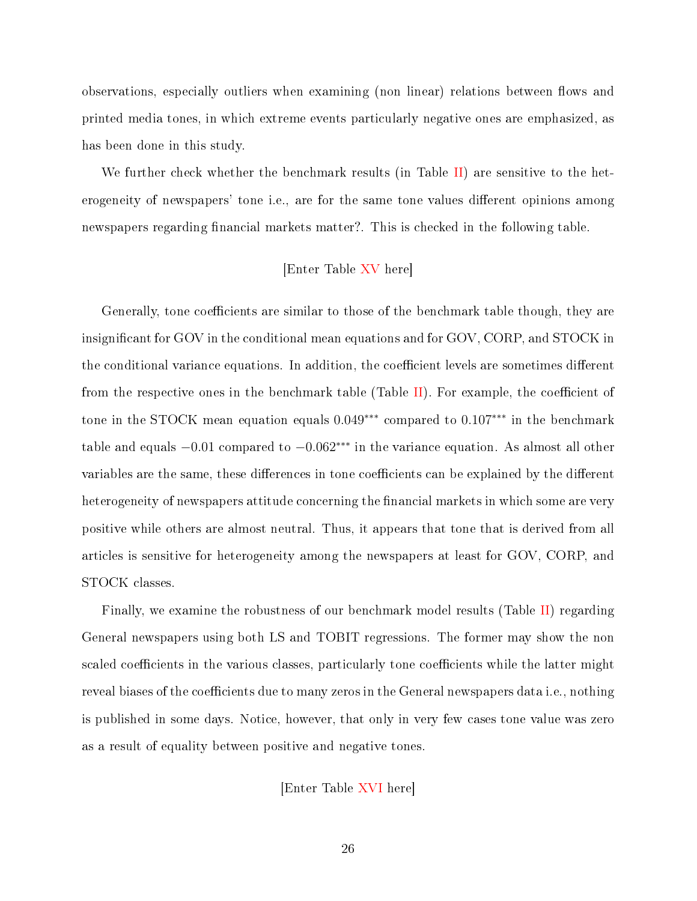observations, especially outliers when examining (non linear) relations between flows and printed media tones, in which extreme events particularly negative ones are emphasized, as has been done in this study.

We further check whether the benchmark results (in Table II) are sensitive to the heterogeneity of newspapers' tone i.e., are for the same tone values different opinions among newspapers regarding financial markets matter?. This is checked in the following table.

[Enter Table XV here]

Generally, tone coefficients are similar to those of the benchmark table though, they are insignificant for GOV in the conditional mean equations and for GOV, CORP, and STOCK in the conditional variance equations. In addition, the coefficient levels are sometimes different from the respective ones in the benchmark table (Table II). For example, the coefficient of tone in the STOCK mean equation equals $0.049^{***}$ compared to $0.107^{***}$ in the benchmark table and equals $-0.01$ compared to $-0.062^{***}$ in the variance equation. As almost all other variables are the same, these differences in tone coefficients can be explained by the different heterogeneity of newspapers attitude concerning the financial markets in which some are very positive while others are almost neutral. Thus, it appears that tone that is derived from all articles is sensitive for heterogeneity among the newspapers at least for GOV, CORP, and STOCK classes.

Finally, we examine the robustness of our benchmark model results (Table II) regarding General newspapers using both LS and TOBIT regressions. The former may show the non scaled coefficients in the various classes, particularly tone coefficients while the latter might reveal biases of the coefficients due to many zeros in the General newspapers data i.e., nothing is published in some days. Notice, however, that only in very few cases tone value was zero as a result of equality between positive and negative tones.

[Enter Table XVI here]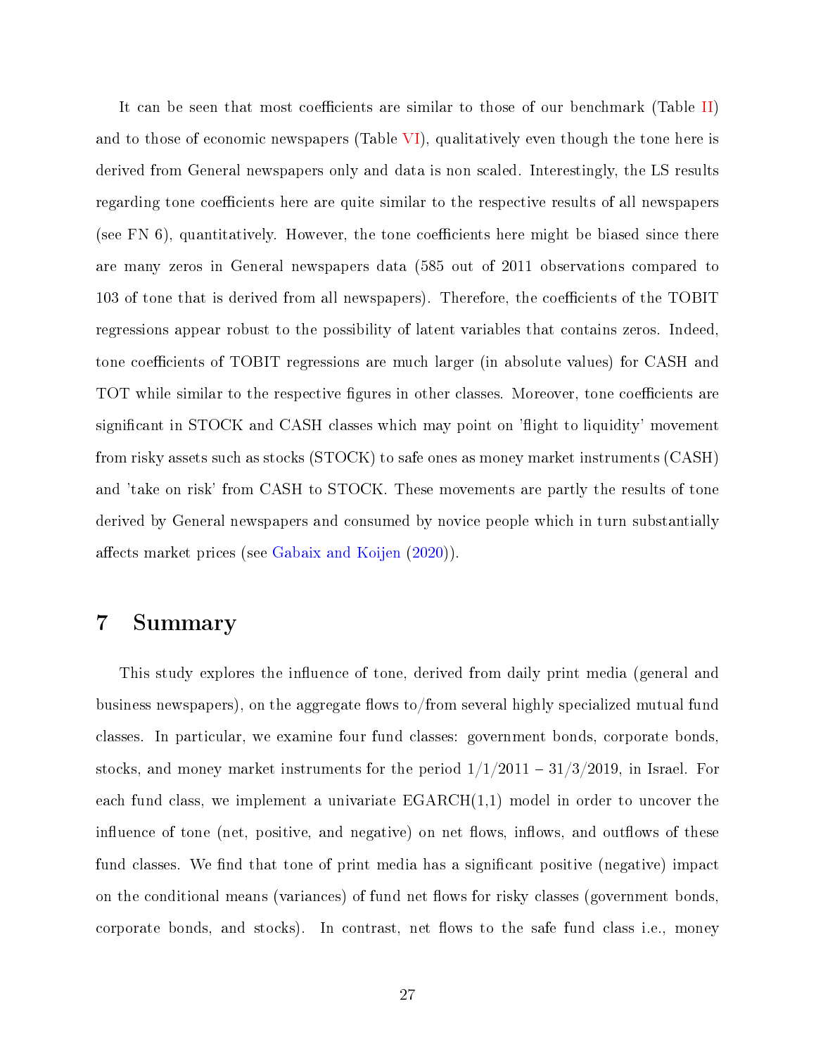It can be seen that most coefficients are similar to those of our benchmark (Table II) and to those of economic newspapers (Table VI), qualitatively even though the tone here is derived from General newspapers only and data is non scaled. Interestingly, the LS results regarding tone coefficients here are quite similar to the respective results of all newspapers (see FN 6), quantitatively. However, the tone coefficients here might be biased since there are many zeros in General newspapers data (585 out of 2011 observations compared to 103 of tone that is derived from all newspapers). Therefore, the coefficients of the TOBIT regressions appear robust to the possibility of latent variables that contains zeros. Indeed, tone coefficients of TOBIT regressions are much larger (in absolute values) for CASH and TOT while similar to the respective figures in other classes. Moreover, tone coefficients are significant in STOCK and CASH classes which may point on 'flight to liquidity' movement from risky assets such as stocks (STOCK) to safe ones as money market instruments (CASH) and 'take on risk' from CASH to STOCK. These movements are partly the results of tone derived by General newspapers and consumed by novice people which in turn substantially affects market prices (see Gabaix and Koijen (2020)).

# 7 Summary

This study explores the influence of tone, derived from daily print media (general and business newspapers), on the aggregate flows to/from several highly specialized mutual fund classes. In particular, we examine four fund classes: government bonds, corporate bonds, stocks, and money market instruments for the period 1/1/2011 – 31/3/2019, in Israel. For each fund class, we implement a univariate EGARCH(1,1) model in order to uncover the influence of tone (net, positive, and negative) on net flows, inflows, and outflows of these fund classes. We find that tone of print media has a significant positive (negative) impact on the conditional means (variances) of fund net flows for risky classes (government bonds, corporate bonds, and stocks). In contrast, net flows to the safe fund class i.e., money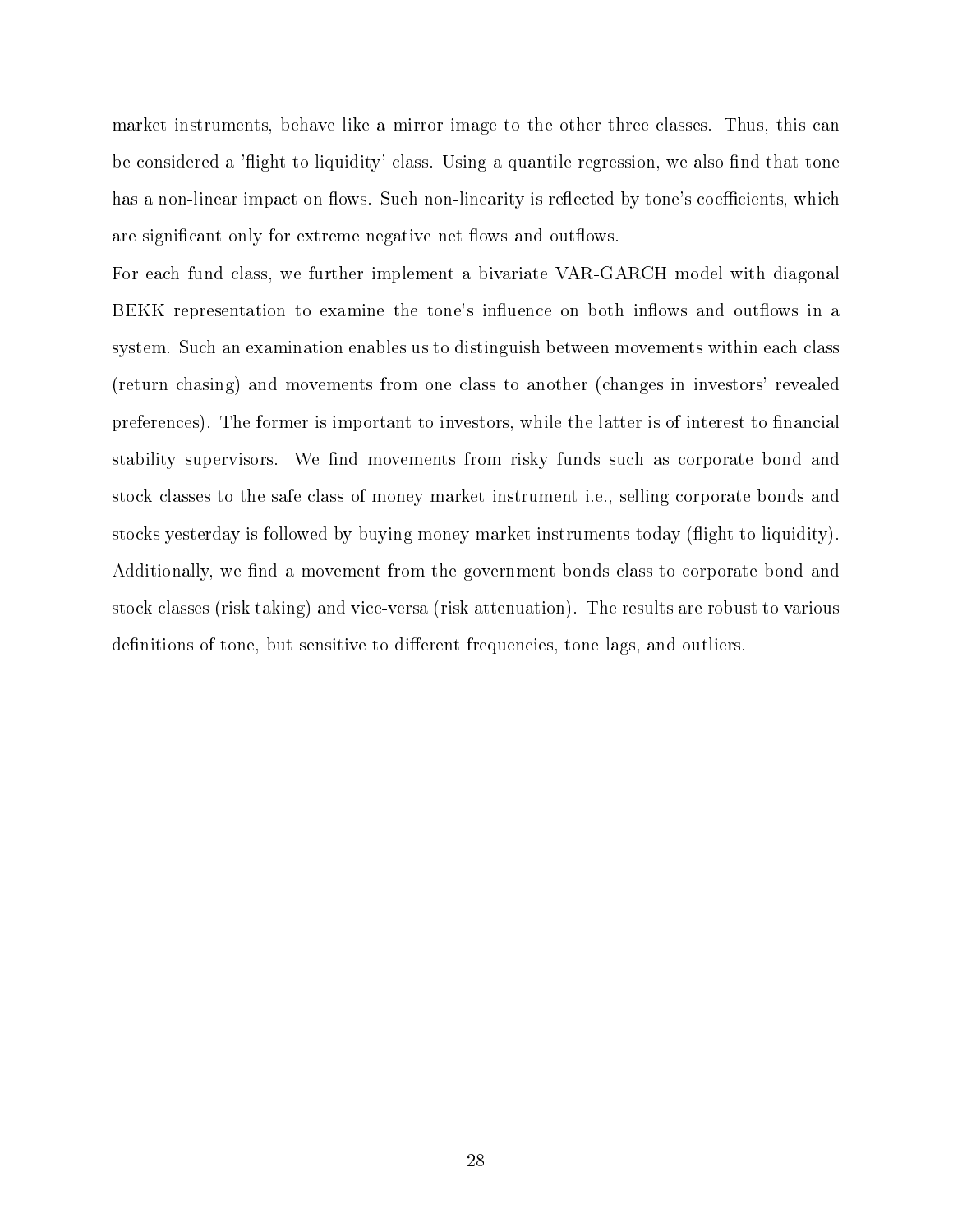market instruments, behave like a mirror image to the other three classes. Thus, this can be considered a 'flight to liquidity' class. Using a quantile regression, we also find that tone has a non-linear impact on flows. Such non-linearity is reflected by tone's coefficients, which are significant only for extreme negative net flows and outflows.

For each fund class, we further implement a bivariate VAR-GARCH model with diagonal BEKK representation to examine the tone's influence on both inflows and outflows in a system. Such an examination enables us to distinguish between movements within each class (return chasing) and movements from one class to another (changes in investors' revealed preferences). The former is important to investors, while the latter is of interest to financial stability supervisors. We find movements from risky funds such as corporate bond and stock classes to the safe class of money market instrument i.e., selling corporate bonds and stocks yesterday is followed by buying money market instruments today (flight to liquidity). Additionally, we find a movement from the government bonds class to corporate bond and stock classes (risk taking) and vice-versa (risk attenuation). The results are robust to various definitions of tone, but sensitive to different frequencies, tone lags, and outliers.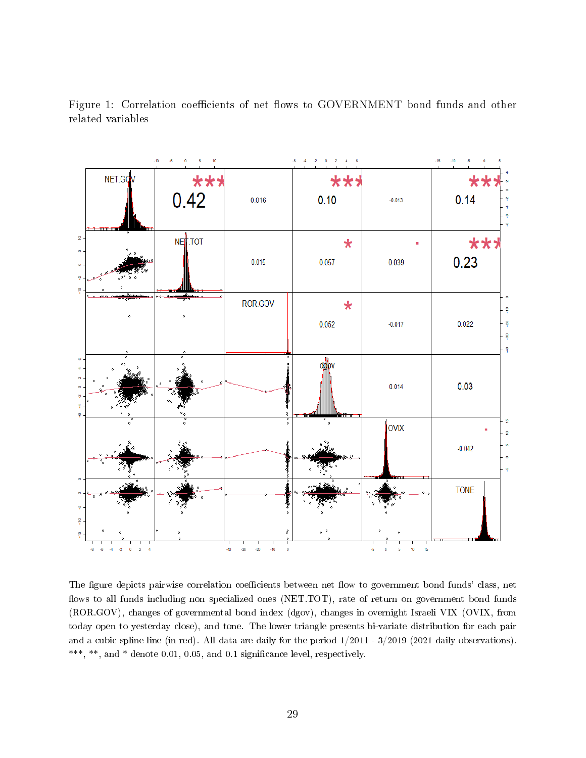Figure 1: Correlation coefficients of net flows to GOVERNMENT bond funds and other related variables

| | NET.TOT | ROR.GOV | dgov | OVIX | TONE |
|---|---|---|---|---|---|
| NET.GOV | 0.42*** | 0.016 | 0.10*** | -0.013 | 0.14*** |
| NET.TOT | | 0.015 | 0.057* | 0.039 . | 0.23*** |
| ROR.GOV | | | 0.052* | -0.017 | 0.022 |
| dgov | | | | 0.014 | 0.03 |
| OVIX | | | | | -0.042 . |

The figure depicts pairwise correlation coefficients between net flow to government bond funds' class, net flows to all funds including non specialized ones (NET.TOT), rate of return on government bond funds (ROR.GOV), changes of governmental bond index (dgov), changes in overnight Israeli VIX (OVIX, from today open to yesterday close), and tone. The lower triangle presents bi-variate distribution for each pair and a cubic spline line (in red). All data are daily for the period 1/2011 - 3/2019 (2021 daily observations). ***, **, and * denote 0.01, 0.05, and 0.1 significance level, respectively.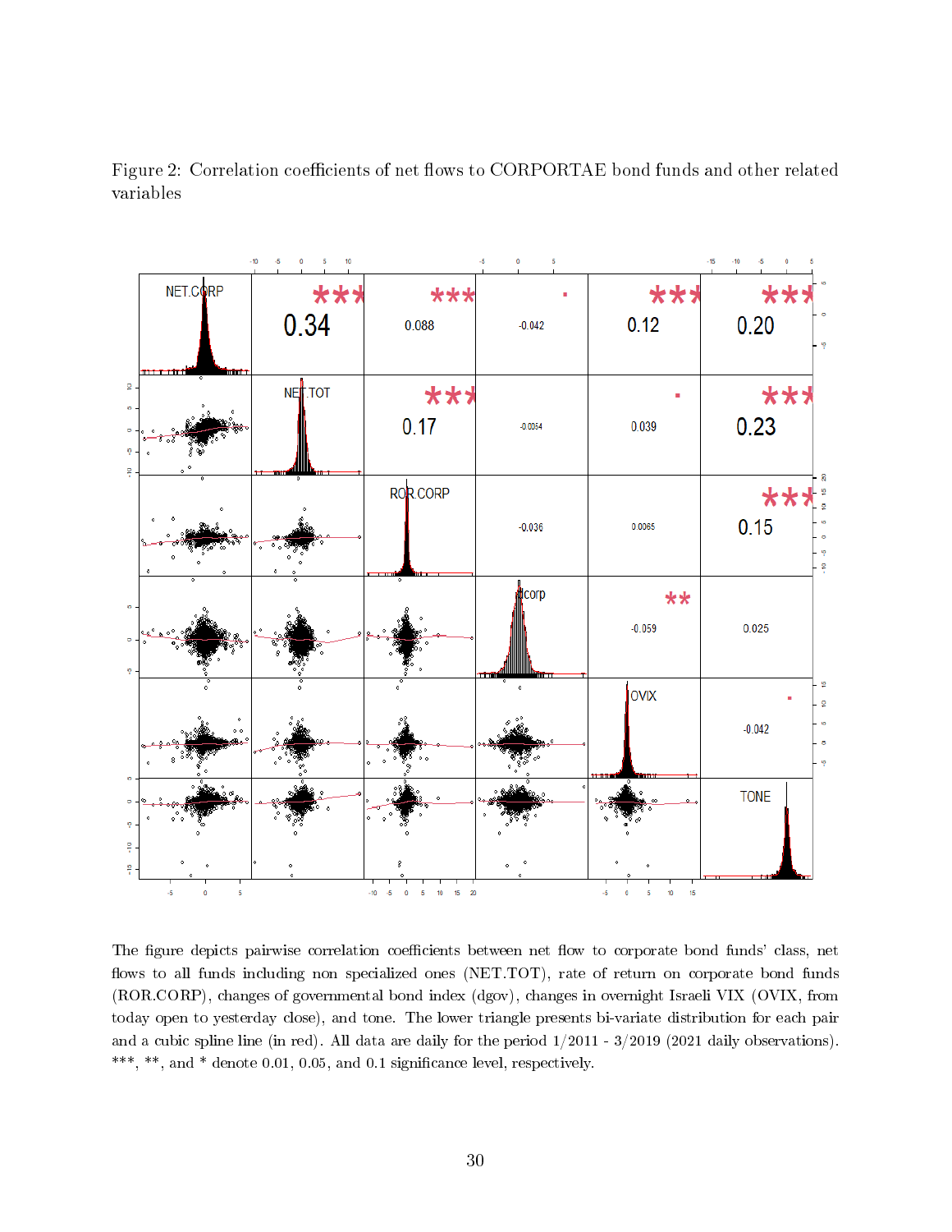Figure 2: Correlation coefficients of net flows to CORPORTAE bond funds and other related variables

| | NET.TOT | ROR.CORP | dcorp | OVIX | TONE |
|---|---|---|---|---|---|
| NET.CORP | 0.34 *** | 0.088 *** | -0.042 . | 0.12 *** | 0.20 *** |
| NET.TOT | | 0.17 *** | -0.0054 | 0.039 . | 0.23 *** |
| ROR.CORP | | | -0.036 | 0.0065 | 0.15 *** |
| dcorp | | | | -0.059 ** | 0.025 |
| OVIX | | | | | -0.042 . |

The figure depicts pairwise correlation coefficients between net flow to corporate bond funds' class, net flows to all funds including non specialized ones (NET.TOT), rate of return on corporate bond funds (ROR.CORP), changes of governmental bond index (dgov), changes in overnight Israeli VIX (OVIX, from today open to yesterday close), and tone. The lower triangle presents bi-variate distribution for each pair and a cubic spline line (in red). All data are daily for the period 1/2011 - 3/2019 (2021 daily observations). ***, **, and * denote 0.01, 0.05, and 0.1 significance level, respectively.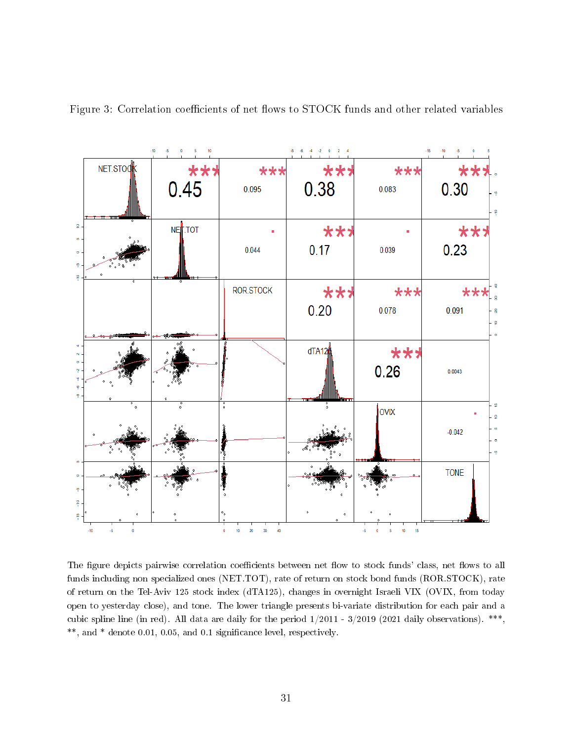Figure 3: Correlation coefficients of net flows to STOCK funds and other related variables

The figure depicts pairwise correlation coefficients between net flow to stock funds' class, net flows to all funds including non specialized ones (NET.TOT), rate of return on stock bond funds (ROR.STOCK), rate of return on the Tel-Aviv 125 stock index (dTA125), changes in overnight Israeli VIX (OVIX, from today open to yesterday close), and tone. The lower triangle presents bi-variate distribution for each pair and a cubic spline line (in red). All data are daily for the period 1/2011 - 3/2019 (2021 daily observations). ***, **, and * denote 0.01, 0.05, and 0.1 significance level, respectively.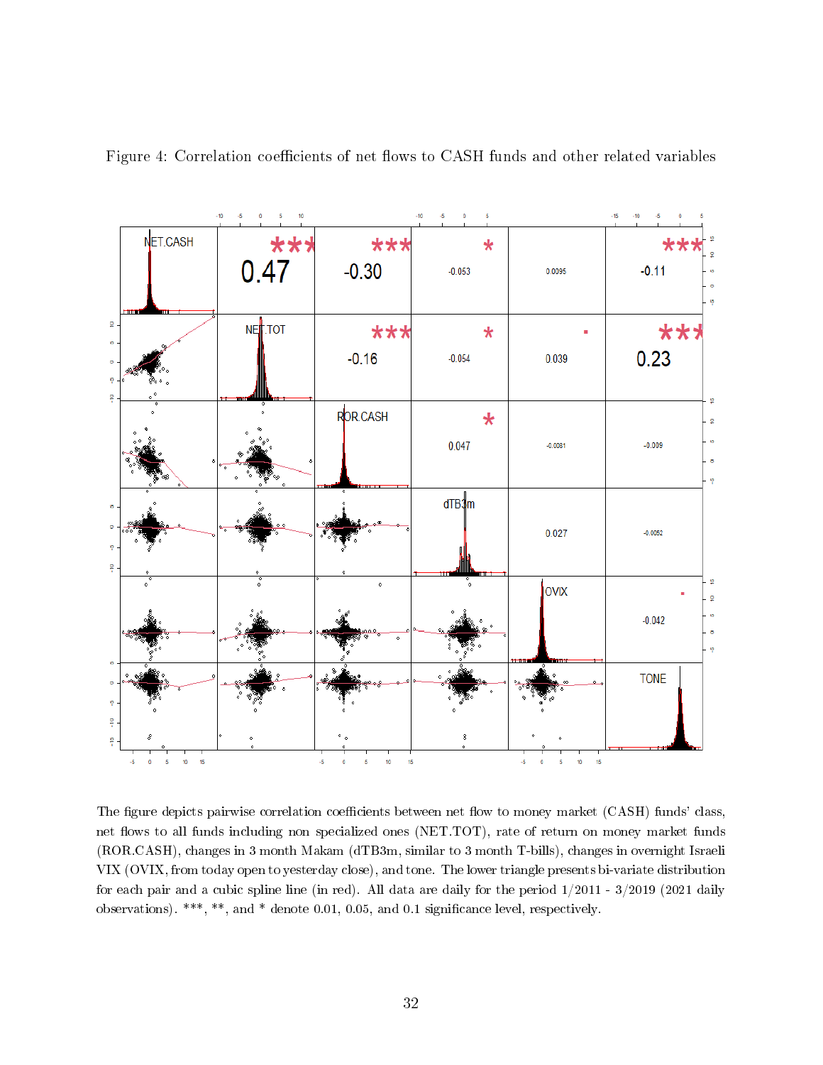Figure 4: Correlation coefficients of net flows to CASH funds and other related variables

The figure depicts pairwise correlation coefficients between net flow to money market (CASH) funds' class, net flows to all funds including non specialized ones (NET.TOT), rate of return on money market funds (ROR.CASH), changes in 3 month Makam (dTB3m, similar to 3 month T-bills), changes in overnight Israeli VIX (OVIX, from today open to yesterday close), and tone. The lower triangle presents bi-variate distribution for each pair and a cubic spline line (in red). All data are daily for the period 1/2011 - 3/2019 (2021 daily observations). ***, **, and * denote 0.01, 0.05, and 0.1 significance level, respectively.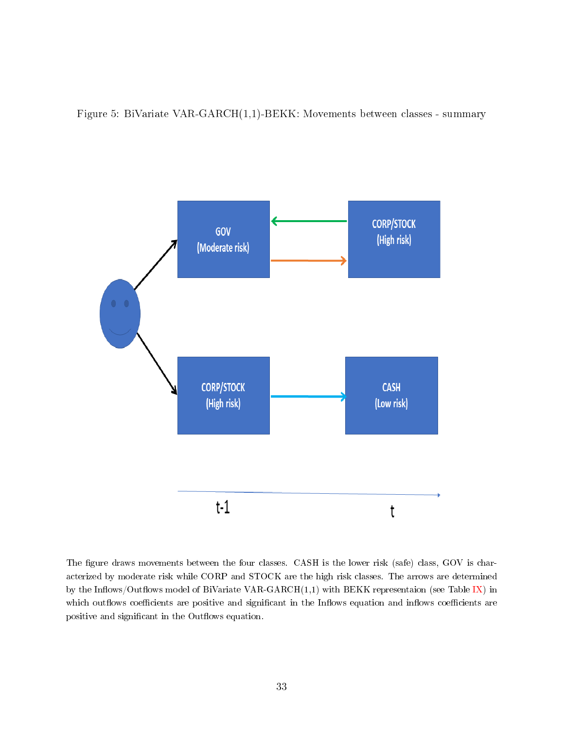Figure 5: BiVariate VAR-GARCH(1,1)-BEKK: Movements between classes - summary

GOV (Moderate risk)

CORP/STOCK (High risk)

CORP/STOCK (High risk)

CASH (Low risk)

t-1

t

The figure draws movements between the four classes. CASH is the lower risk (safe) class, GOV is characterized by moderate risk while CORP and STOCK are the high risk classes. The arrows are determined by the Inflows/Outflows model of BiVariate VAR-GARCH(1,1) with BEKK representaion (see Table IX) in which outflows coefficients are positive and significant in the Inflows equation and inflows coefficients are positive and significant in the Outflows equation.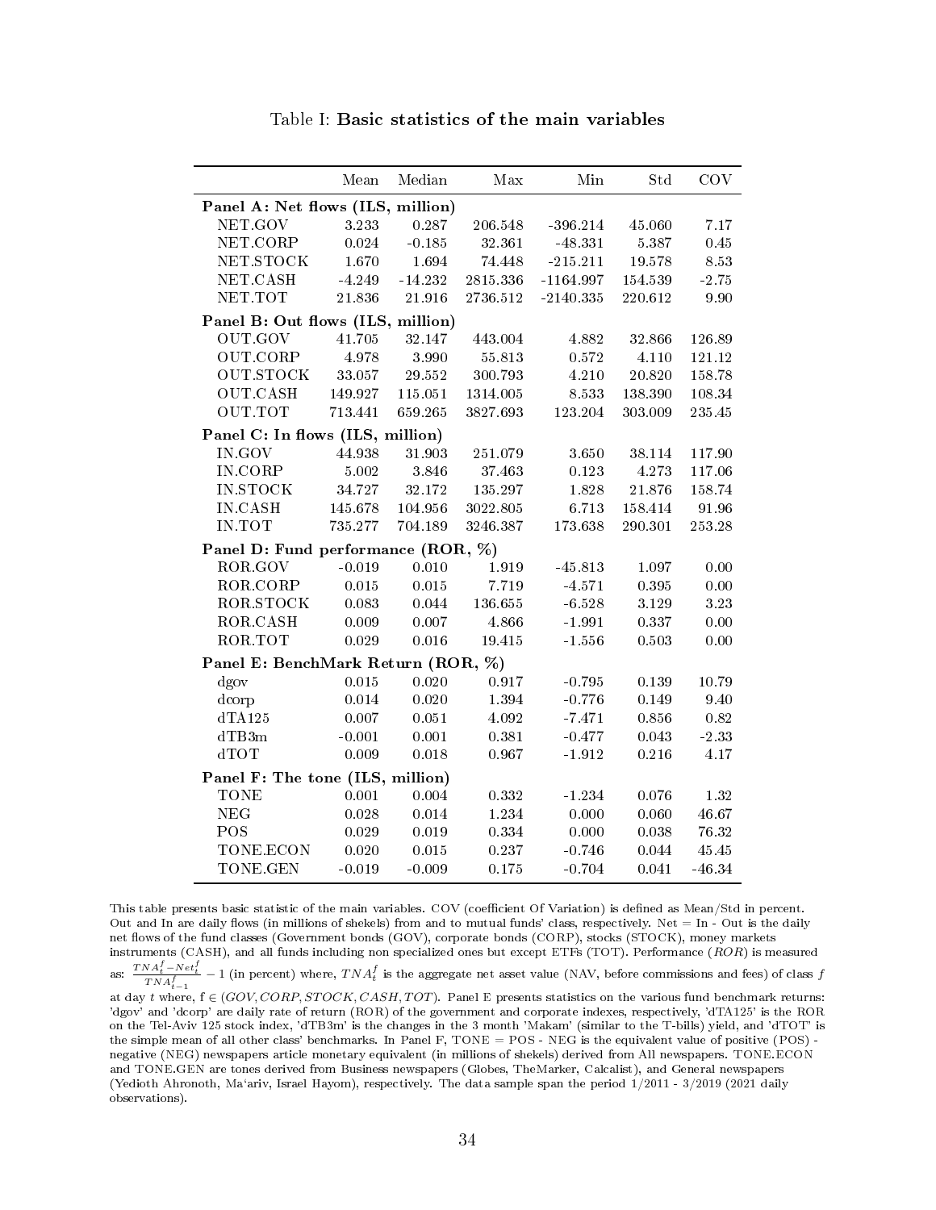Table I: **Basic statistics of the main variables**

| | Mean | Median | Max | Min | Std | COV |
|---|---|---|---|---|---|---|
| **Panel A: Net flows (ILS, million)** | | | | | | |
| NET.GOV | 3.233 | 0.287 | 206.548 | -396.214 | 45.060 | 7.17 |
| NET.CORP | 0.024 | -0.185 | 32.361 | -48.331 | 5.387 | 0.45 |
| NET.STOCK | 1.670 | 1.694 | 74.448 | -215.211 | 19.578 | 8.53 |
| NET.CASH | -4.249 | -14.232 | 2815.336 | -1164.997 | 154.539 | -2.75 |
| NET.TOT | 21.836 | 21.916 | 2736.512 | -2140.335 | 220.612 | 9.90 |
| **Panel B: Out flows (ILS, million)** | | | | | | |
| OUT.GOV | 41.705 | 32.147 | 443.004 | 4.882 | 32.866 | 126.89 |
| OUT.CORP | 4.978 | 3.990 | 55.813 | 0.572 | 4.110 | 121.12 |
| OUT.STOCK | 33.057 | 29.552 | 300.793 | 4.210 | 20.820 | 158.78 |
| OUT.CASH | 149.927 | 115.051 | 1314.005 | 8.533 | 138.390 | 108.34 |
| OUT.TOT | 713.441 | 659.265 | 3827.693 | 123.204 | 303.009 | 235.45 |
| **Panel C: In flows (ILS, million)** | | | | | | |
| IN.GOV | 44.938 | 31.903 | 251.079 | 3.650 | 38.114 | 117.90 |
| IN.CORP | 5.002 | 3.846 | 37.463 | 0.123 | 4.273 | 117.06 |
| IN.STOCK | 34.727 | 32.172 | 135.297 | 1.828 | 21.876 | 158.74 |
| IN.CASH | 145.678 | 104.956 | 3022.805 | 6.713 | 158.414 | 91.96 |
| IN.TOT | 735.277 | 704.189 | 3246.387 | 173.638 | 290.301 | 253.28 |
| **Panel D: Fund performance (ROR, %)** | | | | | | |
| ROR.GOV | -0.019 | 0.010 | 1.919 | -45.813 | 1.097 | 0.00 |
| ROR.CORP | 0.015 | 0.015 | 7.719 | -4.571 | 0.395 | 0.00 |
| ROR.STOCK | 0.083 | 0.044 | 136.655 | -6.528 | 3.129 | 3.23 |
| ROR.CASH | 0.009 | 0.007 | 4.866 | -1.991 | 0.337 | 0.00 |
| ROR.TOT | 0.029 | 0.016 | 19.415 | -1.556 | 0.503 | 0.00 |
| **Panel E: BenchMark Return (ROR, %)** | | | | | | |
| dgov | 0.015 | 0.020 | 0.917 | -0.795 | 0.139 | 10.79 |
| dcorp | 0.014 | 0.020 | 1.394 | -0.776 | 0.149 | 9.40 |
| dTA125 | 0.007 | 0.051 | 4.092 | -7.471 | 0.856 | 0.82 |
| dTB3m | -0.001 | 0.001 | 0.381 | -0.477 | 0.043 | -2.33 |
| dTOT | 0.009 | 0.018 | 0.967 | -1.912 | 0.216 | 4.17 |
| **Panel F: The tone (ILS, million)** | | | | | | |
| TONE | 0.001 | 0.004 | 0.332 | -1.234 | 0.076 | 1.32 |
| NEG | 0.028 | 0.014 | 1.234 | 0.000 | 0.060 | 46.67 |
| POS | 0.029 | 0.019 | 0.334 | 0.000 | 0.038 | 76.32 |
| TONE.ECON | 0.020 | 0.015 | 0.237 | -0.746 | 0.044 | 45.45 |
| TONE.GEN | -0.019 | -0.009 | 0.175 | -0.704 | 0.041 | -46.34 |

This table presents basic statistic of the main variables. COV (coefficient Of Variation) is defined as Mean/Std in percent. Out and In are daily flows (in millions of shekels) from and to mutual funds' class, respectively. Net = In - Out is the daily net flows of the fund classes (Government bonds (GOV), corporate bonds (CORP), stocks (STOCK), money markets instruments (CASH), and all funds including non specialized ones but except ETFs (TOT). Performance ($ROR$) is measured as: $\frac{TNA_t^f - Net_t^f}{TNA_{t-1}^f} - 1$ (in percent) where, $TNA_t^f$ is the aggregate net asset value (NAV, before commissions and fees) of class $f$ at day $t$ where, $f \in (GOV, CORP, STOCK, CASH, TOT)$. Panel E presents statistics on the various fund benchmark returns: 'dgov' and 'dcorp' are daily rate of return (ROR) of the government and corporate indexes, respectively, 'dTA125' is the ROR on the Tel-Aviv 125 stock index, 'dTB3m' is the changes in the 3 month 'Makam' (similar to the T-bills) yield, and 'dTOT' is the simple mean of all other class' benchmarks. In Panel F, TONE = POS - NEG is the equivalent value of positive (POS) - negative (NEG) newspapers article monetary equivalent (in millions of shekels) derived from All newspapers. TONE.ECON and TONE.GEN are tones derived from Business newspapers (Globes, TheMarker, Calcalist), and General newspapers (Yedioth Ahronoth, Ma'ariv, Israel Hayom), respectively. The data sample span the period 1/2011 - 3/2019 (2021 daily observations).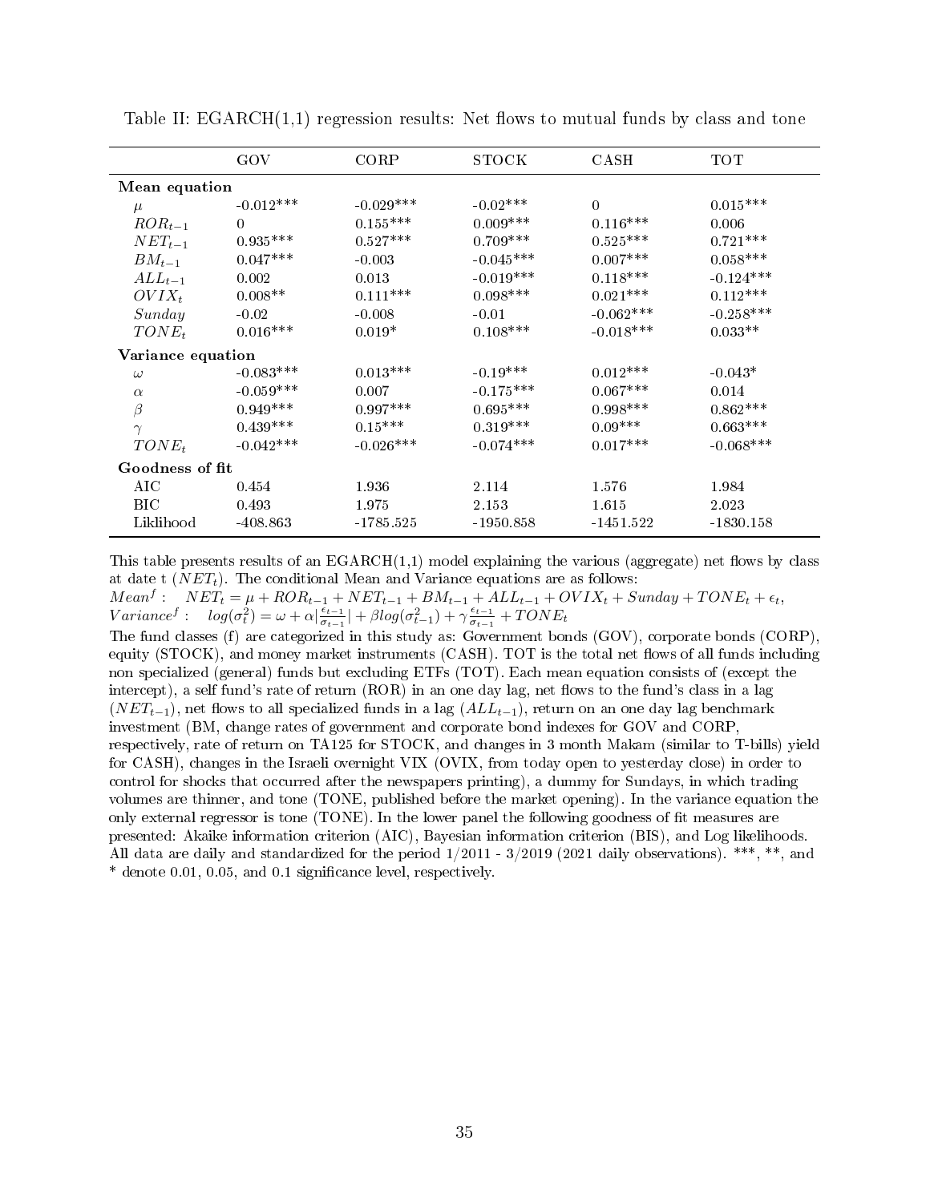Table II: EGARCH(1,1) regression results: Net flows to mutual funds by class and tone

| | GOV | CORP | STOCK | CASH | TOT |
|---|---|---|---|---|---|
| **Mean equation** | | | | | |
| $\mu$ | -0.012*** | -0.029*** | -0.02*** | 0 | 0.015*** |
| $ROR_{t-1}$ | 0 | 0.155*** | 0.009*** | 0.116*** | 0.006 |
| $NET_{t-1}$ | 0.935*** | 0.527*** | 0.709*** | 0.525*** | 0.721*** |
| $BM_{t-1}$ | 0.047*** | -0.003 | -0.045*** | 0.007*** | 0.058*** |
| $ALL_{t-1}$ | 0.002 | 0.013 | -0.019*** | 0.118*** | -0.124*** |
| $OVIX_t$ | 0.008** | 0.111*** | 0.098*** | 0.021*** | 0.112*** |
| $Sunday$ | -0.02 | -0.008 | -0.01 | -0.062*** | -0.258*** |
| $TONE_t$ | 0.016*** | 0.019* | 0.108*** | -0.018*** | 0.033** |
| **Variance equation** | | | | | |
| $\omega$ | -0.083*** | 0.013*** | -0.19*** | 0.012*** | -0.043* |
| $\alpha$ | -0.059*** | 0.007 | -0.175*** | 0.067*** | 0.014 |
| $\beta$ | 0.949*** | 0.997*** | 0.695*** | 0.998*** | 0.862*** |
| $\gamma$ | 0.439*** | 0.15*** | 0.319*** | 0.09*** | 0.663*** |
| $TONE_t$ | -0.042*** | -0.026*** | -0.074*** | 0.017*** | -0.068*** |
| **Goodness of fit** | | | | | |
| AIC | 0.454 | 1.936 | 2.114 | 1.576 | 1.984 |
| BIC | 0.493 | 1.975 | 2.153 | 1.615 | 2.023 |
| Liklihood | -408.863 | -1785.525 | -1950.858 | -1451.522 | -1830.158 |

This table presents results of an EGARCH(1,1) model explaining the various (aggregate) net flows by class at date t ($NET_t$). The conditional Mean and Variance equations are as follows:
$Mean^f: \quad NET_t = \mu + ROR_{t-1} + NET_{t-1} + BM_{t-1} + ALL_{t-1} + OVIX_t + Sunday + TONE_t + \epsilon_t,$
$Variance^f: \quad log(\sigma_t^2) = \omega + \alpha|\frac{\epsilon_{t-1}}{\sigma_{t-1}}| + \beta log(\sigma_{t-1}^2) + \gamma\frac{\epsilon_{t-1}}{\sigma_{t-1}} + TONE_t$
The fund classes (f) are categorized in this study as: Government bonds (GOV), corporate bonds (CORP), equity (STOCK), and money market instruments (CASH). TOT is the total net flows of all funds including non specialized (general) funds but excluding ETFs (TOT). Each mean equation consists of (except the intercept), a self fund's rate of return (ROR) in an one day lag, net flows to the fund's class in a lag ($NET_{t-1}$), net flows to all specialized funds in a lag ($ALL_{t-1}$), return on an one day lag benchmark investment (BM, change rates of government and corporate bond indexes for GOV and CORP, respectively, rate of return on TA125 for STOCK, and changes in 3 month Makam (similar to T-bills) yield for CASH), changes in the Israeli overnight VIX (OVIX, from today open to yesterday close) in order to control for shocks that occurred after the newspapers printing), a dummy for Sundays, in which trading volumes are thinner, and tone (TONE, published before the market opening). In the variance equation the only external regressor is tone (TONE). In the lower panel the following goodness of fit measures are presented: Akaike information criterion (AIC), Bayesian information criterion (BIS), and Log likelihoods. All data are daily and standardized for the period 1/2011 - 3/2019 (2021 daily observations). ***, **, and * denote 0.01, 0.05, and 0.1 significance level, respectively.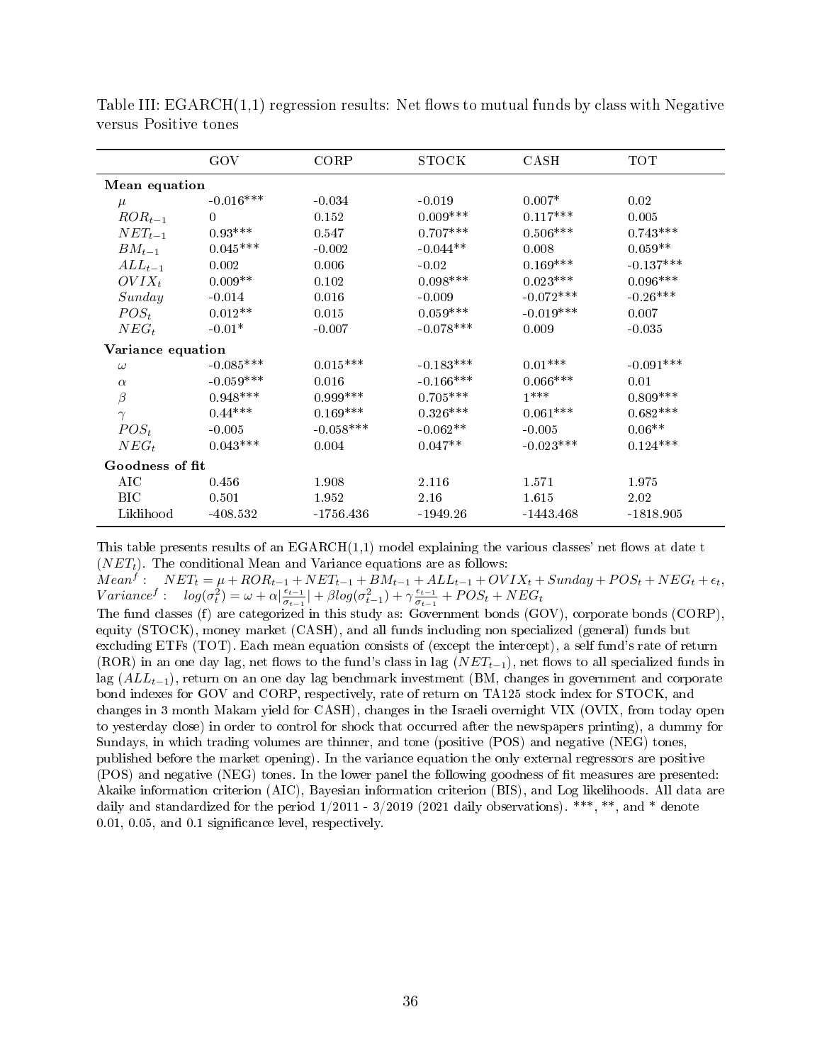Table III: EGARCH(1,1) regression results: Net flows to mutual funds by class with Negative versus Positive tones

| | GOV | CORP | STOCK | CASH | TOT |
|---|---|---|---|---|---|
| **Mean equation** | | | | | |
| $\mu$ | -0.016*** | -0.034 | -0.019 | 0.007* | 0.02 |
| $ROR_{t-1}$ | 0 | 0.152 | 0.009*** | 0.117*** | 0.005 |
| $NET_{t-1}$ | 0.93*** | 0.547 | 0.707*** | 0.506*** | 0.743*** |
| $BM_{t-1}$ | 0.045*** | -0.002 | -0.044** | 0.008 | 0.059** |
| $ALL_{t-1}$ | 0.002 | 0.006 | -0.02 | 0.169*** | -0.137*** |
| $OVIX_t$ | 0.009** | 0.102 | 0.098*** | 0.023*** | 0.096*** |
| $Sunday$ | -0.014 | 0.016 | -0.009 | -0.072*** | -0.26*** |
| $POS_t$ | 0.012** | 0.015 | 0.059*** | -0.019*** | 0.007 |
| $NEG_t$ | -0.01* | -0.007 | -0.078*** | 0.009 | -0.035 |
| **Variance equation** | | | | | |
| $\omega$ | -0.085*** | 0.015*** | -0.183*** | 0.01*** | -0.091*** |
| $\alpha$ | -0.059*** | 0.016 | -0.166*** | 0.066*** | 0.01 |
| $\beta$ | 0.948*** | 0.999*** | 0.705*** | 1*** | 0.809*** |
| $\gamma$ | 0.44*** | 0.169*** | 0.326*** | 0.061*** | 0.682*** |
| $POS_t$ | -0.005 | -0.058*** | -0.062** | -0.005 | 0.06** |
| $NEG_t$ | 0.043*** | 0.004 | 0.047** | -0.023*** | 0.124*** |
| **Goodness of fit** | | | | | |
| AIC | 0.456 | 1.908 | 2.116 | 1.571 | 1.975 |
| BIC | 0.501 | 1.952 | 2.16 | 1.615 | 2.02 |
| Liklihood | -408.532 | -1756.436 | -1949.26 | -1443.468 | -1818.905 |

This table presents results of an EGARCH(1,1) model explaining the various classes' net flows at date t ($NET_t$). The conditional Mean and Variance equations are as follows:

$Mean^f: \quad NET_t = \mu + ROR_{t-1} + NET_{t-1} + BM_{t-1} + ALL_{t-1} + OVIX_t + Sunday + POS_t + NEG_t + \epsilon_t$,

$Variance^f: \quad log(\sigma_t^2) = \omega + \alpha|\frac{\epsilon_{t-1}}{\sigma_{t-1}}| + \beta log(\sigma_{t-1}^2) + \gamma\frac{\epsilon_{t-1}}{\sigma_{t-1}} + POS_t + NEG_t$

The fund classes (f) are categorized in this study as: Government bonds (GOV), corporate bonds (CORP), equity (STOCK), money market (CASH), and all funds including non specialized (general) funds but excluding ETFs (TOT). Each mean equation consists of (except the intercept), a self fund's rate of return (ROR) in an one day lag, net flows to the fund's class in lag ($NET_{t-1}$), net flows to all specialized funds in lag ($ALL_{t-1}$), return on an one day lag benchmark investment (BM, changes in government and corporate bond indexes for GOV and CORP, respectively, rate of return on TA125 stock index for STOCK, and changes in 3 month Makam yield for CASH), changes in the Israeli overnight VIX (OVIX, from today open to yesterday close) in order to control for shock that occurred after the newspapers printing), a dummy for Sundays, in which trading volumes are thinner, and tone (positive (POS) and negative (NEG) tones, published before the market opening). In the variance equation the only external regressors are positive (POS) and negative (NEG) tones. In the lower panel the following goodness of fit measures are presented: Akaike information criterion (AIC), Bayesian information criterion (BIS), and Log likelihoods. All data are daily and standardized for the period 1/2011 - 3/2019 (2021 daily observations). ***, **, and * denote 0.01, 0.05, and 0.1 significance level, respectively.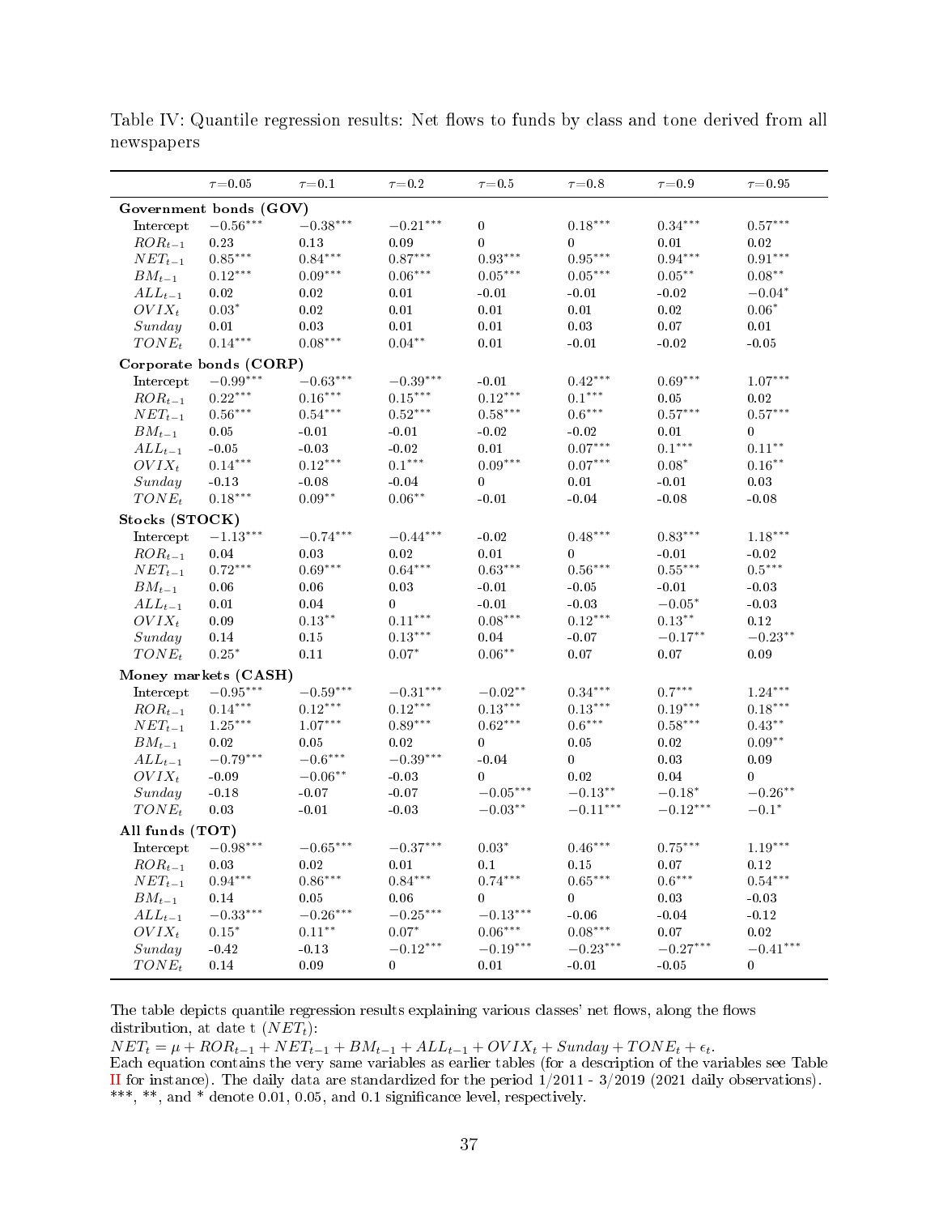Table IV: Quantile regression results: Net flows to funds by class and tone derived from all newspapers

| | $\tau$=0.05 | $\tau$=0.1 | $\tau$=0.2 | $\tau$=0.5 | $\tau$=0.8 | $\tau$=0.9 | $\tau$=0.95 |
|---|---|---|---|---|---|---|---|
| **Government bonds (GOV)** | | | | | | | |
| Intercept | $-0.56^{***}$ | $-0.38^{***}$ | $-0.21^{***}$ | 0 | $0.18^{***}$ | $0.34^{***}$ | $0.57^{***}$ |
| $ROR_{t-1}$ | 0.23 | 0.13 | 0.09 | 0 | 0 | 0.01 | 0.02 |
| $NET_{t-1}$ | $0.85^{***}$ | $0.84^{***}$ | $0.87^{***}$ | $0.93^{***}$ | $0.95^{***}$ | $0.94^{***}$ | $0.91^{***}$ |
| $BM_{t-1}$ | $0.12^{***}$ | $0.09^{***}$ | $0.06^{***}$ | $0.05^{***}$ | $0.05^{***}$ | $0.05^{**}$ | $0.08^{**}$ |
| $ALL_{t-1}$ | 0.02 | 0.02 | 0.01 | -0.01 | -0.01 | -0.02 | $-0.04^{*}$ |
| $OVIX_t$ | $0.03^{*}$ | 0.02 | 0.01 | 0.01 | 0.01 | 0.02 | $0.06^{*}$ |
| $Sunday$ | 0.01 | 0.03 | 0.01 | 0.01 | 0.03 | 0.07 | 0.01 |
| $TONE_t$ | $0.14^{***}$ | $0.08^{***}$ | $0.04^{**}$ | 0.01 | -0.01 | -0.02 | -0.05 |
| **Corporate bonds (CORP)** | | | | | | | |
| Intercept | $-0.99^{***}$ | $-0.63^{***}$ | $-0.39^{***}$ | -0.01 | $0.42^{***}$ | $0.69^{***}$ | $1.07^{***}$ |
| $ROR_{t-1}$ | $0.22^{***}$ | $0.16^{***}$ | $0.15^{***}$ | $0.12^{***}$ | $0.1^{***}$ | 0.05 | 0.02 |
| $NET_{t-1}$ | $0.56^{***}$ | $0.54^{***}$ | $0.52^{***}$ | $0.58^{***}$ | $0.6^{***}$ | $0.57^{***}$ | $0.57^{***}$ |
| $BM_{t-1}$ | 0.05 | -0.01 | -0.01 | -0.02 | -0.02 | 0.01 | 0 |
| $ALL_{t-1}$ | -0.05 | -0.03 | -0.02 | 0.01 | $0.07^{***}$ | $0.1^{***}$ | $0.11^{**}$ |
| $OVIX_t$ | $0.14^{***}$ | $0.12^{***}$ | $0.1^{***}$ | $0.09^{***}$ | $0.07^{***}$ | $0.08^{*}$ | $0.16^{**}$ |
| $Sunday$ | -0.13 | -0.08 | -0.04 | 0 | 0.01 | -0.01 | 0.03 |
| $TONE_t$ | $0.18^{***}$ | $0.09^{**}$ | $0.06^{**}$ | -0.01 | -0.04 | -0.08 | -0.08 |
| **Stocks (STOCK)** | | | | | | | |
| Intercept | $-1.13^{***}$ | $-0.74^{***}$ | $-0.44^{***}$ | -0.02 | $0.48^{***}$ | $0.83^{***}$ | $1.18^{***}$ |
| $ROR_{t-1}$ | 0.04 | 0.03 | 0.02 | 0.01 | 0 | -0.01 | -0.02 |
| $NET_{t-1}$ | $0.72^{***}$ | $0.69^{***}$ | $0.64^{***}$ | $0.63^{***}$ | $0.56^{***}$ | $0.55^{***}$ | $0.5^{***}$ |
| $BM_{t-1}$ | 0.06 | 0.06 | 0.03 | -0.01 | -0.05 | -0.01 | -0.03 |
| $ALL_{t-1}$ | 0.01 | 0.04 | 0 | -0.01 | -0.03 | $-0.05^{*}$ | -0.03 |
| $OVIX_t$ | 0.09 | $0.13^{**}$ | $0.11^{***}$ | $0.08^{***}$ | $0.12^{***}$ | $0.13^{**}$ | 0.12 |
| $Sunday$ | 0.14 | 0.15 | $0.13^{***}$ | 0.04 | -0.07 | $-0.17^{**}$ | $-0.23^{**}$ |
| $TONE_t$ | $0.25^{*}$ | 0.11 | $0.07^{*}$ | $0.06^{**}$ | 0.07 | 0.07 | 0.09 |
| **Money markets (CASH)** | | | | | | | |
| Intercept | $-0.95^{***}$ | $-0.59^{***}$ | $-0.31^{***}$ | $-0.02^{**}$ | $0.34^{***}$ | $0.7^{***}$ | $1.24^{***}$ |
| $ROR_{t-1}$ | $0.14^{***}$ | $0.12^{***}$ | $0.12^{***}$ | $0.13^{***}$ | $0.13^{***}$ | $0.19^{***}$ | $0.18^{***}$ |
| $NET_{t-1}$ | $1.25^{***}$ | $1.07^{***}$ | $0.89^{***}$ | $0.62^{***}$ | $0.6^{***}$ | $0.58^{***}$ | $0.43^{**}$ |
| $BM_{t-1}$ | 0.02 | 0.05 | 0.02 | 0 | 0.05 | 0.02 | $0.09^{**}$ |
| $ALL_{t-1}$ | $-0.79^{***}$ | $-0.6^{***}$ | $-0.39^{***}$ | -0.04 | 0 | 0.03 | 0.09 |
| $OVIX_t$ | -0.09 | $-0.06^{**}$ | -0.03 | 0 | 0.02 | 0.04 | 0 |
| $Sunday$ | -0.18 | -0.07 | -0.07 | $-0.05^{***}$ | $-0.13^{**}$ | $-0.18^{*}$ | $-0.26^{**}$ |
| $TONE_t$ | 0.03 | -0.01 | -0.03 | $-0.03^{**}$ | $-0.11^{***}$ | $-0.12^{***}$ | $-0.1^{*}$ |
| **All funds (TOT)** | | | | | | | |
| Intercept | $-0.98^{***}$ | $-0.65^{***}$ | $-0.37^{***}$ | $0.03^{*}$ | $0.46^{***}$ | $0.75^{***}$ | $1.19^{***}$ |
| $ROR_{t-1}$ | 0.03 | 0.02 | 0.01 | 0.1 | 0.15 | 0.07 | 0.12 |
| $NET_{t-1}$ | $0.94^{***}$ | $0.86^{***}$ | $0.84^{***}$ | $0.74^{***}$ | $0.65^{***}$ | $0.6^{***}$ | $0.54^{***}$ |
| $BM_{t-1}$ | 0.14 | 0.05 | 0.06 | 0 | 0 | 0.03 | -0.03 |
| $ALL_{t-1}$ | $-0.33^{***}$ | $-0.26^{***}$ | $-0.25^{***}$ | $-0.13^{***}$ | -0.06 | -0.04 | -0.12 |
| $OVIX_t$ | $0.15^{*}$ | $0.11^{**}$ | $0.07^{*}$ | $0.06^{***}$ | $0.08^{***}$ | 0.07 | 0.02 |
| $Sunday$ | -0.42 | -0.13 | $-0.12^{***}$ | $-0.19^{***}$ | $-0.23^{***}$ | $-0.27^{***}$ | $-0.41^{***}$ |
| $TONE_t$ | 0.14 | 0.09 | 0 | 0.01 | -0.01 | -0.05 | 0 |

The table depicts quantile regression results explaining various classes' net flows, along the flows distribution, at date t ($NET_t$):
$NET_t = \mu + ROR_{t-1} + NET_{t-1} + BM_{t-1} + ALL_{t-1} + OVIX_t + Sunday + TONE_t + \epsilon_t$.
Each equation contains the very same variables as earlier tables (for a description of the variables see Table II for instance). The daily data are standardized for the period 1/2011 - 3/2019 (2021 daily observations). ***, **, and * denote 0.01, 0.05, and 0.1 significance level, respectively.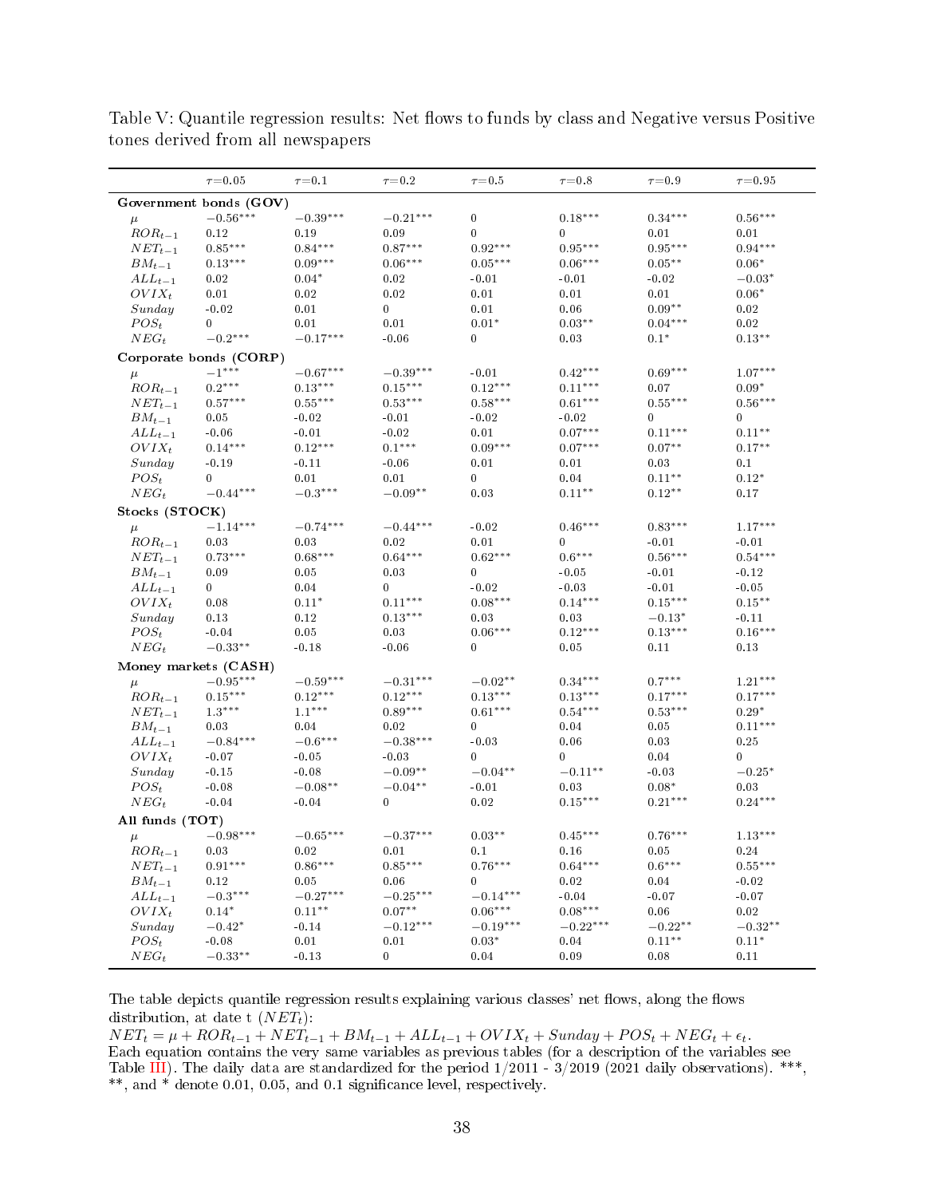Table V: Quantile regression results: Net flows to funds by class and Negative versus Positive tones derived from all newspapers

| | $\tau$=0.05 | $\tau$=0.1 | $\tau$=0.2 | $\tau$=0.5 | $\tau$=0.8 | $\tau$=0.9 | $\tau$=0.95 |
|---|---|---|---|---|---|---|---|
| **Government bonds (GOV)** | | | | | | | |
| $\mu$ | $-0.56^{***}$ | $-0.39^{***}$ | $-0.21^{***}$ | 0 | $0.18^{***}$ | $0.34^{***}$ | $0.56^{***}$ |
| $ROR_{t-1}$ | 0.12 | 0.19 | 0.09 | 0 | 0 | 0.01 | 0.01 |
| $NET_{t-1}$ | $0.85^{***}$ | $0.84^{***}$ | $0.87^{***}$ | $0.92^{***}$ | $0.95^{***}$ | $0.95^{***}$ | $0.94^{***}$ |
| $BM_{t-1}$ | $0.13^{***}$ | $0.09^{***}$ | $0.06^{***}$ | $0.05^{***}$ | $0.06^{***}$ | $0.05^{**}$ | $0.06^{*}$ |
| $ALL_{t-1}$ | 0.02 | $0.04^{*}$ | 0.02 | -0.01 | -0.01 | -0.02 | $-0.03^{*}$ |
| $OVIX_t$ | 0.01 | 0.02 | 0.02 | 0.01 | 0.01 | 0.01 | $0.06^{*}$ |
| $Sunday$ | -0.02 | 0.01 | 0 | 0.01 | 0.06 | $0.09^{**}$ | 0.02 |
| $POS_t$ | 0 | 0.01 | 0.01 | $0.01^{*}$ | $0.03^{**}$ | $0.04^{***}$ | 0.02 |
| $NEG_t$ | $-0.2^{***}$ | $-0.17^{***}$ | -0.06 | 0 | 0.03 | $0.1^{*}$ | $0.13^{**}$ |
| **Corporate bonds (CORP)** | | | | | | | |
| $\mu$ | $-1^{***}$ | $-0.67^{***}$ | $-0.39^{***}$ | -0.01 | $0.42^{***}$ | $0.69^{***}$ | $1.07^{***}$ |
| $ROR_{t-1}$ | $0.2^{***}$ | $0.13^{***}$ | $0.15^{***}$ | $0.12^{***}$ | $0.11^{***}$ | 0.07 | $0.09^{*}$ |
| $NET_{t-1}$ | $0.57^{***}$ | $0.55^{***}$ | $0.53^{***}$ | $0.58^{***}$ | $0.61^{***}$ | $0.55^{***}$ | $0.56^{***}$ |
| $BM_{t-1}$ | 0.05 | -0.02 | -0.01 | -0.02 | -0.02 | 0 | 0 |
| $ALL_{t-1}$ | -0.06 | -0.01 | -0.02 | 0.01 | $0.07^{***}$ | $0.11^{***}$ | $0.11^{**}$ |
| $OVIX_t$ | $0.14^{***}$ | $0.12^{***}$ | $0.1^{***}$ | $0.09^{***}$ | $0.07^{***}$ | $0.07^{**}$ | $0.17^{**}$ |
| $Sunday$ | -0.19 | -0.11 | -0.06 | 0.01 | 0.01 | 0.03 | 0.1 |
| $POS_t$ | 0 | 0.01 | 0.01 | 0 | 0.04 | $0.11^{**}$ | $0.12^{*}$ |
| $NEG_t$ | $-0.44^{***}$ | $-0.3^{***}$ | $-0.09^{**}$ | 0.03 | $0.11^{**}$ | $0.12^{**}$ | 0.17 |
| **Stocks (STOCK)** | | | | | | | |
| $\mu$ | $-1.14^{***}$ | $-0.74^{***}$ | $-0.44^{***}$ | -0.02 | $0.46^{***}$ | $0.83^{***}$ | $1.17^{***}$ |
| $ROR_{t-1}$ | 0.03 | 0.03 | 0.02 | 0.01 | 0 | -0.01 | -0.01 |
| $NET_{t-1}$ | $0.73^{***}$ | $0.68^{***}$ | $0.64^{***}$ | $0.62^{***}$ | $0.6^{***}$ | $0.56^{***}$ | $0.54^{***}$ |
| $BM_{t-1}$ | 0.09 | 0.05 | 0.03 | 0 | -0.05 | -0.01 | -0.12 |
| $ALL_{t-1}$ | 0 | 0.04 | 0 | -0.02 | -0.03 | -0.01 | -0.05 |
| $OVIX_t$ | 0.08 | $0.11^{*}$ | $0.11^{***}$ | $0.08^{***}$ | $0.14^{***}$ | $0.15^{***}$ | $0.15^{**}$ |
| $Sunday$ | 0.13 | 0.12 | $0.13^{***}$ | 0.03 | 0.03 | $-0.13^{*}$ | -0.11 |
| $POS_t$ | -0.04 | 0.05 | 0.03 | $0.06^{***}$ | $0.12^{***}$ | $0.13^{***}$ | $0.16^{***}$ |
| $NEG_t$ | $-0.33^{**}$ | -0.18 | -0.06 | 0 | 0.05 | 0.11 | 0.13 |
| **Money markets (CASH)** | | | | | | | |
| $\mu$ | $-0.95^{***}$ | $-0.59^{***}$ | $-0.31^{***}$ | $-0.02^{**}$ | $0.34^{***}$ | $0.7^{***}$ | $1.21^{***}$ |
| $ROR_{t-1}$ | $0.15^{***}$ | $0.12^{***}$ | $0.12^{***}$ | $0.13^{***}$ | $0.13^{***}$ | $0.17^{***}$ | $0.17^{***}$ |
| $NET_{t-1}$ | $1.3^{***}$ | $1.1^{***}$ | $0.89^{***}$ | $0.61^{***}$ | $0.54^{***}$ | $0.53^{***}$ | $0.29^{*}$ |
| $BM_{t-1}$ | 0.03 | 0.04 | 0.02 | 0 | 0.04 | 0.05 | $0.11^{***}$ |
| $ALL_{t-1}$ | $-0.84^{***}$ | $-0.6^{***}$ | $-0.38^{***}$ | -0.03 | 0.06 | 0.03 | 0.25 |
| $OVIX_t$ | -0.07 | -0.05 | -0.03 | 0 | 0 | 0.04 | 0 |
| $Sunday$ | -0.15 | -0.08 | $-0.09^{**}$ | $-0.04^{**}$ | $-0.11^{**}$ | -0.03 | $-0.25^{*}$ |
| $POS_t$ | -0.08 | $-0.08^{**}$ | $-0.04^{**}$ | -0.01 | 0.03 | $0.08^{*}$ | 0.03 |
| $NEG_t$ | -0.04 | -0.04 | 0 | 0.02 | $0.15^{***}$ | $0.21^{***}$ | $0.24^{***}$ |
| **All funds (TOT)** | | | | | | | |
| $\mu$ | $-0.98^{***}$ | $-0.65^{***}$ | $-0.37^{***}$ | $0.03^{**}$ | $0.45^{***}$ | $0.76^{***}$ | $1.13^{***}$ |
| $ROR_{t-1}$ | 0.03 | 0.02 | 0.01 | 0.1 | 0.16 | 0.05 | 0.24 |
| $NET_{t-1}$ | $0.91^{***}$ | $0.86^{***}$ | $0.85^{***}$ | $0.76^{***}$ | $0.64^{***}$ | $0.6^{***}$ | $0.55^{***}$ |
| $BM_{t-1}$ | 0.12 | 0.05 | 0.06 | 0 | 0.02 | 0.04 | -0.02 |
| $ALL_{t-1}$ | $-0.3^{***}$ | $-0.27^{***}$ | $-0.25^{***}$ | $-0.14^{***}$ | -0.04 | -0.07 | -0.07 |
| $OVIX_t$ | $0.14^{*}$ | $0.11^{**}$ | $0.07^{**}$ | $0.06^{***}$ | $0.08^{***}$ | 0.06 | 0.02 |
| $Sunday$ | $-0.42^{*}$ | -0.14 | $-0.12^{***}$ | $-0.19^{***}$ | $-0.22^{***}$ | $-0.22^{**}$ | $-0.32^{**}$ |
| $POS_t$ | -0.08 | 0.01 | 0.01 | $0.03^{*}$ | 0.04 | $0.11^{**}$ | $0.11^{*}$ |
| $NEG_t$ | $-0.33^{**}$ | -0.13 | 0 | 0.04 | 0.09 | 0.08 | 0.11 |

The table depicts quantile regression results explaining various classes' net flows, along the flows distribution, at date t ($NET_t$):
$NET_t = \mu + ROR_{t-1} + NET_{t-1} + BM_{t-1} + ALL_{t-1} + OVIX_t + Sunday + POS_t + NEG_t + \epsilon_t$.
Each equation contains the very same variables as previous tables (for a description of the variables see Table III). The daily data are standardized for the period 1/2011 - 3/2019 (2021 daily observations). ***, **, and * denote 0.01, 0.05, and 0.1 significance level, respectively.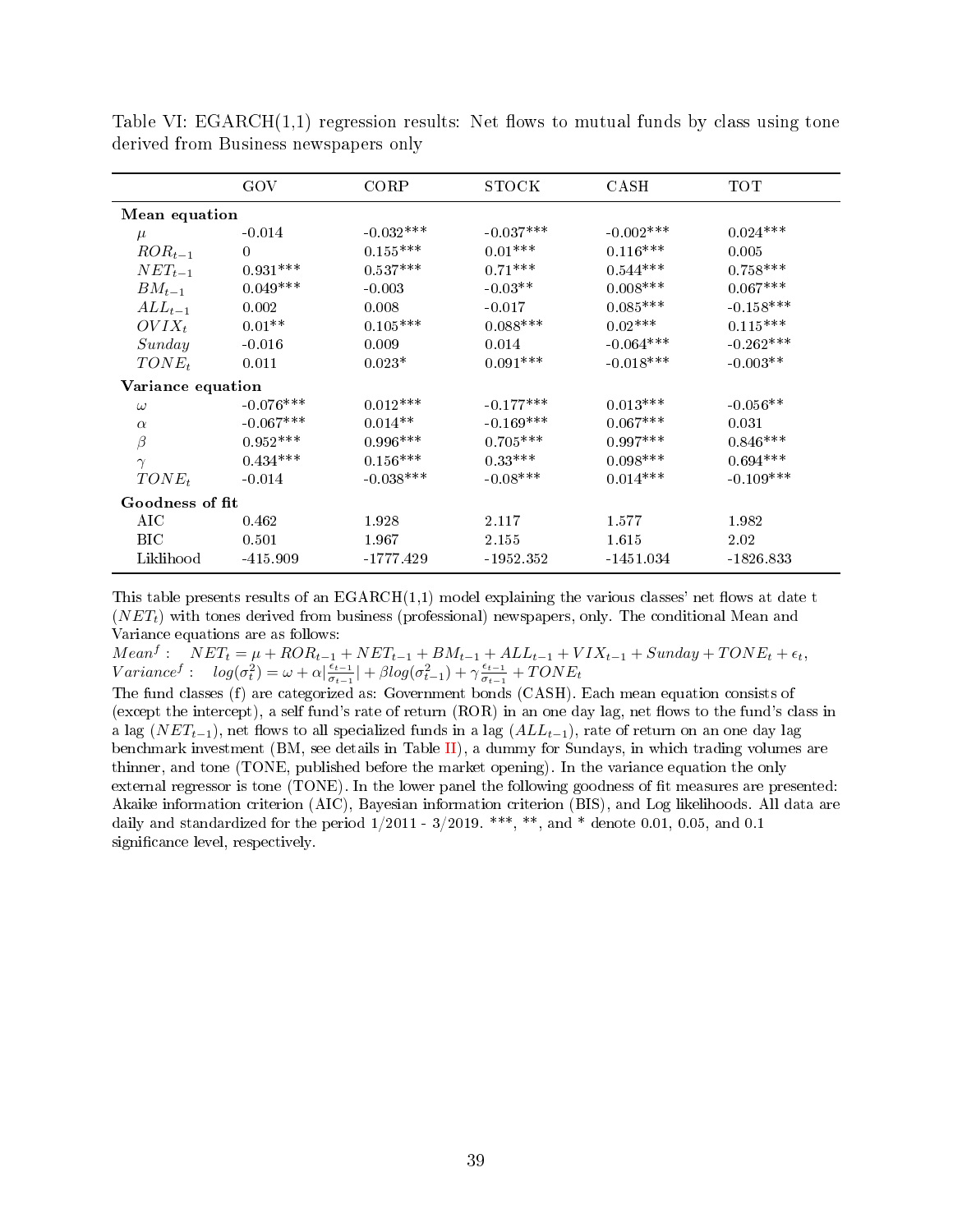Table VI: EGARCH(1,1) regression results: Net flows to mutual funds by class using tone derived from Business newspapers only

| | GOV | CORP | STOCK | CASH | TOT |
|---|---|---|---|---|---|
| **Mean equation** | | | | | |
| $\mu$ | -0.014 | -0.032*** | -0.037*** | -0.002*** | 0.024*** |
| $ROR_{t-1}$ | 0 | 0.155*** | 0.01*** | 0.116*** | 0.005 |
| $NET_{t-1}$ | 0.931*** | 0.537*** | 0.71*** | 0.544*** | 0.758*** |
| $BM_{t-1}$ | 0.049*** | -0.003 | -0.03** | 0.008*** | 0.067*** |
| $ALL_{t-1}$ | 0.002 | 0.008 | -0.017 | 0.085*** | -0.158*** |
| $OVIX_t$ | 0.01** | 0.105*** | 0.088*** | 0.02*** | 0.115*** |
| $Sunday$ | -0.016 | 0.009 | 0.014 | -0.064*** | -0.262*** |
| $TONE_t$ | 0.011 | 0.023* | 0.091*** | -0.018*** | -0.003** |
| **Variance equation** | | | | | |
| $\omega$ | -0.076*** | 0.012*** | -0.177*** | 0.013*** | -0.056** |
| $\alpha$ | -0.067*** | 0.014** | -0.169*** | 0.067*** | 0.031 |
| $\beta$ | 0.952*** | 0.996*** | 0.705*** | 0.997*** | 0.846*** |
| $\gamma$ | 0.434*** | 0.156*** | 0.33*** | 0.098*** | 0.694*** |
| $TONE_t$ | -0.014 | -0.038*** | -0.08*** | 0.014*** | -0.109*** |
| **Goodness of fit** | | | | | |
| AIC | 0.462 | 1.928 | 2.117 | 1.577 | 1.982 |
| BIC | 0.501 | 1.967 | 2.155 | 1.615 | 2.02 |
| Liklihood | -415.909 | -1777.429 | -1952.352 | -1451.034 | -1826.833 |

This table presents results of an EGARCH(1,1) model explaining the various classes' net flows at date t ($NET_t$) with tones derived from business (professional) newspapers, only. The conditional Mean and Variance equations are as follows:

$Mean^f: \quad NET_t = \mu + ROR_{t-1} + NET_{t-1} + BM_{t-1} + ALL_{t-1} + VIX_{t-1} + Sunday + TONE_t + \epsilon_t,$

$Variance^f: \quad log(\sigma_t^2) = \omega + \alpha|\frac{\epsilon_{t-1}}{\sigma_{t-1}}| + \beta log(\sigma_{t-1}^2) + \gamma\frac{\epsilon_{t-1}}{\sigma_{t-1}} + TONE_t$

The fund classes (f) are categorized as: Government bonds (CASH). Each mean equation consists of (except the intercept), a self fund's rate of return (ROR) in an one day lag, net flows to the fund's class in a lag ($NET_{t-1}$), net flows to all specialized funds in a lag ($ALL_{t-1}$), rate of return on an one day lag benchmark investment (BM, see details in Table II), a dummy for Sundays, in which trading volumes are thinner, and tone (TONE, published before the market opening). In the variance equation the only external regressor is tone (TONE). In the lower panel the following goodness of fit measures are presented: Akaike information criterion (AIC), Bayesian information criterion (BIS), and Log likelihoods. All data are daily and standardized for the period 1/2011 - 3/2019. ***, **, and * denote 0.01, 0.05, and 0.1 significance level, respectively.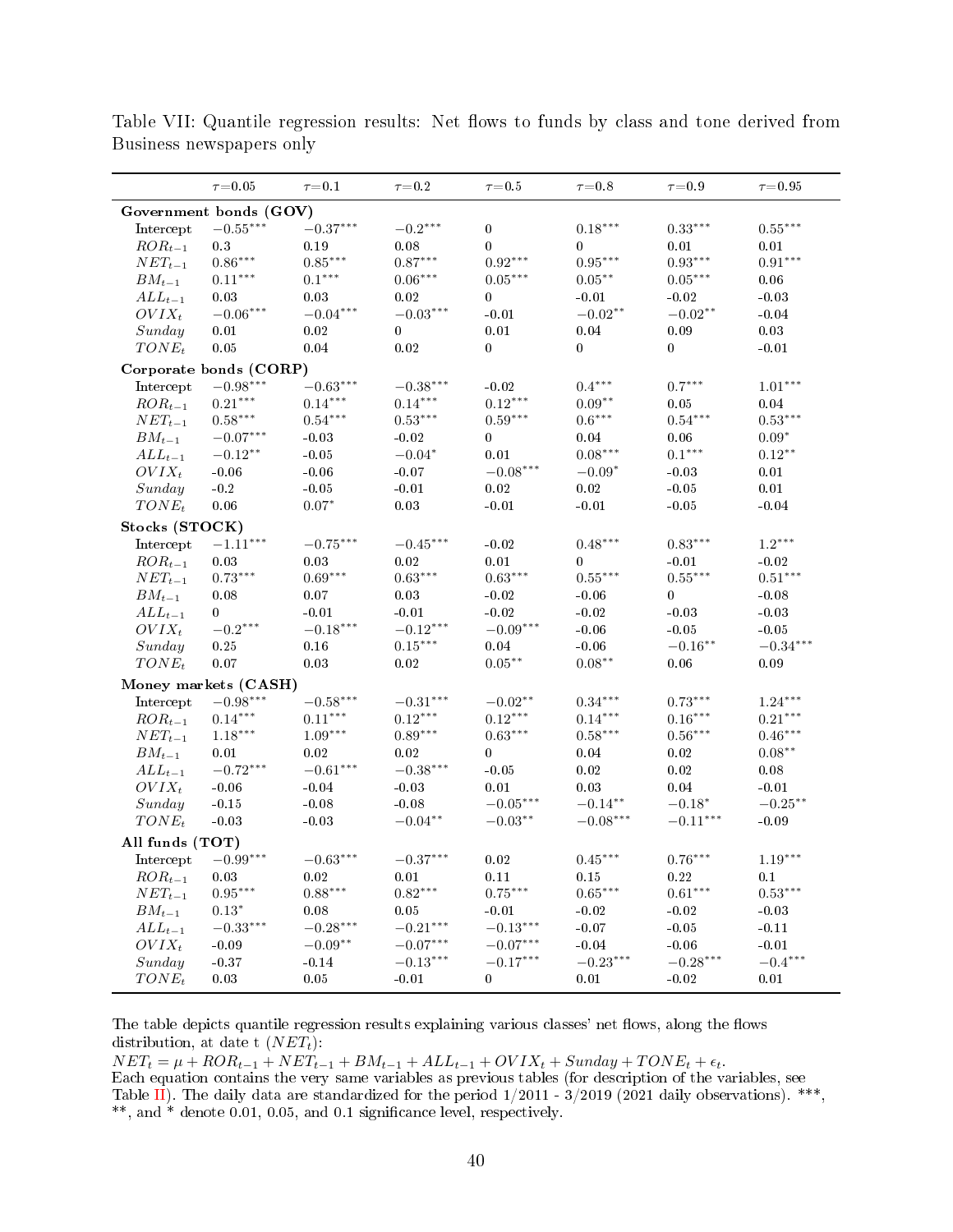Table VII: Quantile regression results: Net flows to funds by class and tone derived from Business newspapers only

| | $\tau$=0.05 | $\tau$=0.1 | $\tau$=0.2 | $\tau$=0.5 | $\tau$=0.8 | $\tau$=0.9 | $\tau$=0.95 |
|---|---|---|---|---|---|---|---|
| **Government bonds (GOV)** | | | | | | | |
| Intercept | $-0.55^{***}$ | $-0.37^{***}$ | $-0.2^{***}$ | 0 | $0.18^{***}$ | $0.33^{***}$ | $0.55^{***}$ |
| $ROR_{t-1}$ | 0.3 | 0.19 | 0.08 | 0 | 0 | 0.01 | 0.01 |
| $NET_{t-1}$ | $0.86^{***}$ | $0.85^{***}$ | $0.87^{***}$ | $0.92^{***}$ | $0.95^{***}$ | $0.93^{***}$ | $0.91^{***}$ |
| $BM_{t-1}$ | $0.11^{***}$ | $0.1^{***}$ | $0.06^{***}$ | $0.05^{***}$ | $0.05^{**}$ | $0.05^{***}$ | 0.06 |
| $ALL_{t-1}$ | 0.03 | 0.03 | 0.02 | 0 | -0.01 | -0.02 | -0.03 |
| $OVIX_t$ | $-0.06^{***}$ | $-0.04^{***}$ | $-0.03^{***}$ | -0.01 | $-0.02^{**}$ | $-0.02^{**}$ | -0.04 |
| $Sunday$ | 0.01 | 0.02 | 0 | 0.01 | 0.04 | 0.09 | 0.03 |
| $TONE_t$ | 0.05 | 0.04 | 0.02 | 0 | 0 | 0 | -0.01 |
| **Corporate bonds (CORP)** | | | | | | | |
| Intercept | $-0.98^{***}$ | $-0.63^{***}$ | $-0.38^{***}$ | -0.02 | $0.4^{***}$ | $0.7^{***}$ | $1.01^{***}$ |
| $ROR_{t-1}$ | $0.21^{***}$ | $0.14^{***}$ | $0.14^{***}$ | $0.12^{***}$ | $0.09^{**}$ | 0.05 | 0.04 |
| $NET_{t-1}$ | $0.58^{***}$ | $0.54^{***}$ | $0.53^{***}$ | $0.59^{***}$ | $0.6^{***}$ | $0.54^{***}$ | $0.53^{***}$ |
| $BM_{t-1}$ | $-0.07^{***}$ | -0.03 | -0.02 | 0 | 0.04 | 0.06 | $0.09^{*}$ |
| $ALL_{t-1}$ | $-0.12^{**}$ | -0.05 | $-0.04^{*}$ | 0.01 | $0.08^{***}$ | $0.1^{***}$ | $0.12^{**}$ |
| $OVIX_t$ | -0.06 | -0.06 | -0.07 | $-0.08^{***}$ | $-0.09^{*}$ | -0.03 | 0.01 |
| $Sunday$ | -0.2 | -0.05 | -0.01 | 0.02 | 0.02 | -0.05 | 0.01 |
| $TONE_t$ | 0.06 | $0.07^{*}$ | 0.03 | -0.01 | -0.01 | -0.05 | -0.04 |
| **Stocks (STOCK)** | | | | | | | |
| Intercept | $-1.11^{***}$ | $-0.75^{***}$ | $-0.45^{***}$ | -0.02 | $0.48^{***}$ | $0.83^{***}$ | $1.2^{***}$ |
| $ROR_{t-1}$ | 0.03 | 0.03 | 0.02 | 0.01 | 0 | -0.01 | -0.02 |
| $NET_{t-1}$ | $0.73^{***}$ | $0.69^{***}$ | $0.63^{***}$ | $0.63^{***}$ | $0.55^{***}$ | $0.55^{***}$ | $0.51^{***}$ |
| $BM_{t-1}$ | 0.08 | 0.07 | 0.03 | -0.02 | -0.06 | 0 | -0.08 |
| $ALL_{t-1}$ | 0 | -0.01 | -0.01 | -0.02 | -0.02 | -0.03 | -0.03 |
| $OVIX_t$ | $-0.2^{***}$ | $-0.18^{***}$ | $-0.12^{***}$ | $-0.09^{***}$ | -0.06 | -0.05 | -0.05 |
| $Sunday$ | 0.25 | 0.16 | $0.15^{***}$ | 0.04 | -0.06 | $-0.16^{**}$ | $-0.34^{***}$ |
| $TONE_t$ | 0.07 | 0.03 | 0.02 | $0.05^{**}$ | $0.08^{**}$ | 0.06 | 0.09 |
| **Money markets (CASH)** | | | | | | | |
| Intercept | $-0.98^{***}$ | $-0.58^{***}$ | $-0.31^{***}$ | $-0.02^{**}$ | $0.34^{***}$ | $0.73^{***}$ | $1.24^{***}$ |
| $ROR_{t-1}$ | $0.14^{***}$ | $0.11^{***}$ | $0.12^{***}$ | $0.12^{***}$ | $0.14^{***}$ | $0.16^{***}$ | $0.21^{***}$ |
| $NET_{t-1}$ | $1.18^{***}$ | $1.09^{***}$ | $0.89^{***}$ | $0.63^{***}$ | $0.58^{***}$ | $0.56^{***}$ | $0.46^{***}$ |
| $BM_{t-1}$ | 0.01 | 0.02 | 0.02 | 0 | 0.04 | 0.02 | $0.08^{**}$ |
| $ALL_{t-1}$ | $-0.72^{***}$ | $-0.61^{***}$ | $-0.38^{***}$ | -0.05 | 0.02 | 0.02 | 0.08 |
| $OVIX_t$ | -0.06 | -0.04 | -0.03 | 0.01 | 0.03 | 0.04 | -0.01 |
| $Sunday$ | -0.15 | -0.08 | -0.08 | $-0.05^{***}$ | $-0.14^{**}$ | $-0.18^{*}$ | $-0.25^{**}$ |
| $TONE_t$ | -0.03 | -0.03 | $-0.04^{**}$ | $-0.03^{**}$ | $-0.08^{***}$ | $-0.11^{***}$ | -0.09 |
| **All funds (TOT)** | | | | | | | |
| Intercept | $-0.99^{***}$ | $-0.63^{***}$ | $-0.37^{***}$ | 0.02 | $0.45^{***}$ | $0.76^{***}$ | $1.19^{***}$ |
| $ROR_{t-1}$ | 0.03 | 0.02 | 0.01 | 0.11 | 0.15 | 0.22 | 0.1 |
| $NET_{t-1}$ | $0.95^{***}$ | $0.88^{***}$ | $0.82^{***}$ | $0.75^{***}$ | $0.65^{***}$ | $0.61^{***}$ | $0.53^{***}$ |
| $BM_{t-1}$ | $0.13^{*}$ | 0.08 | 0.05 | -0.01 | -0.02 | -0.02 | -0.03 |
| $ALL_{t-1}$ | $-0.33^{***}$ | $-0.28^{***}$ | $-0.21^{***}$ | $-0.13^{***}$ | -0.07 | -0.05 | -0.11 |
| $OVIX_t$ | -0.09 | $-0.09^{**}$ | $-0.07^{***}$ | $-0.07^{***}$ | -0.04 | -0.06 | -0.01 |
| $Sunday$ | -0.37 | -0.14 | $-0.13^{***}$ | $-0.17^{***}$ | $-0.23^{***}$ | $-0.28^{***}$ | $-0.4^{***}$ |
| $TONE_t$ | 0.03 | 0.05 | -0.01 | 0 | 0.01 | -0.02 | 0.01 |

The table depicts quantile regression results explaining various classes' net flows, along the flows distribution, at date t ($NET_t$):
$NET_t = \mu + ROR_{t-1} + NET_{t-1} + BM_{t-1} + ALL_{t-1} + OVIX_t + Sunday + TONE_t + \epsilon_t$.
Each equation contains the very same variables as previous tables (for description of the variables, see Table II). The daily data are standardized for the period 1/2011 - 3/2019 (2021 daily observations). ***, **, and * denote 0.01, 0.05, and 0.1 significance level, respectively.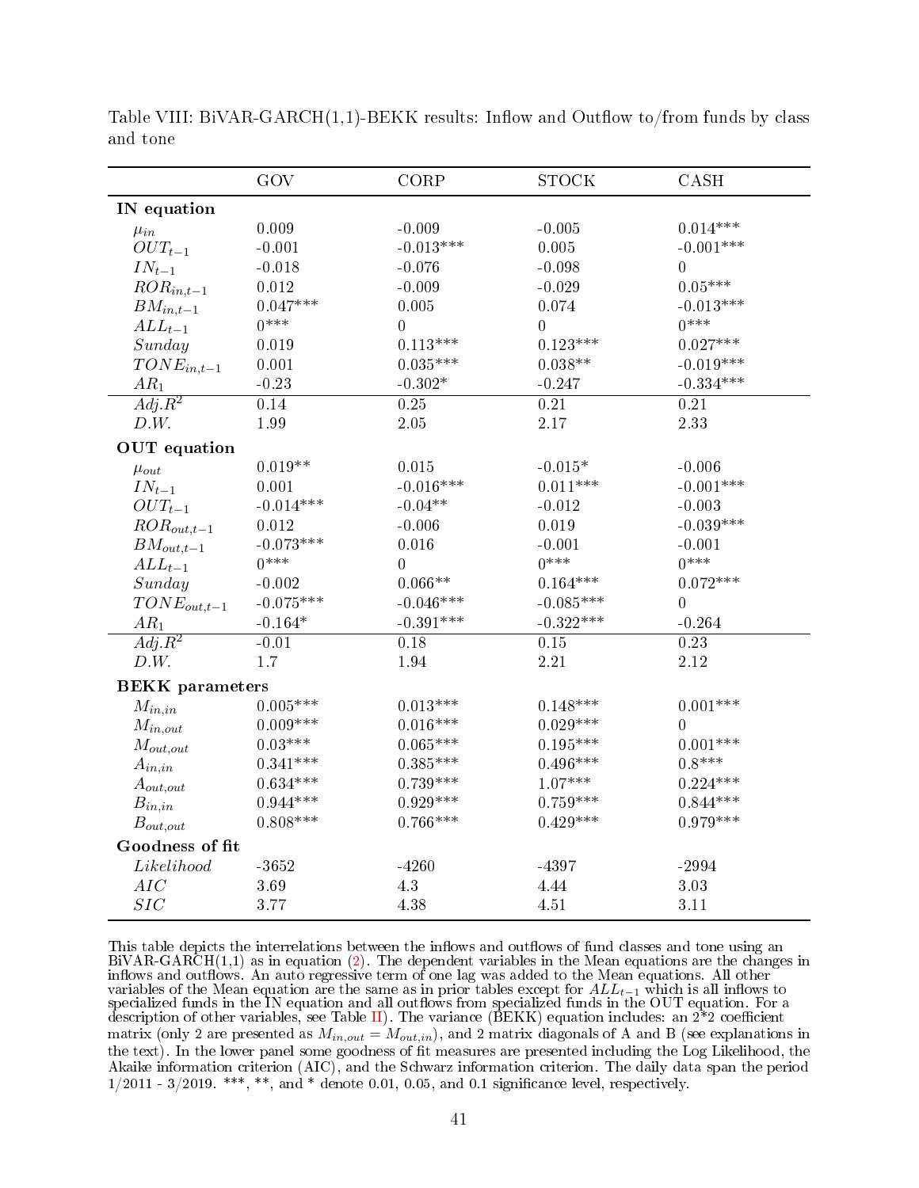Table VIII: BiVAR-GARCH(1,1)-BEKK results: Inflow and Outflow to/from funds by class and tone

| | GOV | CORP | STOCK | CASH |
|---|---|---|---|---|
| **IN equation** | | | | |
| $\mu_{in}$ | 0.009 | -0.009 | -0.005 | 0.014*** |
| $OUT_{t-1}$ | -0.001 | -0.013*** | 0.005 | -0.001*** |
| $IN_{t-1}$ | -0.018 | -0.076 | -0.098 | 0 |
| $ROR_{in,t-1}$ | 0.012 | -0.009 | -0.029 | 0.05*** |
| $BM_{in,t-1}$ | 0.047*** | 0.005 | 0.074 | -0.013*** |
| $ALL_{t-1}$ | 0*** | 0 | 0 | 0*** |
| $Sunday$ | 0.019 | 0.113*** | 0.123*** | 0.027*** |
| $TONE_{in,t-1}$ | 0.001 | 0.035*** | 0.038** | -0.019*** |
| $AR_1$ | -0.23 | -0.302* | -0.247 | -0.334*** |
| $Adj.R^2$ | 0.14 | 0.25 | 0.21 | 0.21 |
| $D.W.$ | 1.99 | 2.05 | 2.17 | 2.33 |
| **OUT equation** | | | | |
| $\mu_{out}$ | 0.019** | 0.015 | -0.015* | -0.006 |
| $IN_{t-1}$ | 0.001 | -0.016*** | 0.011*** | -0.001*** |
| $OUT_{t-1}$ | -0.014*** | -0.04** | -0.012 | -0.003 |
| $ROR_{out,t-1}$ | 0.012 | -0.006 | 0.019 | -0.039*** |
| $BM_{out,t-1}$ | -0.073*** | 0.016 | -0.001 | -0.001 |
| $ALL_{t-1}$ | 0*** | 0 | 0*** | 0*** |
| $Sunday$ | -0.002 | 0.066** | 0.164*** | 0.072*** |
| $TONE_{out,t-1}$ | -0.075*** | -0.046*** | -0.085*** | 0 |
| $AR_1$ | -0.164* | -0.391*** | -0.322*** | -0.264 |
| $Adj.R^2$ | -0.01 | 0.18 | 0.15 | 0.23 |
| $D.W.$ | 1.7 | 1.94 | 2.21 | 2.12 |
| **BEKK parameters** | | | | |
| $M_{in,in}$ | 0.005*** | 0.013*** | 0.148*** | 0.001*** |
| $M_{in,out}$ | 0.009*** | 0.016*** | 0.029*** | 0 |
| $M_{out,out}$ | 0.03*** | 0.065*** | 0.195*** | 0.001*** |
| $A_{in,in}$ | 0.341*** | 0.385*** | 0.496*** | 0.8*** |
| $A_{out,out}$ | 0.634*** | 0.739*** | 1.07*** | 0.224*** |
| $B_{in,in}$ | 0.944*** | 0.929*** | 0.759*** | 0.844*** |
| $B_{out,out}$ | 0.808*** | 0.766*** | 0.429*** | 0.979*** |
| **Goodness of fit** | | | | |
| $Likelihood$ | -3652 | -4260 | -4397 | -2994 |
| $AIC$ | 3.69 | 4.3 | 4.44 | 3.03 |
| $SIC$ | 3.77 | 4.38 | 4.51 | 3.11 |

This table depicts the interrelations between the inflows and outflows of fund classes and tone using an BiVAR-GARCH(1,1) as in equation (2). The dependent variables in the Mean equations are the changes in inflows and outflows. An auto regressive term of one lag was added to the Mean equations. All other variables of the Mean equation are the same as in prior tables except for $ALL_{t-1}$ which is all inflows to specialized funds in the IN equation and all outflows from specialized funds in the OUT equation. For a description of other variables, see Table II). The variance (BEKK) equation includes: an 2*2 coefficient matrix (only 2 are presented as $M_{in,out} = M_{out,in}$), and 2 matrix diagonals of A and B (see explanations in the text). In the lower panel some goodness of fit measures are presented including the Log Likelihood, the Akaike information criterion (AIC), and the Schwarz information criterion. The daily data span the period 1/2011 - 3/2019. ***, **, and * denote 0.01, 0.05, and 0.1 significance level, respectively.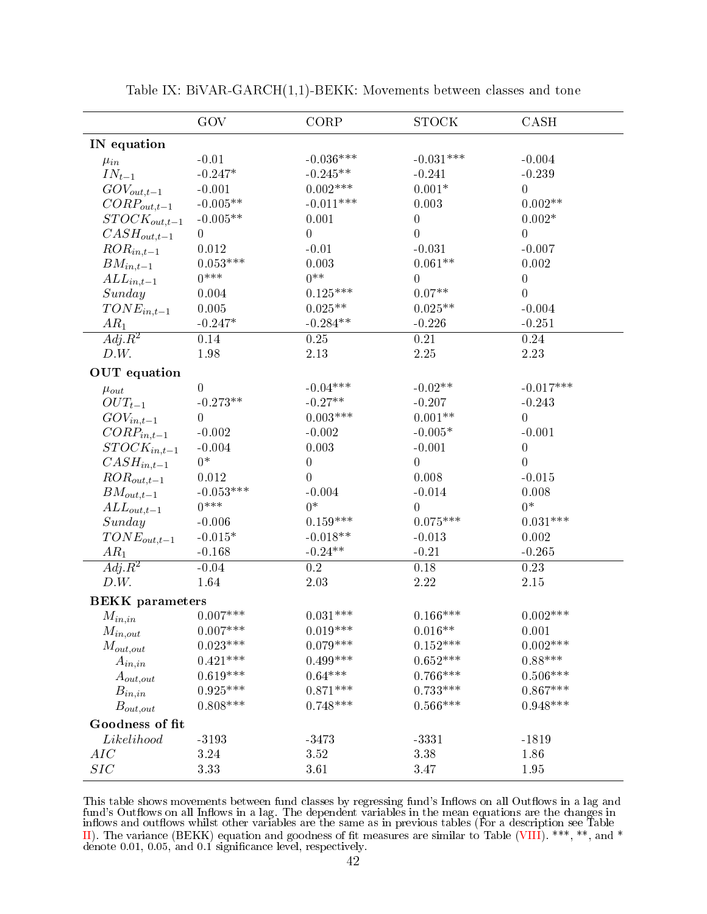Table IX: BiVAR-GARCH(1,1)-BEKK: Movements between classes and tone

| | GOV | CORP | STOCK | CASH |
|---|---|---|---|---|
| **IN equation** | | | | |
| $\mu_{in}$ | -0.01 | -0.036*** | -0.031*** | -0.004 |
| $IN_{t-1}$ | -0.247* | -0.245** | -0.241 | -0.239 |
| $GOV_{out,t-1}$ | -0.001 | 0.002*** | 0.001* | 0 |
| $CORP_{out,t-1}$ | -0.005** | -0.011*** | 0.003 | 0.002** |
| $STOCK_{out,t-1}$ | -0.005** | 0.001 | 0 | 0.002* |
| $CASH_{out,t-1}$ | 0 | 0 | 0 | 0 |
| $ROR_{in,t-1}$ | 0.012 | -0.01 | -0.031 | -0.007 |
| $BM_{in,t-1}$ | 0.053*** | 0.003 | 0.061** | 0.002 |
| $ALL_{in,t-1}$ | 0*** | 0** | 0 | 0 |
| $Sunday$ | 0.004 | 0.125*** | 0.07** | 0 |
| $TONE_{in,t-1}$ | 0.005 | 0.025** | 0.025** | -0.004 |
| $AR_1$ | -0.247* | -0.284** | -0.226 | -0.251 |
| $Adj.R^2$ | 0.14 | 0.25 | 0.21 | 0.24 |
| $D.W.$ | 1.98 | 2.13 | 2.25 | 2.23 |
| **OUT equation** | | | | |
| $\mu_{out}$ | 0 | -0.04*** | -0.02** | -0.017*** |
| $OUT_{t-1}$ | -0.273** | -0.27** | -0.207 | -0.243 |
| $GOV_{in,t-1}$ | 0 | 0.003*** | 0.001** | 0 |
| $CORP_{in,t-1}$ | -0.002 | -0.002 | -0.005* | -0.001 |
| $STOCK_{in,t-1}$ | -0.004 | 0.003 | -0.001 | 0 |
| $CASH_{in,t-1}$ | 0* | 0 | 0 | 0 |
| $ROR_{out,t-1}$ | 0.012 | 0 | 0.008 | -0.015 |
| $BM_{out,t-1}$ | -0.053*** | -0.004 | -0.014 | 0.008 |
| $ALL_{out,t-1}$ | 0*** | 0* | 0 | 0* |
| $Sunday$ | -0.006 | 0.159*** | 0.075*** | 0.031*** |
| $TONE_{out,t-1}$ | -0.015* | -0.018** | -0.013 | 0.002 |
| $AR_1$ | -0.168 | -0.24** | -0.21 | -0.265 |
| $Adj.R^2$ | -0.04 | 0.2 | 0.18 | 0.23 |
| $D.W.$ | 1.64 | 2.03 | 2.22 | 2.15 |
| **BEKK parameters** | | | | |
| $M_{in,in}$ | 0.007*** | 0.031*** | 0.166*** | 0.002*** |
| $M_{in,out}$ | 0.007*** | 0.019*** | 0.016** | 0.001 |
| $M_{out,out}$ | 0.023*** | 0.079*** | 0.152*** | 0.002*** |
| $A_{in,in}$ | 0.421*** | 0.499*** | 0.652*** | 0.88*** |
| $A_{out,out}$ | 0.619*** | 0.64*** | 0.766*** | 0.506*** |
| $B_{in,in}$ | 0.925*** | 0.871*** | 0.733*** | 0.867*** |
| $B_{out,out}$ | 0.808*** | 0.748*** | 0.566*** | 0.948*** |
| **Goodness of fit** | | | | |
| $Likelihood$ | -3193 | -3473 | -3331 | -1819 |
| $AIC$ | 3.24 | 3.52 | 3.38 | 1.86 |
| $SIC$ | 3.33 | 3.61 | 3.47 | 1.95 |

This table shows movements between fund classes by regressing fund's Inflows on all Outflows in a lag and fund's Outflows on all Inflows in a lag. The dependent variables in the mean equations are the changes in inflows and outflows whilst other variables are the same as in previous tables (For a description see Table II). The variance (BEKK) equation and goodness of fit measures are similar to Table (VIII). ***, **, and * denote 0.01, 0.05, and 0.1 significance level, respectively.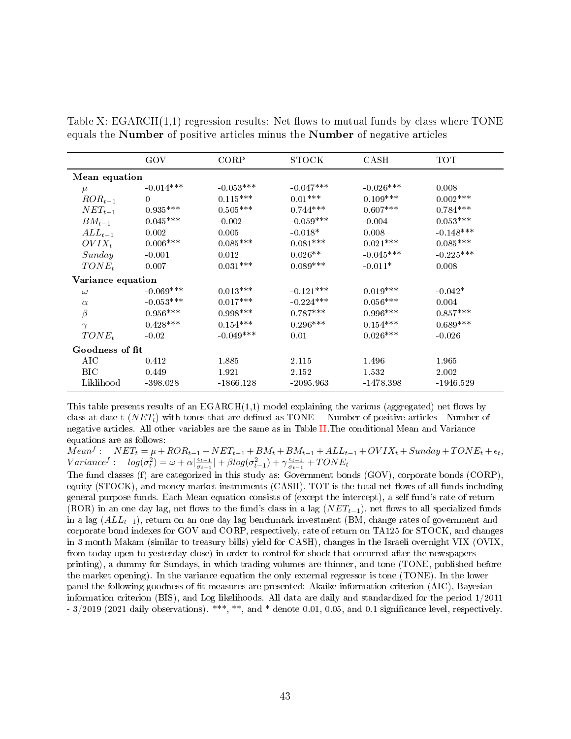Table X: EGARCH(1,1) regression results: Net flows to mutual funds by class where TONE equals the **Number** of positive articles minus the **Number** of negative articles

| | GOV | CORP | STOCK | CASH | TOT |
|---|---|---|---|---|---|
| **Mean equation** | | | | | |
| $\mu$ | -0.014*** | -0.053*** | -0.047*** | -0.026*** | 0.008 |
| $ROR_{t-1}$ | 0 | 0.115*** | 0.01*** | 0.109*** | 0.002*** |
| $NET_{t-1}$ | 0.935*** | 0.505*** | 0.744*** | 0.607*** | 0.784*** |
| $BM_{t-1}$ | 0.045*** | -0.002 | -0.059*** | -0.004 | 0.053*** |
| $ALL_{t-1}$ | 0.002 | 0.005 | -0.018* | 0.008 | -0.148*** |
| $OVIX_t$ | 0.006*** | 0.085*** | 0.081*** | 0.021*** | 0.085*** |
| $Sunday$ | -0.001 | 0.012 | 0.026** | -0.045*** | -0.225*** |
| $TONE_t$ | 0.007 | 0.031*** | 0.089*** | -0.011* | 0.008 |
| **Variance equation** | | | | | |
| $\omega$ | -0.069*** | 0.013*** | -0.121*** | 0.019*** | -0.042* |
| $\alpha$ | -0.053*** | 0.017*** | -0.224*** | 0.056*** | 0.004 |
| $\beta$ | 0.956*** | 0.998*** | 0.787*** | 0.996*** | 0.857*** |
| $\gamma$ | 0.428*** | 0.154*** | 0.296*** | 0.154*** | 0.689*** |
| $TONE_t$ | -0.02 | -0.049*** | 0.01 | 0.026*** | -0.026 |
| **Goodness of fit** | | | | | |
| AIC | 0.412 | 1.885 | 2.115 | 1.496 | 1.965 |
| BIC | 0.449 | 1.921 | 2.152 | 1.532 | 2.002 |
| Liklihood | -398.028 | -1866.128 | -2095.963 | -1478.398 | -1946.529 |

This table presents results of an EGARCH(1,1) model explaining the various (aggregated) net flows by class at date t ($NET_t$) with tones that are defined as TONE = Number of positive articles - Number of negative articles. All other variables are the same as in Table II.The conditional Mean and Variance equations are as follows:

$Mean^f: \quad NET_t = \mu + ROR_{t-1} + NET_{t-1} + BM_t + BM_{t-1} + ALL_{t-1} + OVIX_t + Sunday + TONE_t + \epsilon_t,$

$Variance^f: \quad log(\sigma_t^2) = \omega + \alpha|\frac{\epsilon_{t-1}}{\sigma_{t-1}}| + \beta log(\sigma_{t-1}^2) + \gamma\frac{\epsilon_{t-1}}{\sigma_{t-1}} + TONE_t$

The fund classes (f) are categorized in this study as: Government bonds (GOV), corporate bonds (CORP), equity (STOCK), and money market instruments (CASH). TOT is the total net flows of all funds including general purpose funds. Each Mean equation consists of (except the intercept), a self fund's rate of return (ROR) in an one day lag, net flows to the fund's class in a lag ($NET_{t-1}$), net flows to all specialized funds in a lag ($ALL_{t-1}$), return on an one day lag benchmark investment (BM, change rates of government and corporate bond indexes for GOV and CORP, respectively, rate of return on TA125 for STOCK, and changes in 3 month Makam (similar to treasury bills) yield for CASH), changes in the Israeli overnight VIX (OVIX, from today open to yesterday close) in order to control for shock that occurred after the newspapers printing), a dummy for Sundays, in which trading volumes are thinner, and tone (TONE, published before the market opening). In the variance equation the only external regressor is tone (TONE). In the lower panel the following goodness of fit measures are presented: Akaike information criterion (AIC), Bayesian information criterion (BIS), and Log likelihoods. All data are daily and standardized for the period 1/2011 - 3/2019 (2021 daily observations). ***, **, and * denote 0.01, 0.05, and 0.1 significance level, respectively.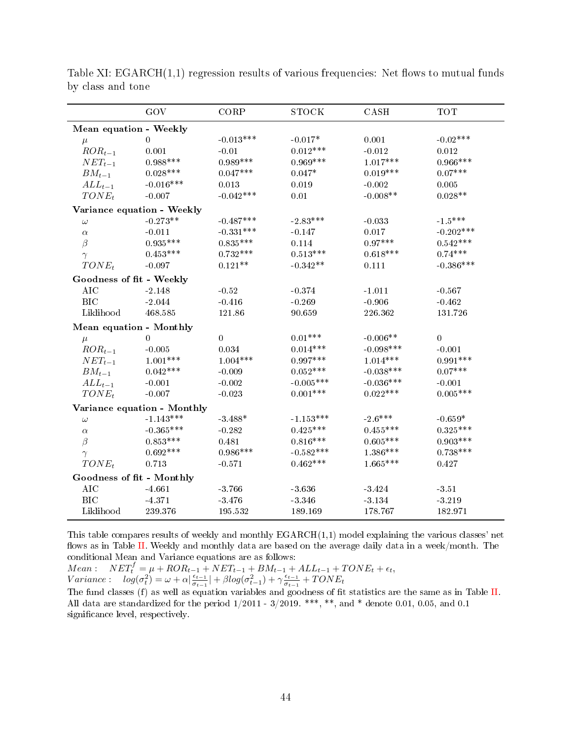Table XI: EGARCH(1,1) regression results of various frequencies: Net flows to mutual funds by class and tone

| | GOV | CORP | STOCK | CASH | TOT |
|---|---|---|---|---|---|
| **Mean equation - Weekly** | | | | | |
| $\mu$ | 0 | -0.013*** | -0.017* | 0.001 | -0.02*** |
| $ROR_{t-1}$ | 0.001 | -0.01 | 0.012*** | -0.012 | 0.012 |
| $NET_{t-1}$ | 0.988*** | 0.989*** | 0.969*** | 1.017*** | 0.966*** |
| $BM_{t-1}$ | 0.028*** | 0.047*** | 0.047* | 0.019*** | 0.07*** |
| $ALL_{t-1}$ | -0.016*** | 0.013 | 0.019 | -0.002 | 0.005 |
| $TONE_t$ | -0.007 | -0.042*** | 0.01 | -0.008** | 0.028** |
| **Variance equation - Weekly** | | | | | |
| $\omega$ | -0.273** | -0.487*** | -2.83*** | -0.033 | -1.5*** |
| $\alpha$ | -0.011 | -0.331*** | -0.147 | 0.017 | -0.202*** |
| $\beta$ | 0.935*** | 0.835*** | 0.114 | 0.97*** | 0.542*** |
| $\gamma$ | 0.453*** | 0.732*** | 0.513*** | 0.618*** | 0.74*** |
| $TONE_t$ | -0.097 | 0.121** | -0.342** | 0.111 | -0.386*** |
| **Goodness of fit - Weekly** | | | | | |
| AIC | -2.148 | -0.52 | -0.374 | -1.011 | -0.567 |
| BIC | -2.044 | -0.416 | -0.269 | -0.906 | -0.462 |
| Liklihood | 468.585 | 121.86 | 90.659 | 226.362 | 131.726 |
| **Mean equation - Monthly** | | | | | |
| $\mu$ | 0 | 0 | 0.01*** | -0.006** | 0 |
| $ROR_{t-1}$ | -0.005 | 0.034 | 0.014*** | -0.098*** | -0.001 |
| $NET_{t-1}$ | 1.001*** | 1.004*** | 0.997*** | 1.014*** | 0.991*** |
| $BM_{t-1}$ | 0.042*** | -0.009 | 0.052*** | -0.038*** | 0.07*** |
| $ALL_{t-1}$ | -0.001 | -0.002 | -0.005*** | -0.036*** | -0.001 |
| $TONE_t$ | -0.007 | -0.023 | 0.001*** | 0.022*** | 0.005*** |
| **Variance equation - Monthly** | | | | | |
| $\omega$ | -1.143*** | -3.488* | -1.153*** | -2.6*** | -0.659* |
| $\alpha$ | -0.365*** | -0.282 | 0.425*** | 0.455*** | 0.325*** |
| $\beta$ | 0.853*** | 0.481 | 0.816*** | 0.605*** | 0.903*** |
| $\gamma$ | 0.692*** | 0.986*** | -0.582*** | 1.386*** | 0.738*** |
| $TONE_t$ | 0.713 | -0.571 | 0.462*** | 1.665*** | 0.427 |
| **Goodness of fit - Monthly** | | | | | |
| AIC | -4.661 | -3.766 | -3.636 | -3.424 | -3.51 |
| BIC | -4.371 | -3.476 | -3.346 | -3.134 | -3.219 |
| Liklihood | 239.376 | 195.532 | 189.169 | 178.767 | 182.971 |

This table compares results of weekly and monthly EGARCH(1,1) model explaining the various classes' net flows as in Table II. Weekly and monthly data are based on the average daily data in a week/month. The conditional Mean and Variance equations are as follows:

$Mean: \quad NET^f_t = \mu + ROR_{t-1} + NET_{t-1} + BM_{t-1} + ALL_{t-1} + TONE_t + \epsilon_t,$

$Variance: \quad log(\sigma^2_t) = \omega + \alpha|\frac{\epsilon_{t-1}}{\sigma_{t-1}}| + \beta log(\sigma^2_{t-1}) + \gamma\frac{\epsilon_{t-1}}{\sigma_{t-1}} + TONE_t$

The fund classes (f) as well as equation variables and goodness of fit statistics are the same as in Table II. All data are standardized for the period 1/2011 - 3/2019. ***, **, and * denote 0.01, 0.05, and 0.1 significance level, respectively.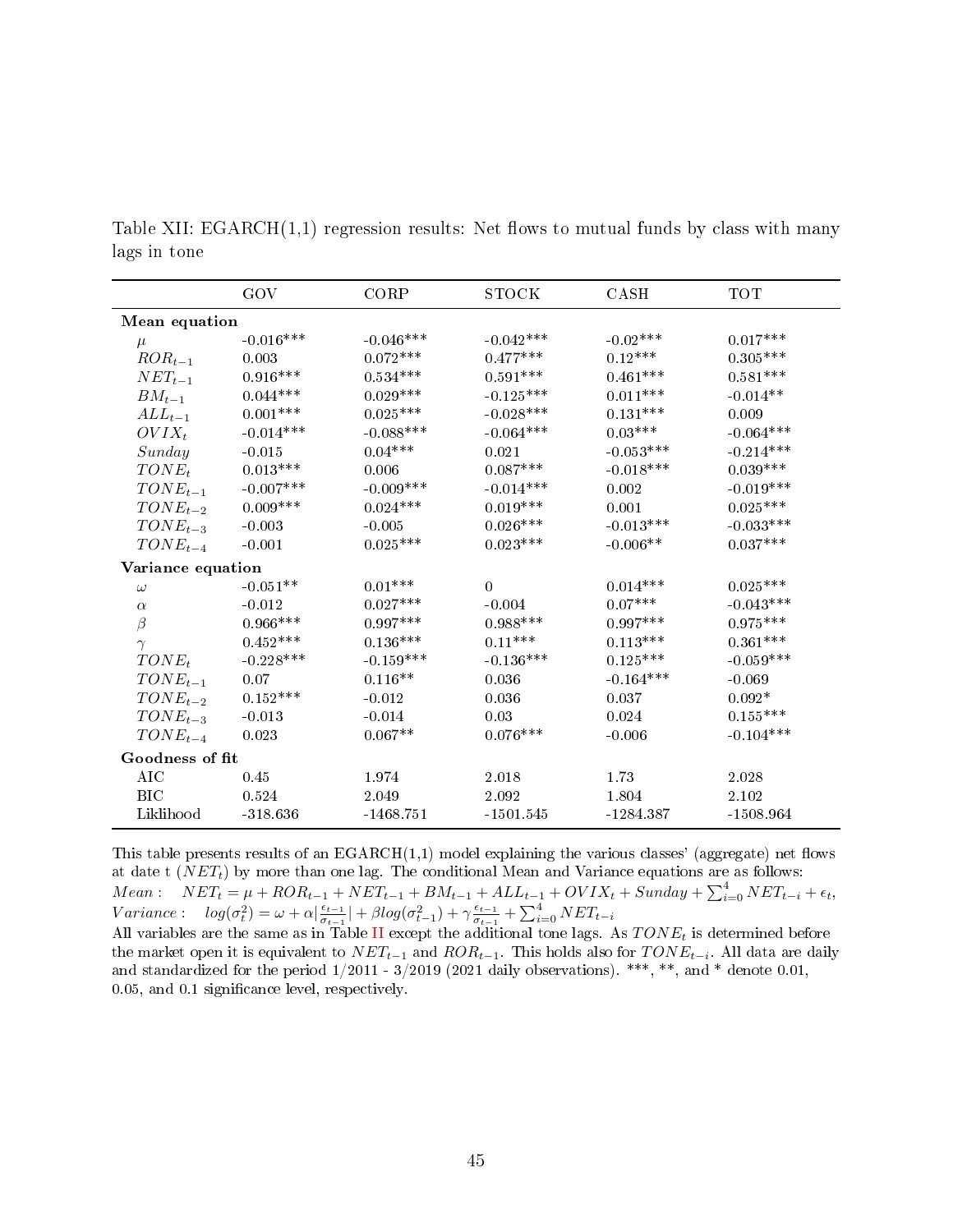Table XII: EGARCH(1,1) regression results: Net flows to mutual funds by class with many lags in tone

| | GOV | CORP | STOCK | CASH | TOT |
|---|---|---|---|---|---|
| **Mean equation** | | | | | |
| $\mu$ | -0.016*** | -0.046*** | -0.042*** | -0.02*** | 0.017*** |
| $ROR_{t-1}$ | 0.003 | 0.072*** | 0.477*** | 0.12*** | 0.305*** |
| $NET_{t-1}$ | 0.916*** | 0.534*** | 0.591*** | 0.461*** | 0.581*** |
| $BM_{t-1}$ | 0.044*** | 0.029*** | -0.125*** | 0.011*** | -0.014** |
| $ALL_{t-1}$ | 0.001*** | 0.025*** | -0.028*** | 0.131*** | 0.009 |
| $OVIX_t$ | -0.014*** | -0.088*** | -0.064*** | 0.03*** | -0.064*** |
| $Sunday$ | -0.015 | 0.04*** | 0.021 | -0.053*** | -0.214*** |
| $TONE_t$ | 0.013*** | 0.006 | 0.087*** | -0.018*** | 0.039*** |
| $TONE_{t-1}$ | -0.007*** | -0.009*** | -0.014*** | 0.002 | -0.019*** |
| $TONE_{t-2}$ | 0.009*** | 0.024*** | 0.019*** | 0.001 | 0.025*** |
| $TONE_{t-3}$ | -0.003 | -0.005 | 0.026*** | -0.013*** | -0.033*** |
| $TONE_{t-4}$ | -0.001 | 0.025*** | 0.023*** | -0.006** | 0.037*** |
| **Variance equation** | | | | | |
| $\omega$ | -0.051** | 0.01*** | 0 | 0.014*** | 0.025*** |
| $\alpha$ | -0.012 | 0.027*** | -0.004 | 0.07*** | -0.043*** |
| $\beta$ | 0.966*** | 0.997*** | 0.988*** | 0.997*** | 0.975*** |
| $\gamma$ | 0.452*** | 0.136*** | 0.11*** | 0.113*** | 0.361*** |
| $TONE_t$ | -0.228*** | -0.159*** | -0.136*** | 0.125*** | -0.059*** |
| $TONE_{t-1}$ | 0.07 | 0.116** | 0.036 | -0.164*** | -0.069 |
| $TONE_{t-2}$ | 0.152*** | -0.012 | 0.036 | 0.037 | 0.092* |
| $TONE_{t-3}$ | -0.013 | -0.014 | 0.03 | 0.024 | 0.155*** |
| $TONE_{t-4}$ | 0.023 | 0.067** | 0.076*** | -0.006 | -0.104*** |
| **Goodness of fit** | | | | | |
| AIC | 0.45 | 1.974 | 2.018 | 1.73 | 2.028 |
| BIC | 0.524 | 2.049 | 2.092 | 1.804 | 2.102 |
| Liklihood | -318.636 | -1468.751 | -1501.545 | -1284.387 | -1508.964 |

This table presents results of an EGARCH(1,1) model explaining the various classes' (aggregate) net flows at date t ($NET_t$) by more than one lag. The conditional Mean and Variance equations are as follows:
$Mean: \quad NET_t = \mu + ROR_{t-1} + NET_{t-1} + BM_{t-1} + ALL_{t-1} + OVIX_t + Sunday + \sum_{i=0}^{4} NET_{t-i} + \epsilon_t$,
$Variance: \quad log(\sigma_t^2) = \omega + \alpha|\frac{\epsilon_{t-1}}{\sigma_{t-1}}| + \beta log(\sigma_{t-1}^2) + \gamma\frac{\epsilon_{t-1}}{\sigma_{t-1}} + \sum_{i=0}^{4} NET_{t-i}$
All variables are the same as in Table II except the additional tone lags. As $TONE_t$ is determined before the market open it is equivalent to $NET_{t-1}$ and $ROR_{t-1}$. This holds also for $TONE_{t-i}$. All data are daily and standardized for the period 1/2011 - 3/2019 (2021 daily observations). ***, **, and * denote 0.01, 0.05, and 0.1 significance level, respectively.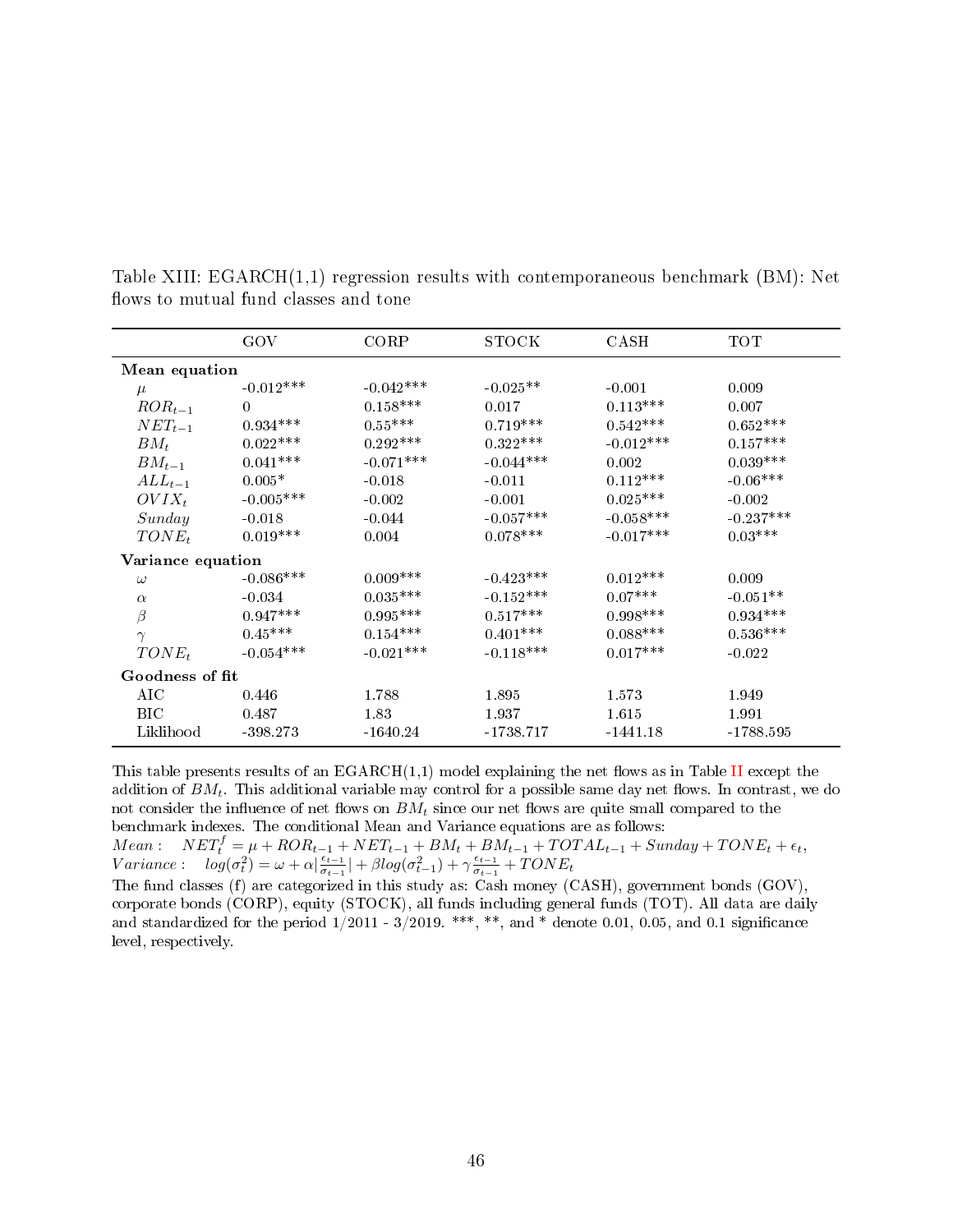Table XIII: EGARCH(1,1) regression results with contemporaneous benchmark (BM): Net flows to mutual fund classes and tone

| | GOV | CORP | STOCK | CASH | TOT |
|---|---|---|---|---|---|
| **Mean equation** | | | | | |
| $\mu$ | -0.012*** | -0.042*** | -0.025** | -0.001 | 0.009 |
| $ROR_{t-1}$ | 0 | 0.158*** | 0.017 | 0.113*** | 0.007 |
| $NET_{t-1}$ | 0.934*** | 0.55*** | 0.719*** | 0.542*** | 0.652*** |
| $BM_t$ | 0.022*** | 0.292*** | 0.322*** | -0.012*** | 0.157*** |
| $BM_{t-1}$ | 0.041*** | -0.071*** | -0.044*** | 0.002 | 0.039*** |
| $ALL_{t-1}$ | 0.005* | -0.018 | -0.011 | 0.112*** | -0.06*** |
| $OVIX_t$ | -0.005*** | -0.002 | -0.001 | 0.025*** | -0.002 |
| $Sunday$ | -0.018 | -0.044 | -0.057*** | -0.058*** | -0.237*** |
| $TONE_t$ | 0.019*** | 0.004 | 0.078*** | -0.017*** | 0.03*** |
| **Variance equation** | | | | | |
| $\omega$ | -0.086*** | 0.009*** | -0.423*** | 0.012*** | 0.009 |
| $\alpha$ | -0.034 | 0.035*** | -0.152*** | 0.07*** | -0.051** |
| $\beta$ | 0.947*** | 0.995*** | 0.517*** | 0.998*** | 0.934*** |
| $\gamma$ | 0.45*** | 0.154*** | 0.401*** | 0.088*** | 0.536*** |
| $TONE_t$ | -0.054*** | -0.021*** | -0.118*** | 0.017*** | -0.022 |
| **Goodness of fit** | | | | | |
| AIC | 0.446 | 1.788 | 1.895 | 1.573 | 1.949 |
| BIC | 0.487 | 1.83 | 1.937 | 1.615 | 1.991 |
| Liklihood | -398.273 | -1640.24 | -1738.717 | -1441.18 | -1788.595 |

This table presents results of an EGARCH(1,1) model explaining the net flows as in Table II except the addition of $BM_t$. This additional variable may control for a possible same day net flows. In contrast, we do not consider the influence of net flows on $BM_t$ since our net flows are quite small compared to the benchmark indexes. The conditional Mean and Variance equations are as follows:

$Mean: \quad NET_t^f = \mu + ROR_{t-1} + NET_{t-1} + BM_t + BM_{t-1} + TOTAL_{t-1} + Sunday + TONE_t + \epsilon_t,$

$Variance: \quad log(\sigma_t^2) = \omega + \alpha|\frac{\epsilon_{t-1}}{\sigma_{t-1}}| + \beta log(\sigma_{t-1}^2) + \gamma\frac{\epsilon_{t-1}}{\sigma_{t-1}} + TONE_t$

The fund classes (f) are categorized in this study as: Cash money (CASH), government bonds (GOV), corporate bonds (CORP), equity (STOCK), all funds including general funds (TOT). All data are daily and standardized for the period 1/2011 - 3/2019. ***, **, and * denote 0.01, 0.05, and 0.1 significance level, respectively.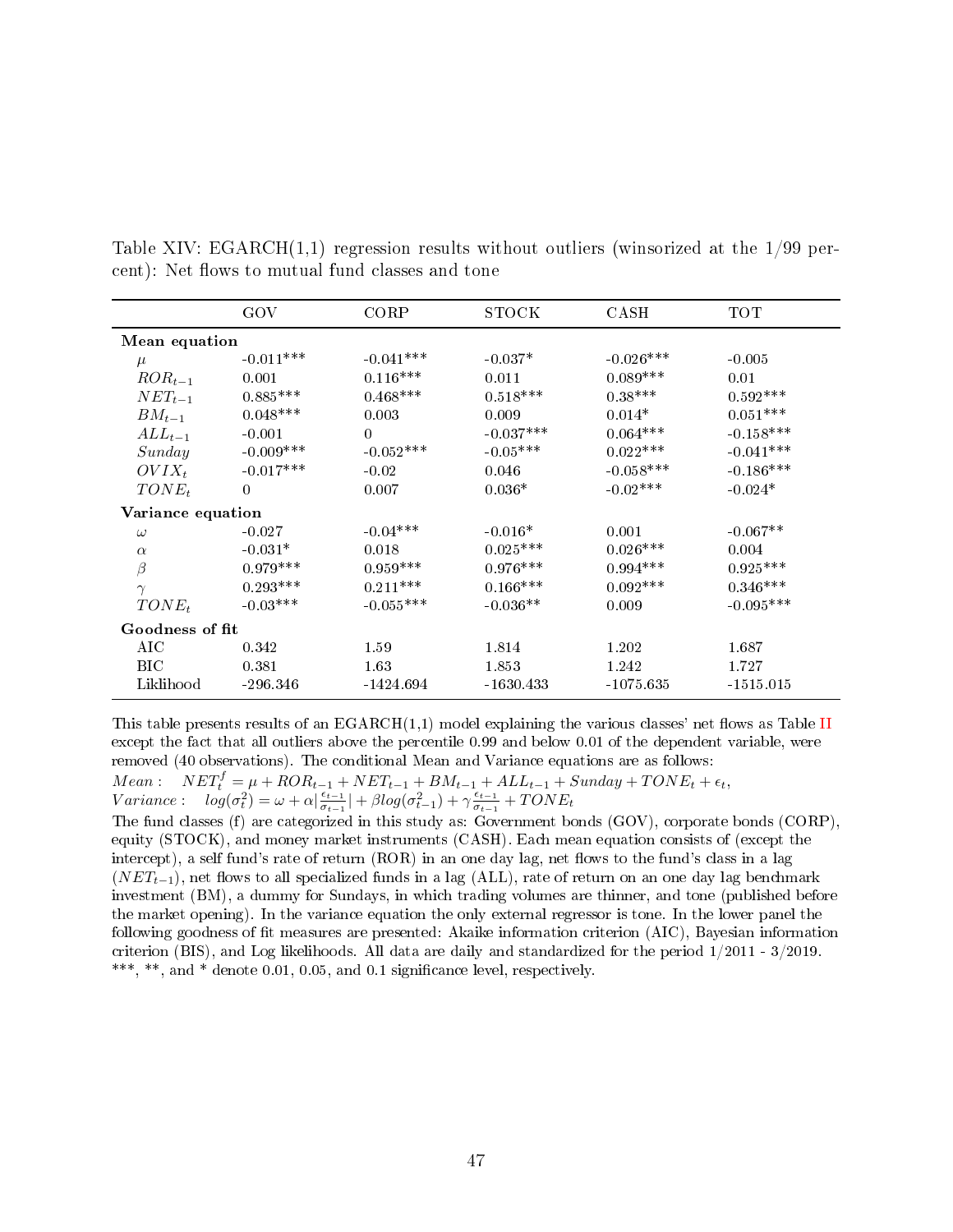Table XIV: EGARCH(1,1) regression results without outliers (winsorized at the 1/99 percent): Net flows to mutual fund classes and tone

| | GOV | CORP | STOCK | CASH | TOT |
|---|---|---|---|---|---|
| **Mean equation** | | | | | |
| $\mu$ | -0.011*** | -0.041*** | -0.037* | -0.026*** | -0.005 |
| $ROR_{t-1}$ | 0.001 | 0.116*** | 0.011 | 0.089*** | 0.01 |
| $NET_{t-1}$ | 0.885*** | 0.468*** | 0.518*** | 0.38*** | 0.592*** |
| $BM_{t-1}$ | 0.048*** | 0.003 | 0.009 | 0.014* | 0.051*** |
| $ALL_{t-1}$ | -0.001 | 0 | -0.037*** | 0.064*** | -0.158*** |
| $Sunday$ | -0.009*** | -0.052*** | -0.05*** | 0.022*** | -0.041*** |
| $OVIX_t$ | -0.017*** | -0.02 | 0.046 | -0.058*** | -0.186*** |
| $TONE_t$ | 0 | 0.007 | 0.036* | -0.02*** | -0.024* |
| **Variance equation** | | | | | |
| $\omega$ | -0.027 | -0.04*** | -0.016* | 0.001 | -0.067** |
| $\alpha$ | -0.031* | 0.018 | 0.025*** | 0.026*** | 0.004 |
| $\beta$ | 0.979*** | 0.959*** | 0.976*** | 0.994*** | 0.925*** |
| $\gamma$ | 0.293*** | 0.211*** | 0.166*** | 0.092*** | 0.346*** |
| $TONE_t$ | -0.03*** | -0.055*** | -0.036** | 0.009 | -0.095*** |
| **Goodness of fit** | | | | | |
| AIC | 0.342 | 1.59 | 1.814 | 1.202 | 1.687 |
| BIC | 0.381 | 1.63 | 1.853 | 1.242 | 1.727 |
| Liklihood | -296.346 | -1424.694 | -1630.433 | -1075.635 | -1515.015 |

This table presents results of an EGARCH(1,1) model explaining the various classes' net flows as Table II except the fact that all outliers above the percentile 0.99 and below 0.01 of the dependent variable, were removed (40 observations). The conditional Mean and Variance equations are as follows:

$Mean: \quad NET_t^f = \mu + ROR_{t-1} + NET_{t-1} + BM_{t-1} + ALL_{t-1} + Sunday + TONE_t + \epsilon_t,$

$Variance: \quad log(\sigma_t^2) = \omega + \alpha|\frac{\epsilon_{t-1}}{\sigma_{t-1}}| + \beta log(\sigma_{t-1}^2) + \gamma\frac{\epsilon_{t-1}}{\sigma_{t-1}} + TONE_t$

The fund classes (f) are categorized in this study as: Government bonds (GOV), corporate bonds (CORP), equity (STOCK), and money market instruments (CASH). Each mean equation consists of (except the intercept), a self fund's rate of return (ROR) in an one day lag, net flows to the fund's class in a lag ($NET_{t-1}$), net flows to all specialized funds in a lag (ALL), rate of return on an one day lag benchmark investment (BM), a dummy for Sundays, in which trading volumes are thinner, and tone (published before the market opening). In the variance equation the only external regressor is tone. In the lower panel the following goodness of fit measures are presented: Akaike information criterion (AIC), Bayesian information criterion (BIS), and Log likelihoods. All data are daily and standardized for the period 1/2011 - 3/2019.
***, **, and * denote 0.01, 0.05, and 0.1 significance level, respectively.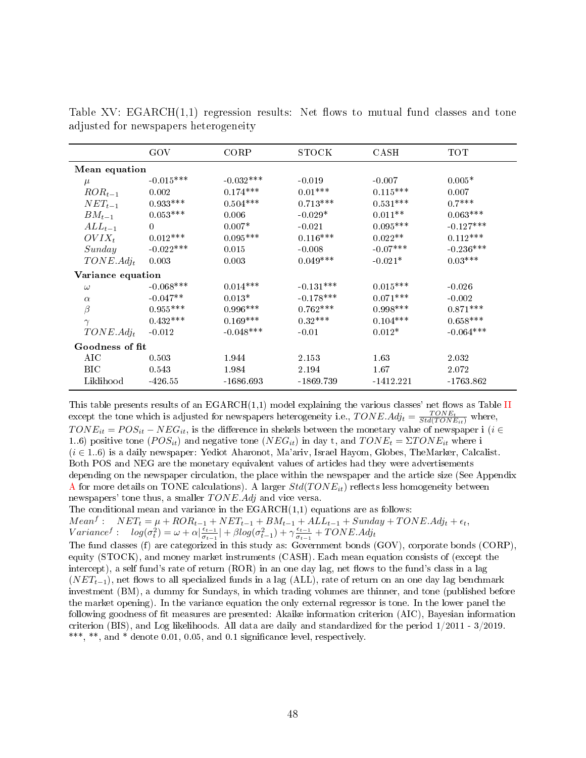Table XV: EGARCH(1,1) regression results: Net flows to mutual fund classes and tone adjusted for newspapers heterogeneity

| | GOV | CORP | STOCK | CASH | TOT |
|---|---|---|---|---|---|
| **Mean equation** | | | | | |
| $\mu$ | -0.015*** | -0.032*** | -0.019 | -0.007 | 0.005* |
| $ROR_{t-1}$ | 0.002 | 0.174*** | 0.01*** | 0.115*** | 0.007 |
| $NET_{t-1}$ | 0.933*** | 0.504*** | 0.713*** | 0.531*** | 0.7*** |
| $BM_{t-1}$ | 0.053*** | 0.006 | -0.029* | 0.011** | 0.063*** |
| $ALL_{t-1}$ | 0 | 0.007* | -0.021 | 0.095*** | -0.127*** |
| $OVIX_t$ | 0.012*** | 0.095*** | 0.116*** | 0.022** | 0.112*** |
| $Sunday$ | -0.022*** | 0.015 | -0.008 | -0.07*** | -0.236*** |
| $TONE.Adj_t$ | 0.003 | 0.003 | 0.049*** | -0.021* | 0.03*** |
| **Variance equation** | | | | | |
| $\omega$ | -0.068*** | 0.014*** | -0.131*** | 0.015*** | -0.026 |
| $\alpha$ | -0.047** | 0.013* | -0.178*** | 0.071*** | -0.002 |
| $\beta$ | 0.955*** | 0.996*** | 0.762*** | 0.998*** | 0.871*** |
| $\gamma$ | 0.432*** | 0.169*** | 0.32*** | 0.104*** | 0.658*** |
| $TONE.Adj_t$ | -0.012 | -0.048*** | -0.01 | 0.012* | -0.064*** |
| **Goodness of fit** | | | | | |
| AIC | 0.503 | 1.944 | 2.153 | 1.63 | 2.032 |
| BIC | 0.543 | 1.984 | 2.194 | 1.67 | 2.072 |
| Liklihood | -426.55 | -1686.693 | -1869.739 | -1412.221 | -1763.862 |

This table presents results of an EGARCH(1,1) model explaining the various classes' net flows as Table II except the tone which is adjusted for newspapers heterogeneity i.e., $TONE.Adj_t = \frac{TONE_t}{Std(TONE_{it})}$ where, $TONE_{it} = POS_{it} - NEG_{it}$, is the difference in shekels between the monetary value of newspaper i ($i \in 1..6$) positive tone ($POS_{it}$) and negative tone ($NEG_{it}$) in day t, and $TONE_t = \Sigma TONE_{it}$ where i ($i \in 1..6$) is a daily newspaper: Yediot Aharonot, Ma'ariv, Israel Hayom, Globes, TheMarker, Calcalist. Both POS and NEG are the monetary equivalent values of articles had they were advertisements depending on the newspaper circulation, the place within the newspaper and the article size (See Appendix A for more details on TONE calculations). A larger $Std(TONE_{it})$ reflects less homogeneity between newspapers' tone thus, a smaller $TONE.Adj$ and vice versa.

The conditional mean and variance in the EGARCH(1,1) equations are as follows:

$Mean^f: \quad NET_t = \mu + ROR_{t-1} + NET_{t-1} + BM_{t-1} + ALL_{t-1} + Sunday + TONE.Adj_t + \epsilon_t,$

$Variance^f: \quad log(\sigma_t^2) = \omega + \alpha|\frac{\epsilon_{t-1}}{\sigma_{t-1}}| + \beta log(\sigma_{t-1}^2) + \gamma\frac{\epsilon_{t-1}}{\sigma_{t-1}} + TONE.Adj_t$

The fund classes (f) are categorized in this study as: Government bonds (GOV), corporate bonds (CORP), equity (STOCK), and money market instruments (CASH). Each mean equation consists of (except the intercept), a self fund's rate of return (ROR) in an one day lag, net flows to the fund's class in a lag ($NET_{t-1}$), net flows to all specialized funds in a lag (ALL), rate of return on an one day lag benchmark investment (BM), a dummy for Sundays, in which trading volumes are thinner, and tone (published before the market opening). In the variance equation the only external regressor is tone. In the lower panel the following goodness of fit measures are presented: Akaike information criterion (AIC), Bayesian information criterion (BIS), and Log likelihoods. All data are daily and standardized for the period 1/2011 - 3/2019. ***, **, and * denote 0.01, 0.05, and 0.1 significance level, respectively.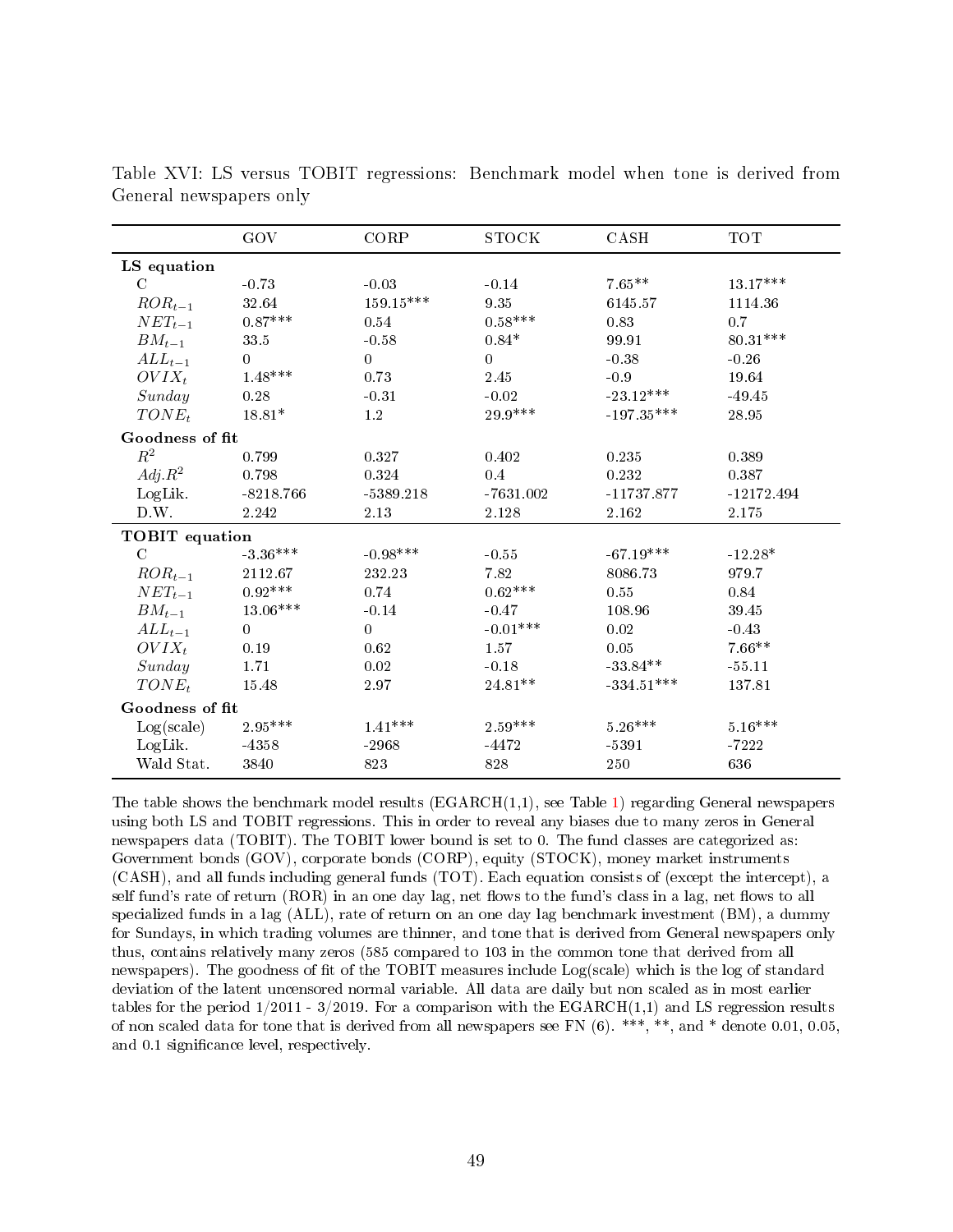Table XVI: LS versus TOBIT regressions: Benchmark model when tone is derived from General newspapers only

| | GOV | CORP | STOCK | CASH | TOT |
|---|---|---|---|---|---|
| **LS equation** | | | | | |
| C | -0.73 | -0.03 | -0.14 | 7.65** | 13.17*** |
| $ROR_{t-1}$ | 32.64 | 159.15*** | 9.35 | 6145.57 | 1114.36 |
| $NET_{t-1}$ | 0.87*** | 0.54 | 0.58*** | 0.83 | 0.7 |
| $BM_{t-1}$ | 33.5 | -0.58 | 0.84* | 99.91 | 80.31*** |
| $ALL_{t-1}$ | 0 | 0 | 0 | -0.38 | -0.26 |
| $OVIX_t$ | 1.48*** | 0.73 | 2.45 | -0.9 | 19.64 |
| $Sunday$ | 0.28 | -0.31 | -0.02 | -23.12*** | -49.45 |
| $TONE_t$ | 18.81* | 1.2 | 29.9*** | -197.35*** | 28.95 |
| **Goodness of fit** | | | | | |
| $R^2$ | 0.799 | 0.327 | 0.402 | 0.235 | 0.389 |
| $Adj.R^2$ | 0.798 | 0.324 | 0.4 | 0.232 | 0.387 |
| LogLik. | -8218.766 | -5389.218 | -7631.002 | -11737.877 | -12172.494 |
| D.W. | 2.242 | 2.13 | 2.128 | 2.162 | 2.175 |
| **TOBIT equation** | | | | | |
| C | -3.36*** | -0.98*** | -0.55 | -67.19*** | -12.28* |
| $ROR_{t-1}$ | 2112.67 | 232.23 | 7.82 | 8086.73 | 979.7 |
| $NET_{t-1}$ | 0.92*** | 0.74 | 0.62*** | 0.55 | 0.84 |
| $BM_{t-1}$ | 13.06*** | -0.14 | -0.47 | 108.96 | 39.45 |
| $ALL_{t-1}$ | 0 | 0 | -0.01*** | 0.02 | -0.43 |
| $OVIX_t$ | 0.19 | 0.62 | 1.57 | 0.05 | 7.66** |
| $Sunday$ | 1.71 | 0.02 | -0.18 | -33.84** | -55.11 |
| $TONE_t$ | 15.48 | 2.97 | 24.81** | -334.51*** | 137.81 |
| **Goodness of fit** | | | | | |
| Log(scale) | 2.95*** | 1.41*** | 2.59*** | 5.26*** | 5.16*** |
| LogLik. | -4358 | -2968 | -4472 | -5391 | -7222 |
| Wald Stat. | 3840 | 823 | 828 | 250 | 636 |

The table shows the benchmark model results (EGARCH(1,1), see Table 1) regarding General newspapers using both LS and TOBIT regressions. This in order to reveal any biases due to many zeros in General newspapers data (TOBIT). The TOBIT lower bound is set to 0. The fund classes are categorized as: Government bonds (GOV), corporate bonds (CORP), equity (STOCK), money market instruments (CASH), and all funds including general funds (TOT). Each equation consists of (except the intercept), a self fund's rate of return (ROR) in an one day lag, net flows to the fund's class in a lag, net flows to all specialized funds in a lag (ALL), rate of return on an one day lag benchmark investment (BM), a dummy for Sundays, in which trading volumes are thinner, and tone that is derived from General newspapers only thus, contains relatively many zeros (585 compared to 103 in the common tone that derived from all newspapers). The goodness of fit of the TOBIT measures include Log(scale) which is the log of standard deviation of the latent uncensored normal variable. All data are daily but non scaled as in most earlier tables for the period 1/2011 - 3/2019. For a comparison with the EGARCH(1,1) and LS regression results of non scaled data for tone that is derived from all newspapers see FN (6). ***, **, and * denote 0.01, 0.05, and 0.1 significance level, respectively.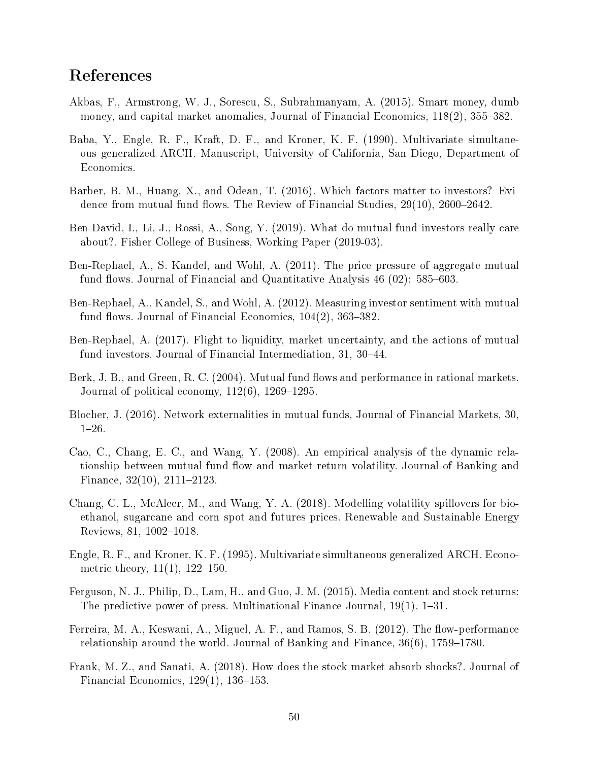# References

Akbas, F., Armstrong, W. J., Sorescu, S., Subrahmanyam, A. (2015). Smart money, dumb money, and capital market anomalies, Journal of Financial Economics, 118(2), 355–382.

Baba, Y., Engle, R. F., Kraft, D. F., and Kroner, K. F. (1990). Multivariate simultaneous generalized ARCH. Manuscript, University of California, San Diego, Department of Economics.

Barber, B. M., Huang, X., and Odean, T. (2016). Which factors matter to investors? Evidence from mutual fund flows. The Review of Financial Studies, 29(10), 2600–2642.

Ben-David, I., Li, J., Rossi, A., Song, Y. (2019). What do mutual fund investors really care about?. Fisher College of Business, Working Paper (2019-03).

Ben-Rephael, A., S. Kandel, and Wohl, A. (2011). The price pressure of aggregate mutual fund flows. Journal of Financial and Quantitative Analysis 46 (02): 585–603.

Ben-Rephael, A., Kandel, S., and Wohl, A. (2012). Measuring investor sentiment with mutual fund flows. Journal of Financial Economics, 104(2), 363–382.

Ben-Rephael, A. (2017). Flight to liquidity, market uncertainty, and the actions of mutual fund investors. Journal of Financial Intermediation, 31, 30–44.

Berk, J. B., and Green, R. C. (2004). Mutual fund flows and performance in rational markets. Journal of political economy, 112(6), 1269–1295.

Blocher, J. (2016). Network externalities in mutual funds, Journal of Financial Markets, 30, 1–26.

Cao, C., Chang, E. C., and Wang, Y. (2008). An empirical analysis of the dynamic relationship between mutual fund flow and market return volatility. Journal of Banking and Finance, 32(10), 2111–2123.

Chang, C. L., McAleer, M., and Wang, Y. A. (2018). Modelling volatility spillovers for bio-ethanol, sugarcane and corn spot and futures prices. Renewable and Sustainable Energy Reviews, 81, 1002–1018.

Engle, R. F., and Kroner, K. F. (1995). Multivariate simultaneous generalized ARCH. Econometric theory, 11(1), 122–150.

Ferguson, N. J., Philip, D., Lam, H., and Guo, J. M. (2015). Media content and stock returns: The predictive power of press. Multinational Finance Journal, 19(1), 1–31.

Ferreira, M. A., Keswani, A., Miguel, A. F., and Ramos, S. B. (2012). The flow-performance relationship around the world. Journal of Banking and Finance, 36(6), 1759–1780.

Frank, M. Z., and Sanati, A. (2018). How does the stock market absorb shocks?. Journal of Financial Economics, 129(1), 136–153.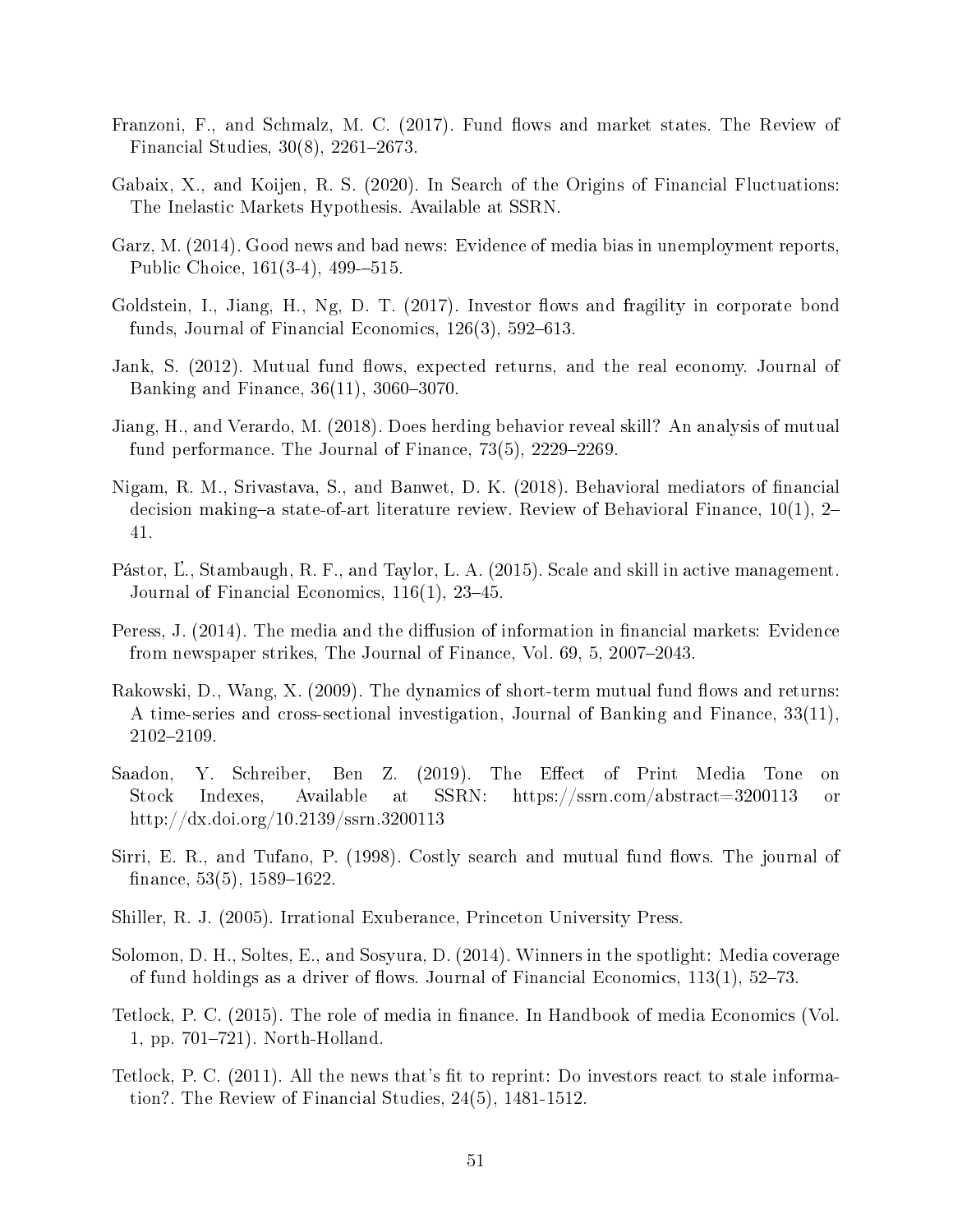Franzoni, F., and Schmalz, M. C. (2017). Fund flows and market states. The Review of Financial Studies, 30(8), 2261–2673.

Gabaix, X., and Koijen, R. S. (2020). In Search of the Origins of Financial Fluctuations: The Inelastic Markets Hypothesis. Available at SSRN.

Garz, M. (2014). Good news and bad news: Evidence of media bias in unemployment reports, Public Choice, 161(3-4), 499-–515.

Goldstein, I., Jiang, H., Ng, D. T. (2017). Investor flows and fragility in corporate bond funds, Journal of Financial Economics, 126(3), 592–613.

Jank, S. (2012). Mutual fund flows, expected returns, and the real economy. Journal of Banking and Finance, 36(11), 3060–3070.

Jiang, H., and Verardo, M. (2018). Does herding behavior reveal skill? An analysis of mutual fund performance. The Journal of Finance, 73(5), 2229–2269.

Nigam, R. M., Srivastava, S., and Banwet, D. K. (2018). Behavioral mediators of financial decision making–a state-of-art literature review. Review of Behavioral Finance, 10(1), 2–41.

Pástor, Ľ., Stambaugh, R. F., and Taylor, L. A. (2015). Scale and skill in active management. Journal of Financial Economics, 116(1), 23–45.

Peress, J. (2014). The media and the diffusion of information in financial markets: Evidence from newspaper strikes, The Journal of Finance, Vol. 69, 5, 2007–2043.

Rakowski, D., Wang, X. (2009). The dynamics of short-term mutual fund flows and returns: A time-series and cross-sectional investigation, Journal of Banking and Finance, 33(11), 2102–2109.

Saadon, Y. Schreiber, Ben Z. (2019). The Effect of Print Media Tone on Stock Indexes, Available at SSRN: https://ssrn.com/abstract=3200113 or http://dx.doi.org/10.2139/ssrn.3200113

Sirri, E. R., and Tufano, P. (1998). Costly search and mutual fund flows. The journal of finance, 53(5), 1589–1622.

Shiller, R. J. (2005). Irrational Exuberance, Princeton University Press.

Solomon, D. H., Soltes, E., and Sosyura, D. (2014). Winners in the spotlight: Media coverage of fund holdings as a driver of flows. Journal of Financial Economics, 113(1), 52–73.

Tetlock, P. C. (2015). The role of media in finance. In Handbook of media Economics (Vol. 1, pp. 701–721). North-Holland.

Tetlock, P. C. (2011). All the news that's fit to reprint: Do investors react to stale information?. The Review of Financial Studies, 24(5), 1481-1512.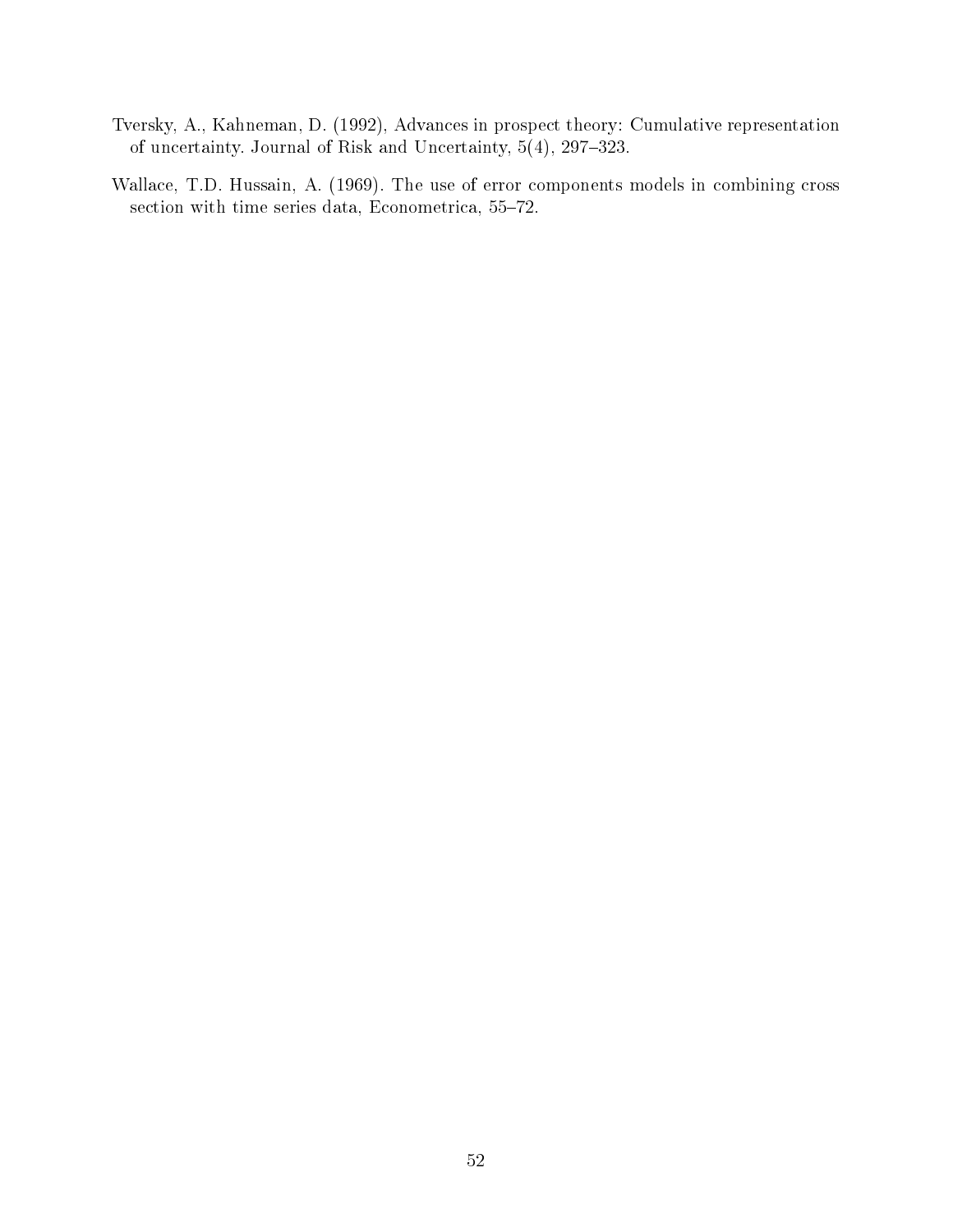Tversky, A., Kahneman, D. (1992), Advances in prospect theory: Cumulative representation of uncertainty. Journal of Risk and Uncertainty, 5(4), 297–323.

Wallace, T.D. Hussain, A. (1969). The use of error components models in combining cross section with time series data, Econometrica, 55–72.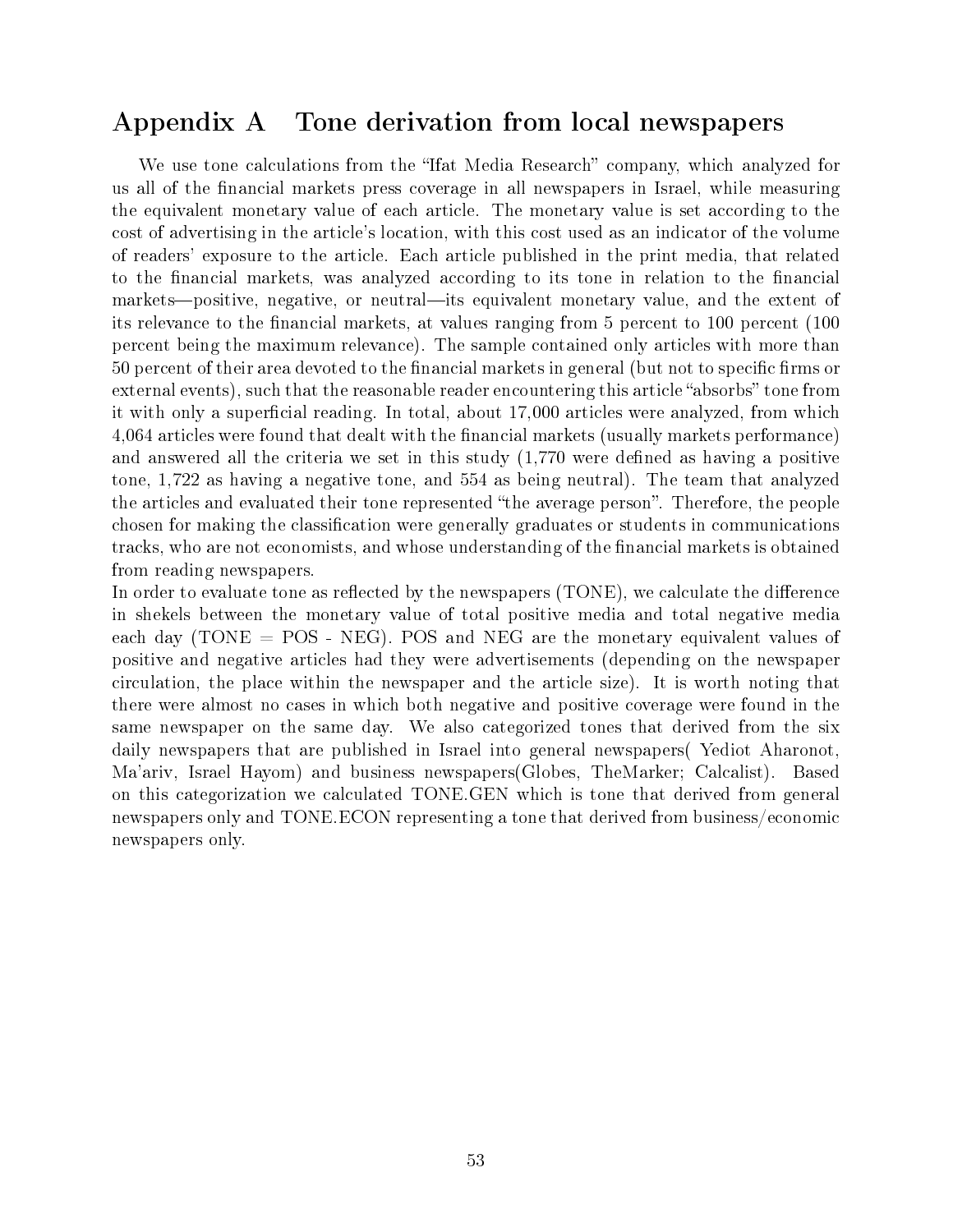# Appendix A Tone derivation from local newspapers

We use tone calculations from the "Ifat Media Research" company, which analyzed for us all of the financial markets press coverage in all newspapers in Israel, while measuring the equivalent monetary value of each article. The monetary value is set according to the cost of advertising in the article's location, with this cost used as an indicator of the volume of readers' exposure to the article. Each article published in the print media, that related to the financial markets, was analyzed according to its tone in relation to the financial markets—positive, negative, or neutral—its equivalent monetary value, and the extent of its relevance to the financial markets, at values ranging from 5 percent to 100 percent (100 percent being the maximum relevance). The sample contained only articles with more than 50 percent of their area devoted to the financial markets in general (but not to specific firms or external events), such that the reasonable reader encountering this article "absorbs" tone from it with only a superficial reading. In total, about 17,000 articles were analyzed, from which 4,064 articles were found that dealt with the financial markets (usually markets performance) and answered all the criteria we set in this study (1,770 were defined as having a positive tone, 1,722 as having a negative tone, and 554 as being neutral). The team that analyzed the articles and evaluated their tone represented "the average person". Therefore, the people chosen for making the classification were generally graduates or students in communications tracks, who are not economists, and whose understanding of the financial markets is obtained from reading newspapers.

In order to evaluate tone as reflected by the newspapers (TONE), we calculate the difference in shekels between the monetary value of total positive media and total negative media each day (TONE = POS - NEG). POS and NEG are the monetary equivalent values of positive and negative articles had they were advertisements (depending on the newspaper circulation, the place within the newspaper and the article size). It is worth noting that there were almost no cases in which both negative and positive coverage were found in the same newspaper on the same day. We also categorized tones that derived from the six daily newspapers that are published in Israel into general newspapers( Yediot Aharonot, Ma'ariv, Israel Hayom) and business newspapers(Globes, TheMarker; Calcalist). Based on this categorization we calculated TONE.GEN which is tone that derived from general newspapers only and TONE.ECON representing a tone that derived from business/economic newspapers only.